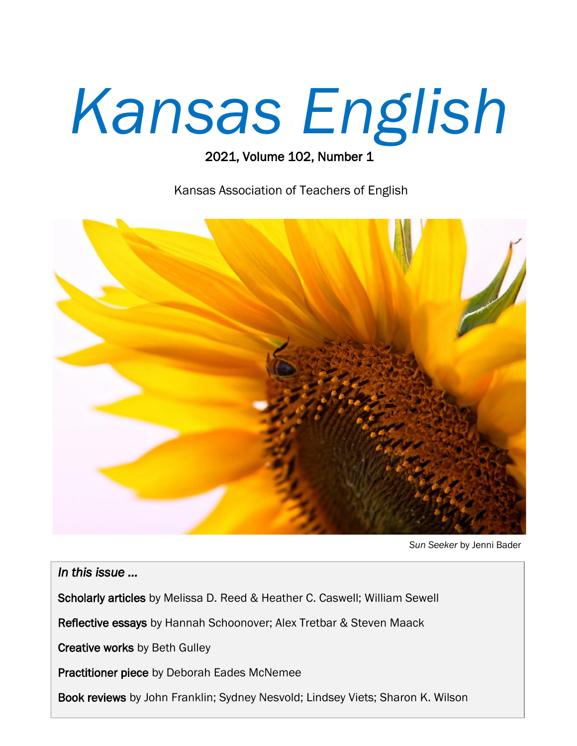# *Kansas English*

2021, Volume 102, Number 1

Kansas Association of Teachers of English

*Sun Seeker* by Jenni Bader

*In this issue …*

**Scholarly articles** by Melissa D. Reed & Heather C. Caswell; William Sewell

**Reflective essays** by Hannah Schoonover; Alex Tretbar & Steven Maack

**Creative works** by Beth Gulley

**Practitioner piece** by Deborah Eades McNemee

**Book reviews** by John Franklin; Sydney Nesvold; Lindsey Viets; Sharon K. Wilson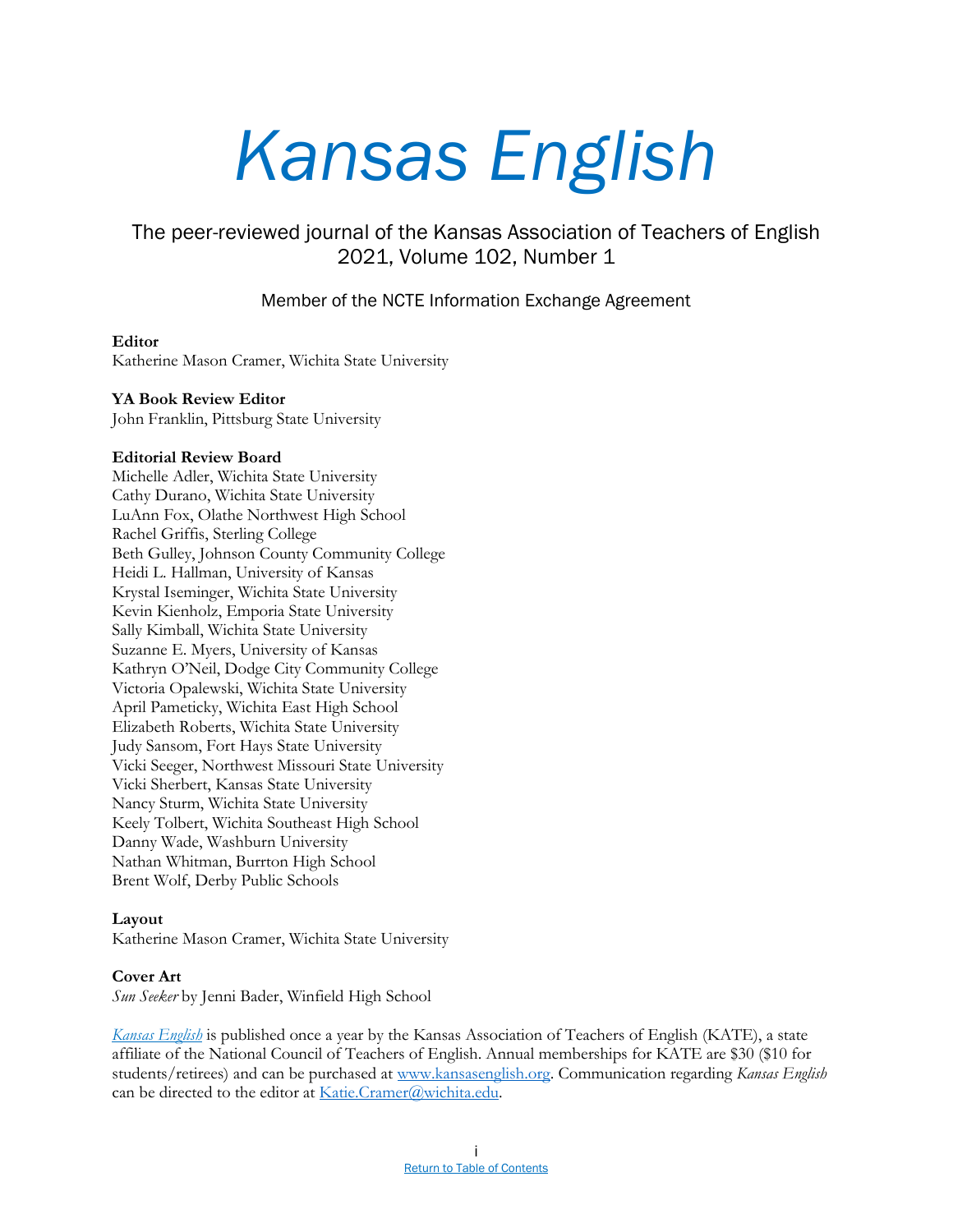# *Kansas English*

The peer-reviewed journal of the Kansas Association of Teachers of English
2021, Volume 102, Number 1

Member of the NCTE Information Exchange Agreement

**Editor**
Katherine Mason Cramer, Wichita State University

**YA Book Review Editor**
John Franklin, Pittsburg State University

**Editorial Review Board**
Michelle Adler, Wichita State University
Cathy Durano, Wichita State University
LuAnn Fox, Olathe Northwest High School
Rachel Griffis, Sterling College
Beth Gulley, Johnson County Community College
Heidi L. Hallman, University of Kansas
Krystal Iseminger, Wichita State University
Kevin Kienholz, Emporia State University
Sally Kimball, Wichita State University
Suzanne E. Myers, University of Kansas
Kathryn O'Neil, Dodge City Community College
Victoria Opalewski, Wichita State University
April Pameticky, Wichita East High School
Elizabeth Roberts, Wichita State University
Judy Sansom, Fort Hays State University
Vicki Seeger, Northwest Missouri State University
Vicki Sherbert, Kansas State University
Nancy Sturm, Wichita State University
Keely Tolbert, Wichita Southeast High School
Danny Wade, Washburn University
Nathan Whitman, Burrton High School
Brent Wolf, Derby Public Schools

**Layout**
Katherine Mason Cramer, Wichita State University

**Cover Art**
*Sun Seeker* by Jenni Bader, Winfield High School

*Kansas English* is published once a year by the Kansas Association of Teachers of English (KATE), a state affiliate of the National Council of Teachers of English. Annual memberships for KATE are $30 ($10 for students/retirees) and can be purchased at www.kansasenglish.org. Communication regarding *Kansas English* can be directed to the editor at Katie.Cramer@wichita.edu.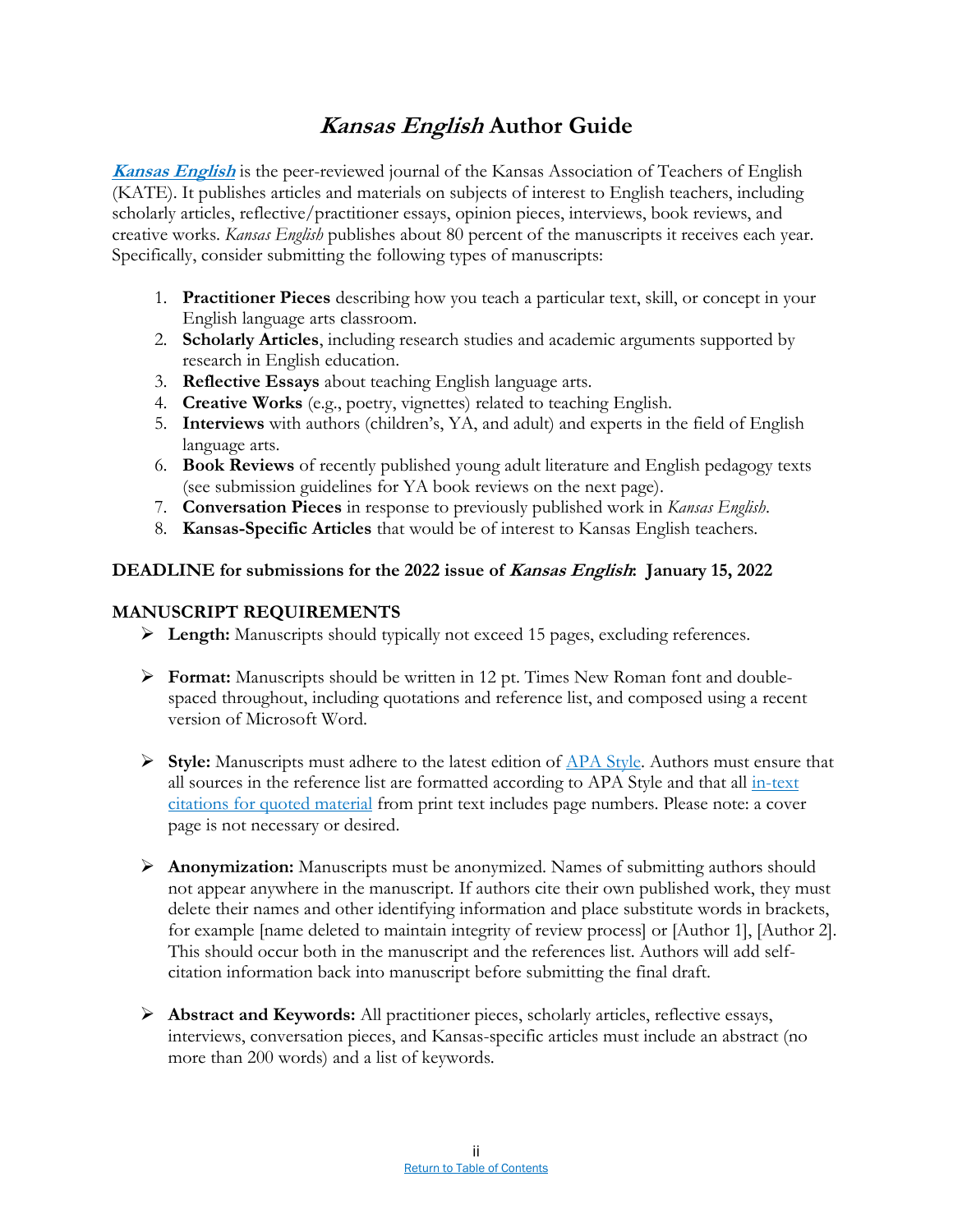# *Kansas English* Author Guide

***Kansas English*** is the peer-reviewed journal of the Kansas Association of Teachers of English (KATE). It publishes articles and materials on subjects of interest to English teachers, including scholarly articles, reflective/practitioner essays, opinion pieces, interviews, book reviews, and creative works. *Kansas English* publishes about 80 percent of the manuscripts it receives each year. Specifically, consider submitting the following types of manuscripts:

1. **Practitioner Pieces** describing how you teach a particular text, skill, or concept in your English language arts classroom.
2. **Scholarly Articles**, including research studies and academic arguments supported by research in English education.
3. **Reflective Essays** about teaching English language arts.
4. **Creative Works** (e.g., poetry, vignettes) related to teaching English.
5. **Interviews** with authors (children's, YA, and adult) and experts in the field of English language arts.
6. **Book Reviews** of recently published young adult literature and English pedagogy texts (see submission guidelines for YA book reviews on the next page).
7. **Conversation Pieces** in response to previously published work in *Kansas English*.
8. **Kansas-Specific Articles** that would be of interest to Kansas English teachers.

**DEADLINE for submissions for the 2022 issue of *Kansas English*: January 15, 2022**

**MANUSCRIPT REQUIREMENTS**

- **Length:** Manuscripts should typically not exceed 15 pages, excluding references.
- **Format:** Manuscripts should be written in 12 pt. Times New Roman font and double-spaced throughout, including quotations and reference list, and composed using a recent version of Microsoft Word.
- **Style:** Manuscripts must adhere to the latest edition of APA Style. Authors must ensure that all sources in the reference list are formatted according to APA Style and that all in-text citations for quoted material from print text includes page numbers. Please note: a cover page is not necessary or desired.
- **Anonymization:** Manuscripts must be anonymized. Names of submitting authors should not appear anywhere in the manuscript. If authors cite their own published work, they must delete their names and other identifying information and place substitute words in brackets, for example [name deleted to maintain integrity of review process] or [Author 1], [Author 2]. This should occur both in the manuscript and the references list. Authors will add self-citation information back into manuscript before submitting the final draft.
- **Abstract and Keywords:** All practitioner pieces, scholarly articles, reflective essays, interviews, conversation pieces, and Kansas-specific articles must include an abstract (no more than 200 words) and a list of keywords.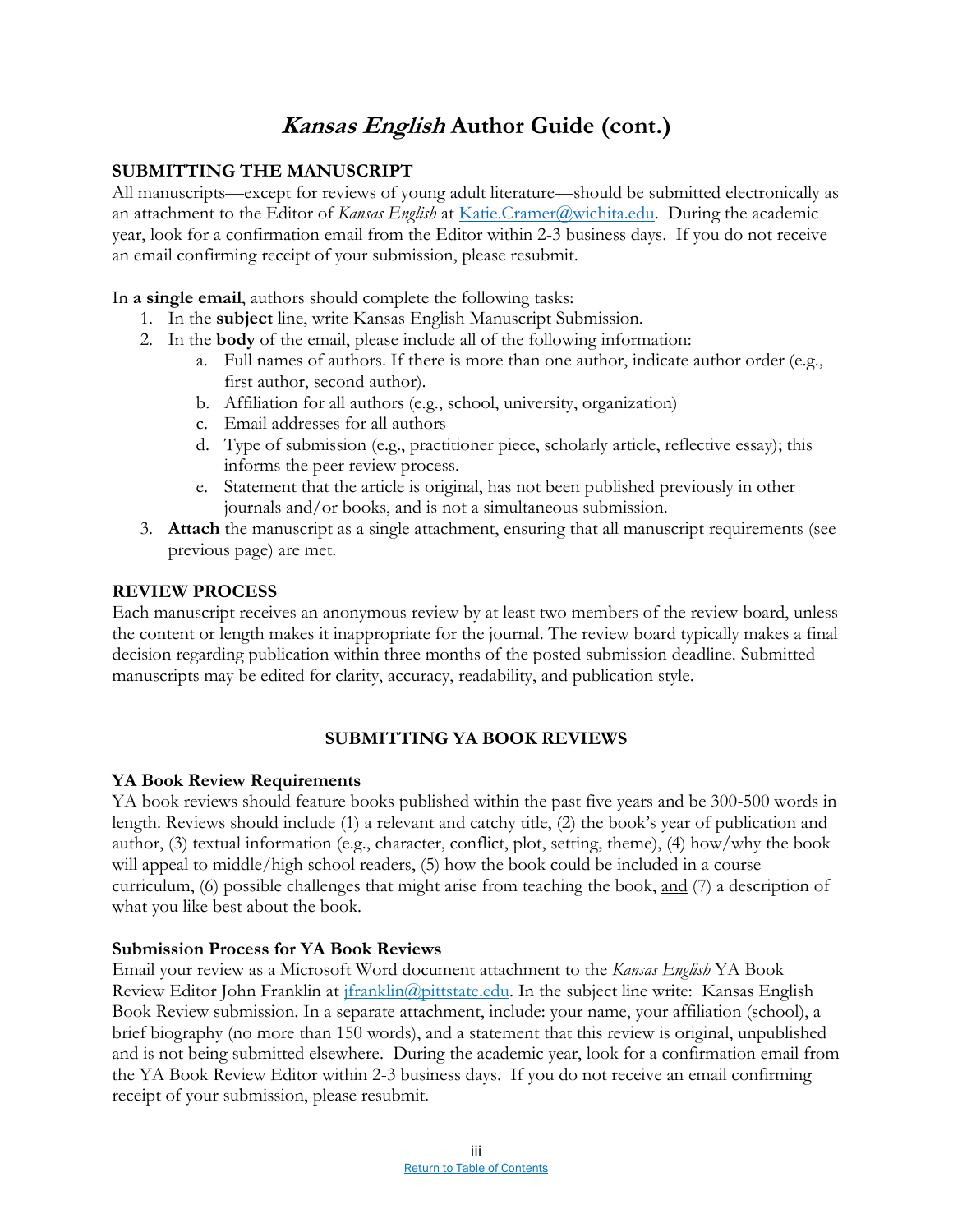# *Kansas English* Author Guide (cont.)

## SUBMITTING THE MANUSCRIPT

All manuscripts—except for reviews of young adult literature—should be submitted electronically as an attachment to the Editor of *Kansas English* at Katie.Cramer@wichita.edu. During the academic year, look for a confirmation email from the Editor within 2-3 business days. If you do not receive an email confirming receipt of your submission, please resubmit.

In **a single email**, authors should complete the following tasks:

1. In the **subject** line, write Kansas English Manuscript Submission.
2. In the **body** of the email, please include all of the following information:
   a. Full names of authors. If there is more than one author, indicate author order (e.g., first author, second author).
   b. Affiliation for all authors (e.g., school, university, organization)
   c. Email addresses for all authors
   d. Type of submission (e.g., practitioner piece, scholarly article, reflective essay); this informs the peer review process.
   e. Statement that the article is original, has not been published previously in other journals and/or books, and is not a simultaneous submission.
3. **Attach** the manuscript as a single attachment, ensuring that all manuscript requirements (see previous page) are met.

## REVIEW PROCESS

Each manuscript receives an anonymous review by at least two members of the review board, unless the content or length makes it inappropriate for the journal. The review board typically makes a final decision regarding publication within three months of the posted submission deadline. Submitted manuscripts may be edited for clarity, accuracy, readability, and publication style.

## SUBMITTING YA BOOK REVIEWS

### YA Book Review Requirements

YA book reviews should feature books published within the past five years and be 300-500 words in length. Reviews should include (1) a relevant and catchy title, (2) the book's year of publication and author, (3) textual information (e.g., character, conflict, plot, setting, theme), (4) how/why the book will appeal to middle/high school readers, (5) how the book could be included in a course curriculum, (6) possible challenges that might arise from teaching the book, <u>and</u> (7) a description of what you like best about the book.

### Submission Process for YA Book Reviews

Email your review as a Microsoft Word document attachment to the *Kansas English* YA Book Review Editor John Franklin at jfranklin@pittstate.edu. In the subject line write: Kansas English Book Review submission. In a separate attachment, include: your name, your affiliation (school), a brief biography (no more than 150 words), and a statement that this review is original, unpublished and is not being submitted elsewhere. During the academic year, look for a confirmation email from the YA Book Review Editor within 2-3 business days. If you do not receive an email confirming receipt of your submission, please resubmit.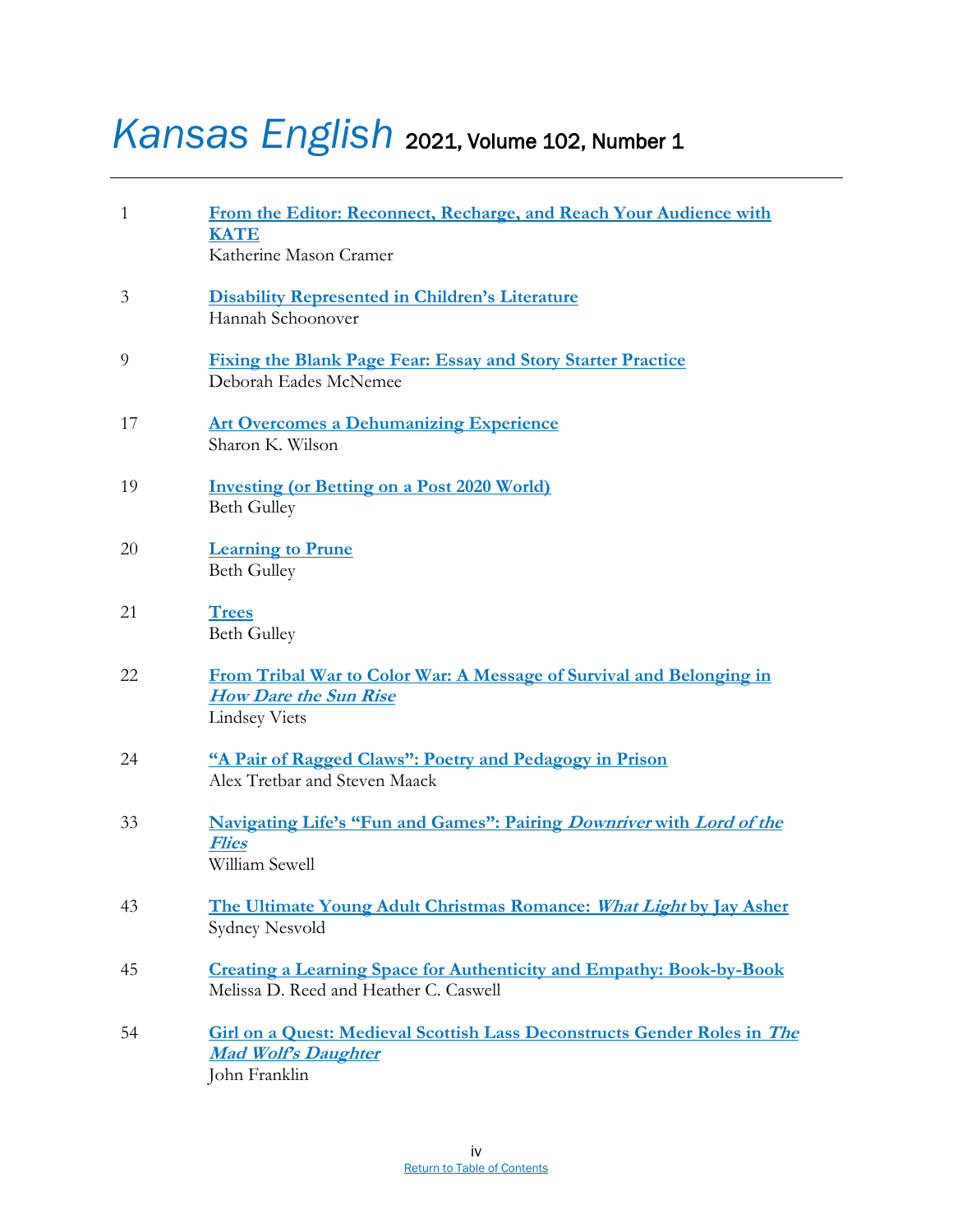# *Kansas English* 2021, Volume 102, Number 1

| | |
|---|---|
| 1 | **From the Editor: Reconnect, Recharge, and Reach Your Audience with KATE**<br>Katherine Mason Cramer |
| 3 | **Disability Represented in Children's Literature**<br>Hannah Schoonover |
| 9 | **Fixing the Blank Page Fear: Essay and Story Starter Practice**<br>Deborah Eades McNemee |
| 17 | **Art Overcomes a Dehumanizing Experience**<br>Sharon K. Wilson |
| 19 | **Investing (or Betting on a Post 2020 World)**<br>Beth Gulley |
| 20 | **Learning to Prune**<br>Beth Gulley |
| 21 | **Trees**<br>Beth Gulley |
| 22 | **From Tribal War to Color War: A Message of Survival and Belonging in *How Dare the Sun Rise***<br>Lindsey Viets |
| 24 | **"A Pair of Ragged Claws": Poetry and Pedagogy in Prison**<br>Alex Tretbar and Steven Maack |
| 33 | **Navigating Life's "Fun and Games": Pairing *Downriver* with *Lord of the Flies***<br>William Sewell |
| 43 | **The Ultimate Young Adult Christmas Romance: *What Light* by Jay Asher**<br>Sydney Nesvold |
| 45 | **Creating a Learning Space for Authenticity and Empathy: Book-by-Book**<br>Melissa D. Reed and Heather C. Caswell |
| 54 | **Girl on a Quest: Medieval Scottish Lass Deconstructs Gender Roles in *The Mad Wolf's Daughter***<br>John Franklin |

Return to Table of Contents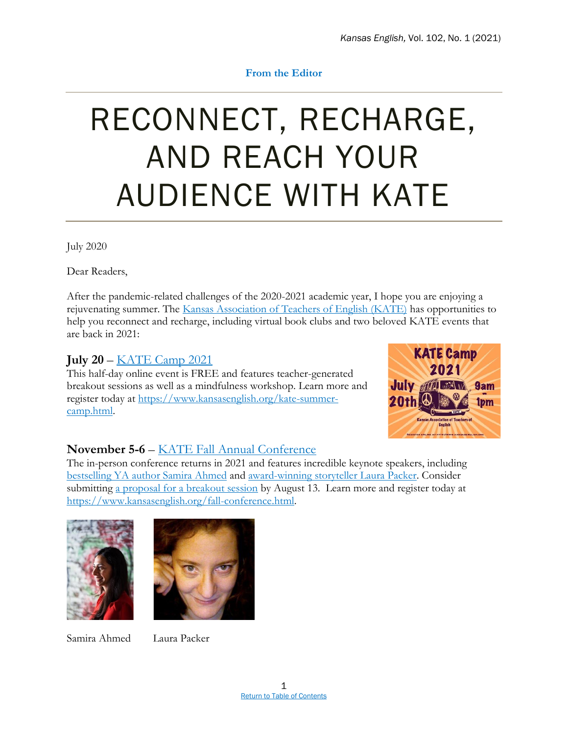From the Editor

# RECONNECT, RECHARGE, AND REACH YOUR AUDIENCE WITH KATE

July 2020

Dear Readers,

After the pandemic-related challenges of the 2020-2021 academic year, I hope you are enjoying a rejuvenating summer. The [Kansas Association of Teachers of English (KATE)](https://www.kansasenglish.org) has opportunities to help you reconnect and recharge, including virtual book clubs and two beloved KATE events that are back in 2021:

### July 20 – [KATE Camp 2021](https://www.kansasenglish.org/kate-summer-camp.html)

This half-day online event is FREE and features teacher-generated breakout sessions as well as a mindfulness workshop. Learn more and register today at [https://www.kansasenglish.org/kate-summer-camp.html](https://www.kansasenglish.org/kate-summer-camp.html).

### November 5-6 – [KATE Fall Annual Conference](https://www.kansasenglish.org/fall-conference.html)

The in-person conference returns in 2021 and features incredible keynote speakers, including bestselling YA author Samira Ahmed and award-winning storyteller Laura Packer. Consider submitting a proposal for a breakout session by August 13. Learn more and register today at [https://www.kansasenglish.org/fall-conference.html](https://www.kansasenglish.org/fall-conference.html).

Samira Ahmed

Laura Packer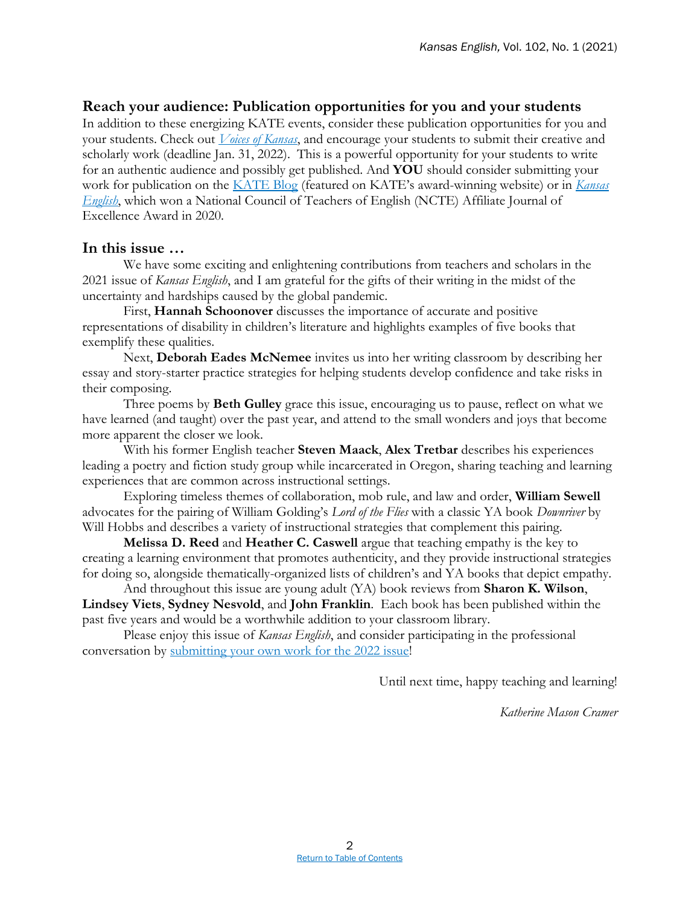## Reach your audience: Publication opportunities for you and your students

In addition to these energizing KATE events, consider these publication opportunities for you and your students. Check out *Voices of Kansas*, and encourage your students to submit their creative and scholarly work (deadline Jan. 31, 2022). This is a powerful opportunity for your students to write for an authentic audience and possibly get published. And **YOU** should consider submitting your work for publication on the KATE Blog (featured on KATE's award-winning website) or in *Kansas English*, which won a National Council of Teachers of English (NCTE) Affiliate Journal of Excellence Award in 2020.

## In this issue …

We have some exciting and enlightening contributions from teachers and scholars in the 2021 issue of *Kansas English*, and I am grateful for the gifts of their writing in the midst of the uncertainty and hardships caused by the global pandemic.

First, **Hannah Schoonover** discusses the importance of accurate and positive representations of disability in children's literature and highlights examples of five books that exemplify these qualities.

Next, **Deborah Eades McNemee** invites us into her writing classroom by describing her essay and story-starter practice strategies for helping students develop confidence and take risks in their composing.

Three poems by **Beth Gulley** grace this issue, encouraging us to pause, reflect on what we have learned (and taught) over the past year, and attend to the small wonders and joys that become more apparent the closer we look.

With his former English teacher **Steven Maack**, **Alex Tretbar** describes his experiences leading a poetry and fiction study group while incarcerated in Oregon, sharing teaching and learning experiences that are common across instructional settings.

Exploring timeless themes of collaboration, mob rule, and law and order, **William Sewell** advocates for the pairing of William Golding's *Lord of the Flies* with a classic YA book *Downriver* by Will Hobbs and describes a variety of instructional strategies that complement this pairing.

**Melissa D. Reed** and **Heather C. Caswell** argue that teaching empathy is the key to creating a learning environment that promotes authenticity, and they provide instructional strategies for doing so, alongside thematically-organized lists of children's and YA books that depict empathy.

And throughout this issue are young adult (YA) book reviews from **Sharon K. Wilson**, **Lindsey Viets**, **Sydney Nesvold**, and **John Franklin**. Each book has been published within the past five years and would be a worthwhile addition to your classroom library.

Please enjoy this issue of *Kansas English*, and consider participating in the professional conversation by submitting your own work for the 2022 issue!

Until next time, happy teaching and learning!

*Katherine Mason Cramer*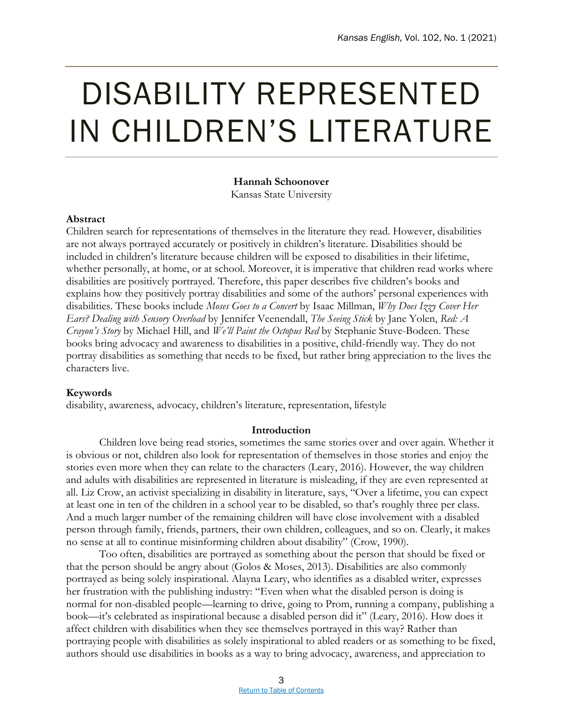# DISABILITY REPRESENTED IN CHILDREN'S LITERATURE

**Hannah Schoonover**
Kansas State University

**Abstract**
Children search for representations of themselves in the literature they read. However, disabilities are not always portrayed accurately or positively in children's literature. Disabilities should be included in children's literature because children will be exposed to disabilities in their lifetime, whether personally, at home, or at school. Moreover, it is imperative that children read works where disabilities are positively portrayed. Therefore, this paper describes five children's books and explains how they positively portray disabilities and some of the authors' personal experiences with disabilities. These books include *Moses Goes to a Concert* by Isaac Millman, *Why Does Izzy Cover Her Ears? Dealing with Sensory Overload* by Jennifer Veenendall, *The Seeing Stick* by Jane Yolen, *Red: A Crayon's Story* by Michael Hill, and *We'll Paint the Octopus Red* by Stephanie Stuve-Bodeen. These books bring advocacy and awareness to disabilities in a positive, child-friendly way. They do not portray disabilities as something that needs to be fixed, but rather bring appreciation to the lives the characters live.

**Keywords**
disability, awareness, advocacy, children's literature, representation, lifestyle

## Introduction

Children love being read stories, sometimes the same stories over and over again. Whether it is obvious or not, children also look for representation of themselves in those stories and enjoy the stories even more when they can relate to the characters (Leary, 2016). However, the way children and adults with disabilities are represented in literature is misleading, if they are even represented at all. Liz Crow, an activist specializing in disability in literature, says, "Over a lifetime, you can expect at least one in ten of the children in a school year to be disabled, so that's roughly three per class. And a much larger number of the remaining children will have close involvement with a disabled person through family, friends, partners, their own children, colleagues, and so on. Clearly, it makes no sense at all to continue misinforming children about disability" (Crow, 1990).

Too often, disabilities are portrayed as something about the person that should be fixed or that the person should be angry about (Golos & Moses, 2013). Disabilities are also commonly portrayed as being solely inspirational. Alayna Leary, who identifies as a disabled writer, expresses her frustration with the publishing industry: "Even when what the disabled person is doing is normal for non-disabled people—learning to drive, going to Prom, running a company, publishing a book—it's celebrated as inspirational because a disabled person did it" (Leary, 2016). How does it affect children with disabilities when they see themselves portrayed in this way? Rather than portraying people with disabilities as solely inspirational to abled readers or as something to be fixed, authors should use disabilities in books as a way to bring advocacy, awareness, and appreciation to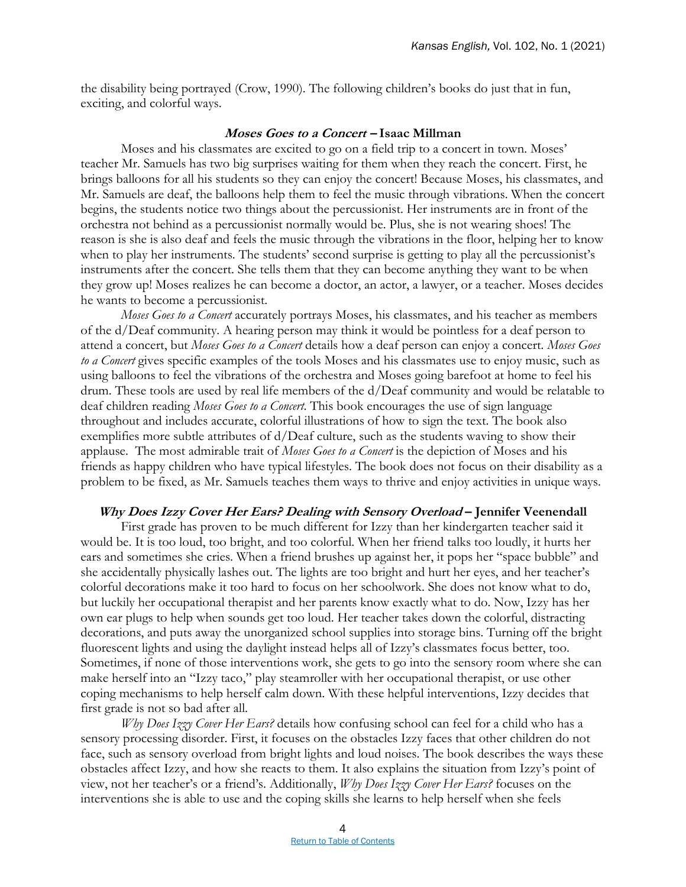the disability being portrayed (Crow, 1990). The following children's books do just that in fun, exciting, and colorful ways.

### *Moses Goes to a Concert* – Isaac Millman

Moses and his classmates are excited to go on a field trip to a concert in town. Moses' teacher Mr. Samuels has two big surprises waiting for them when they reach the concert. First, he brings balloons for all his students so they can enjoy the concert! Because Moses, his classmates, and Mr. Samuels are deaf, the balloons help them to feel the music through vibrations. When the concert begins, the students notice two things about the percussionist. Her instruments are in front of the orchestra not behind as a percussionist normally would be. Plus, she is not wearing shoes! The reason is she is also deaf and feels the music through the vibrations in the floor, helping her to know when to play her instruments. The students' second surprise is getting to play all the percussionist's instruments after the concert. She tells them that they can become anything they want to be when they grow up! Moses realizes he can become a doctor, an actor, a lawyer, or a teacher. Moses decides he wants to become a percussionist.

*Moses Goes to a Concert* accurately portrays Moses, his classmates, and his teacher as members of the d/Deaf community. A hearing person may think it would be pointless for a deaf person to attend a concert, but *Moses Goes to a Concert* details how a deaf person can enjoy a concert. *Moses Goes to a Concert* gives specific examples of the tools Moses and his classmates use to enjoy music, such as using balloons to feel the vibrations of the orchestra and Moses going barefoot at home to feel his drum. These tools are used by real life members of the d/Deaf community and would be relatable to deaf children reading *Moses Goes to a Concert.* This book encourages the use of sign language throughout and includes accurate, colorful illustrations of how to sign the text. The book also exemplifies more subtle attributes of d/Deaf culture, such as the students waving to show their applause. The most admirable trait of *Moses Goes to a Concert* is the depiction of Moses and his friends as happy children who have typical lifestyles. The book does not focus on their disability as a problem to be fixed, as Mr. Samuels teaches them ways to thrive and enjoy activities in unique ways.

### *Why Does Izzy Cover Her Ears? Dealing with Sensory Overload* – Jennifer Veenendall

First grade has proven to be much different for Izzy than her kindergarten teacher said it would be. It is too loud, too bright, and too colorful. When her friend talks too loudly, it hurts her ears and sometimes she cries. When a friend brushes up against her, it pops her "space bubble" and she accidentally physically lashes out. The lights are too bright and hurt her eyes, and her teacher's colorful decorations make it too hard to focus on her schoolwork. She does not know what to do, but luckily her occupational therapist and her parents know exactly what to do. Now, Izzy has her own ear plugs to help when sounds get too loud. Her teacher takes down the colorful, distracting decorations, and puts away the unorganized school supplies into storage bins. Turning off the bright fluorescent lights and using the daylight instead helps all of Izzy's classmates focus better, too. Sometimes, if none of those interventions work, she gets to go into the sensory room where she can make herself into an "Izzy taco," play steamroller with her occupational therapist, or use other coping mechanisms to help herself calm down. With these helpful interventions, Izzy decides that first grade is not so bad after all.

*Why Does Izzy Cover Her Ears?* details how confusing school can feel for a child who has a sensory processing disorder. First, it focuses on the obstacles Izzy faces that other children do not face, such as sensory overload from bright lights and loud noises. The book describes the ways these obstacles affect Izzy, and how she reacts to them. It also explains the situation from Izzy's point of view, not her teacher's or a friend's. Additionally, *Why Does Izzy Cover Her Ears?* focuses on the interventions she is able to use and the coping skills she learns to help herself when she feels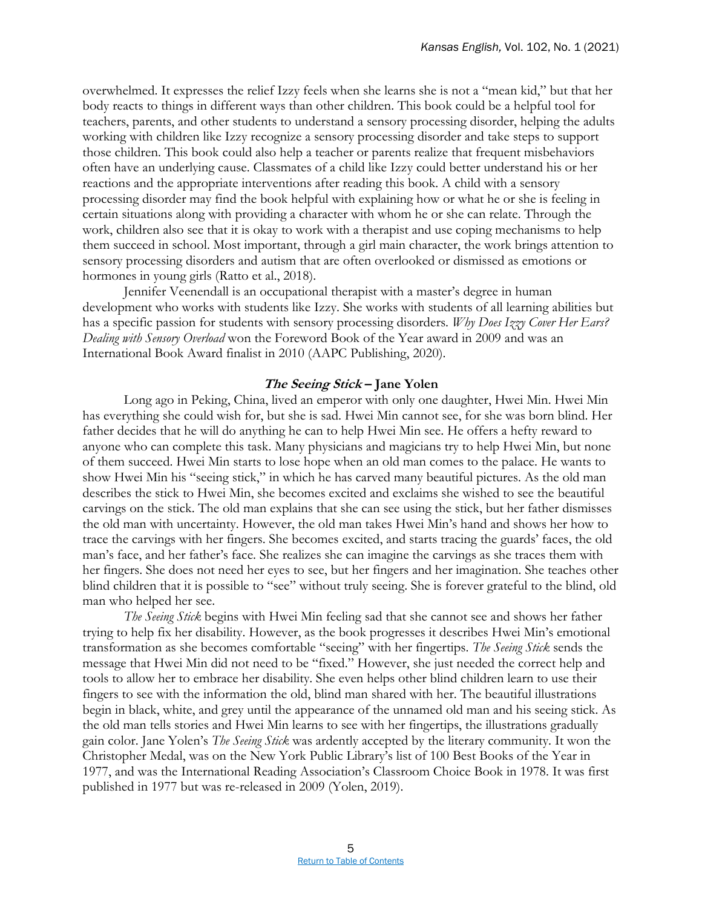overwhelmed. It expresses the relief Izzy feels when she learns she is not a "mean kid," but that her body reacts to things in different ways than other children. This book could be a helpful tool for teachers, parents, and other students to understand a sensory processing disorder, helping the adults working with children like Izzy recognize a sensory processing disorder and take steps to support those children. This book could also help a teacher or parents realize that frequent misbehaviors often have an underlying cause. Classmates of a child like Izzy could better understand his or her reactions and the appropriate interventions after reading this book. A child with a sensory processing disorder may find the book helpful with explaining how or what he or she is feeling in certain situations along with providing a character with whom he or she can relate. Through the work, children also see that it is okay to work with a therapist and use coping mechanisms to help them succeed in school. Most important, through a girl main character, the work brings attention to sensory processing disorders and autism that are often overlooked or dismissed as emotions or hormones in young girls (Ratto et al., 2018).

Jennifer Veenendall is an occupational therapist with a master's degree in human development who works with students like Izzy. She works with students of all learning abilities but has a specific passion for students with sensory processing disorders. *Why Does Izzy Cover Her Ears? Dealing with Sensory Overload* won the Foreword Book of the Year award in 2009 and was an International Book Award finalist in 2010 (AAPC Publishing, 2020).

### ***The Seeing Stick* – Jane Yolen**

Long ago in Peking, China, lived an emperor with only one daughter, Hwei Min. Hwei Min has everything she could wish for, but she is sad. Hwei Min cannot see, for she was born blind. Her father decides that he will do anything he can to help Hwei Min see. He offers a hefty reward to anyone who can complete this task. Many physicians and magicians try to help Hwei Min, but none of them succeed. Hwei Min starts to lose hope when an old man comes to the palace. He wants to show Hwei Min his "seeing stick," in which he has carved many beautiful pictures. As the old man describes the stick to Hwei Min, she becomes excited and exclaims she wished to see the beautiful carvings on the stick. The old man explains that she can see using the stick, but her father dismisses the old man with uncertainty. However, the old man takes Hwei Min's hand and shows her how to trace the carvings with her fingers. She becomes excited, and starts tracing the guards' faces, the old man's face, and her father's face. She realizes she can imagine the carvings as she traces them with her fingers. She does not need her eyes to see, but her fingers and her imagination. She teaches other blind children that it is possible to "see" without truly seeing. She is forever grateful to the blind, old man who helped her see.

*The Seeing Stick* begins with Hwei Min feeling sad that she cannot see and shows her father trying to help fix her disability. However, as the book progresses it describes Hwei Min's emotional transformation as she becomes comfortable "seeing" with her fingertips. *The Seeing Stick* sends the message that Hwei Min did not need to be "fixed." However, she just needed the correct help and tools to allow her to embrace her disability. She even helps other blind children learn to use their fingers to see with the information the old, blind man shared with her. The beautiful illustrations begin in black, white, and grey until the appearance of the unnamed old man and his seeing stick. As the old man tells stories and Hwei Min learns to see with her fingertips, the illustrations gradually gain color. Jane Yolen's *The Seeing Stick* was ardently accepted by the literary community. It won the Christopher Medal, was on the New York Public Library's list of 100 Best Books of the Year in 1977, and was the International Reading Association's Classroom Choice Book in 1978. It was first published in 1977 but was re-released in 2009 (Yolen, 2019).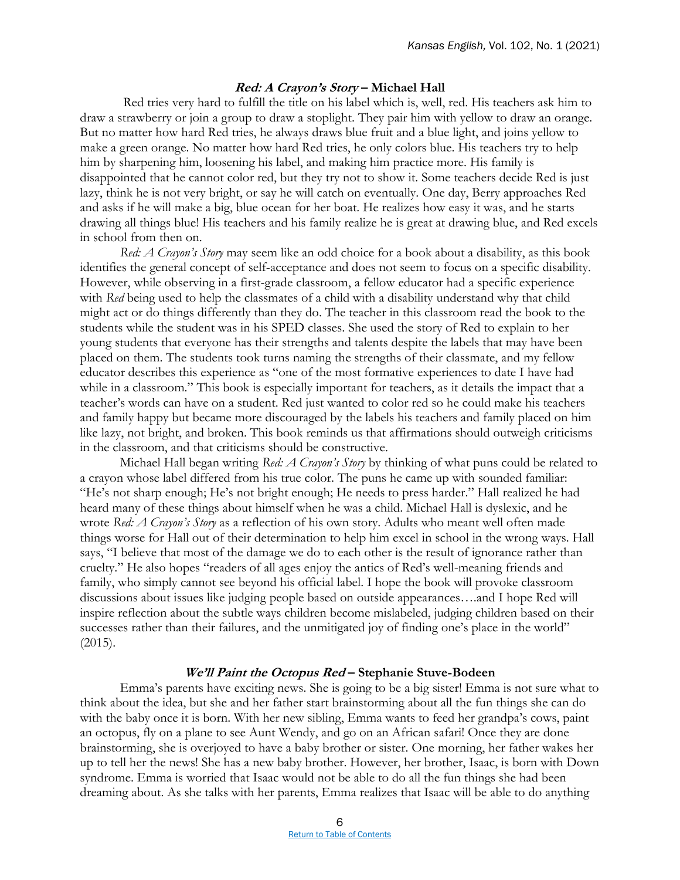### ***Red: A Crayon's Story*** **– Michael Hall**

Red tries very hard to fulfill the title on his label which is, well, red. His teachers ask him to draw a strawberry or join a group to draw a stoplight. They pair him with yellow to draw an orange. But no matter how hard Red tries, he always draws blue fruit and a blue light, and joins yellow to make a green orange. No matter how hard Red tries, he only colors blue. His teachers try to help him by sharpening him, loosening his label, and making him practice more. His family is disappointed that he cannot color red, but they try not to show it. Some teachers decide Red is just lazy, think he is not very bright, or say he will catch on eventually. One day, Berry approaches Red and asks if he will make a big, blue ocean for her boat. He realizes how easy it was, and he starts drawing all things blue! His teachers and his family realize he is great at drawing blue, and Red excels in school from then on.

*Red: A Crayon's Story* may seem like an odd choice for a book about a disability, as this book identifies the general concept of self-acceptance and does not seem to focus on a specific disability. However, while observing in a first-grade classroom, a fellow educator had a specific experience with *Red* being used to help the classmates of a child with a disability understand why that child might act or do things differently than they do. The teacher in this classroom read the book to the students while the student was in his SPED classes. She used the story of Red to explain to her young students that everyone has their strengths and talents despite the labels that may have been placed on them. The students took turns naming the strengths of their classmate, and my fellow educator describes this experience as "one of the most formative experiences to date I have had while in a classroom." This book is especially important for teachers, as it details the impact that a teacher's words can have on a student. Red just wanted to color red so he could make his teachers and family happy but became more discouraged by the labels his teachers and family placed on him like lazy, not bright, and broken. This book reminds us that affirmations should outweigh criticisms in the classroom, and that criticisms should be constructive.

Michael Hall began writing *Red: A Crayon's Story* by thinking of what puns could be related to a crayon whose label differed from his true color. The puns he came up with sounded familiar: "He's not sharp enough; He's not bright enough; He needs to press harder." Hall realized he had heard many of these things about himself when he was a child. Michael Hall is dyslexic, and he wrote *Red: A Crayon's Story* as a reflection of his own story. Adults who meant well often made things worse for Hall out of their determination to help him excel in school in the wrong ways. Hall says, "I believe that most of the damage we do to each other is the result of ignorance rather than cruelty." He also hopes "readers of all ages enjoy the antics of Red's well-meaning friends and family, who simply cannot see beyond his official label. I hope the book will provoke classroom discussions about issues like judging people based on outside appearances….and I hope Red will inspire reflection about the subtle ways children become mislabeled, judging children based on their successes rather than their failures, and the unmitigated joy of finding one's place in the world" (2015).

### ***We'll Paint the Octopus Red*** **– Stephanie Stuve-Bodeen**

Emma's parents have exciting news. She is going to be a big sister! Emma is not sure what to think about the idea, but she and her father start brainstorming about all the fun things she can do with the baby once it is born. With her new sibling, Emma wants to feed her grandpa's cows, paint an octopus, fly on a plane to see Aunt Wendy, and go on an African safari! Once they are done brainstorming, she is overjoyed to have a baby brother or sister. One morning, her father wakes her up to tell her the news! She has a new baby brother. However, her brother, Isaac, is born with Down syndrome. Emma is worried that Isaac would not be able to do all the fun things she had been dreaming about. As she talks with her parents, Emma realizes that Isaac will be able to do anything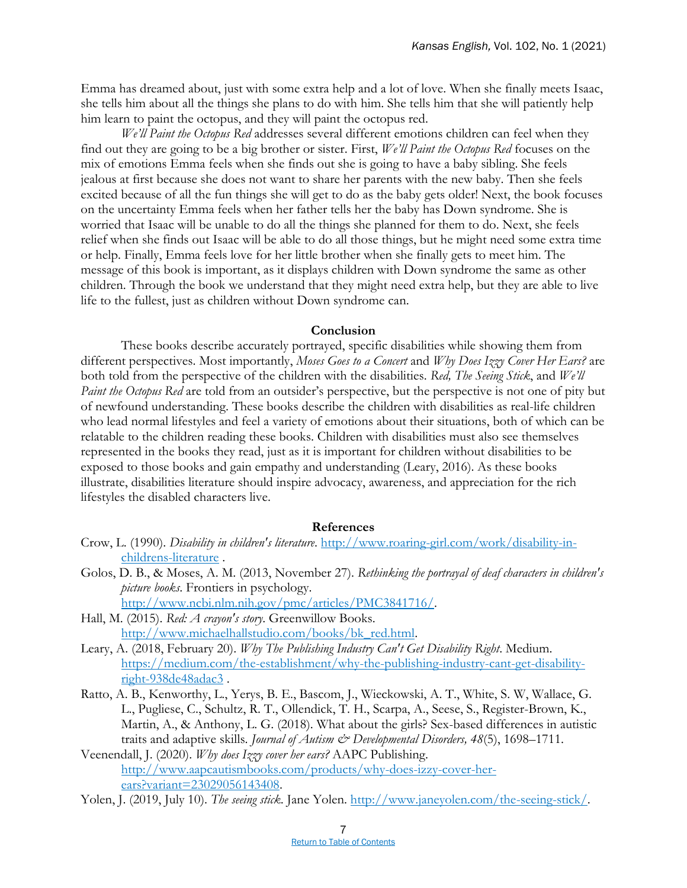Emma has dreamed about, just with some extra help and a lot of love. When she finally meets Isaac, she tells him about all the things she plans to do with him. She tells him that she will patiently help him learn to paint the octopus, and they will paint the octopus red.

*We'll Paint the Octopus Red* addresses several different emotions children can feel when they find out they are going to be a big brother or sister. First, *We'll Paint the Octopus Red* focuses on the mix of emotions Emma feels when she finds out she is going to have a baby sibling. She feels jealous at first because she does not want to share her parents with the new baby. Then she feels excited because of all the fun things she will get to do as the baby gets older! Next, the book focuses on the uncertainty Emma feels when her father tells her the baby has Down syndrome. She is worried that Isaac will be unable to do all the things she planned for them to do. Next, she feels relief when she finds out Isaac will be able to do all those things, but he might need some extra time or help. Finally, Emma feels love for her little brother when she finally gets to meet him. The message of this book is important, as it displays children with Down syndrome the same as other children. Through the book we understand that they might need extra help, but they are able to live life to the fullest, just as children without Down syndrome can.

## Conclusion

These books describe accurately portrayed, specific disabilities while showing them from different perspectives. Most importantly, *Moses Goes to a Concert* and *Why Does Izzy Cover Her Ears?* are both told from the perspective of the children with the disabilities. *Red, The Seeing Stick*, and *We'll Paint the Octopus Red* are told from an outsider's perspective, but the perspective is not one of pity but of newfound understanding. These books describe the children with disabilities as real-life children who lead normal lifestyles and feel a variety of emotions about their situations, both of which can be relatable to the children reading these books. Children with disabilities must also see themselves represented in the books they read, just as it is important for children without disabilities to be exposed to those books and gain empathy and understanding (Leary, 2016). As these books illustrate, disabilities literature should inspire advocacy, awareness, and appreciation for the rich lifestyles the disabled characters live.

## References

Crow, L. (1990). *Disability in children's literature*. http://www.roaring-girl.com/work/disability-in-childrens-literature .

Golos, D. B., & Moses, A. M. (2013, November 27). *Rethinking the portrayal of deaf characters in children's picture books*. Frontiers in psychology. http://www.ncbi.nlm.nih.gov/pmc/articles/PMC3841716/.

Hall, M. (2015). *Red: A crayon's story*. Greenwillow Books. http://www.michaelhallstudio.com/books/bk_red.html.

Leary, A. (2018, February 20). *Why The Publishing Industry Can't Get Disability Right*. Medium. https://medium.com/the-establishment/why-the-publishing-industry-cant-get-disability-right-938de48adac3 .

Ratto, A. B., Kenworthy, L., Yerys, B. E., Bascom, J., Wieckowski, A. T., White, S. W, Wallace, G. L., Pugliese, C., Schultz, R. T., Ollendick, T. H., Scarpa, A., Seese, S., Register-Brown, K., Martin, A., & Anthony, L. G. (2018). What about the girls? Sex-based differences in autistic traits and adaptive skills. *Journal of Autism & Developmental Disorders, 48*(5), 1698–1711.

Veenendall, J. (2020). *Why does Izzy cover her ears?* AAPC Publishing. http://www.aapcautismbooks.com/products/why-does-izzy-cover-her-ears?variant=23029056143408.

Yolen, J. (2019, July 10). *The seeing stick*. Jane Yolen. http://www.janeyolen.com/the-seeing-stick/.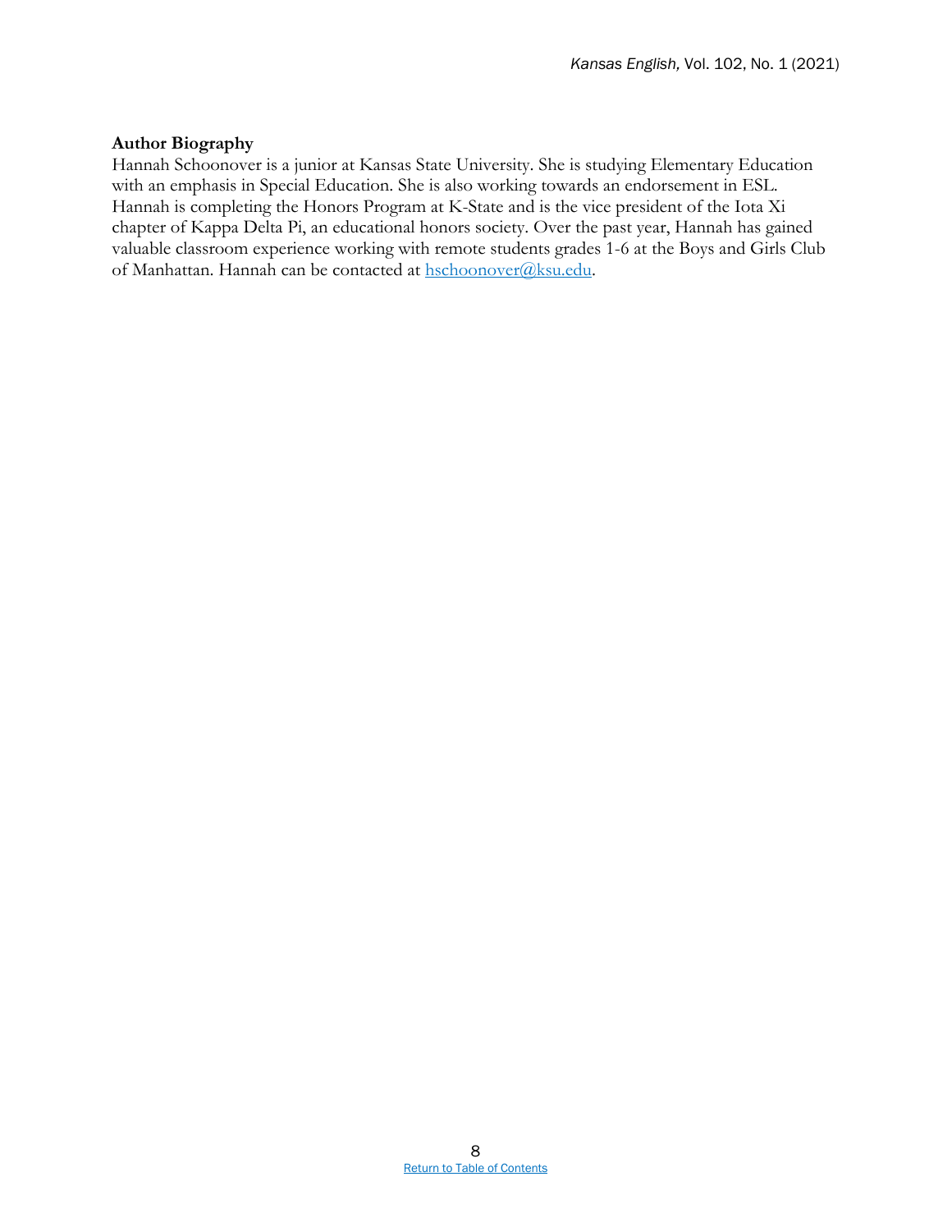**Author Biography**

Hannah Schoonover is a junior at Kansas State University. She is studying Elementary Education with an emphasis in Special Education. She is also working towards an endorsement in ESL. Hannah is completing the Honors Program at K-State and is the vice president of the Iota Xi chapter of Kappa Delta Pi, an educational honors society. Over the past year, Hannah has gained valuable classroom experience working with remote students grades 1-6 at the Boys and Girls Club of Manhattan. Hannah can be contacted at hschoonover@ksu.edu.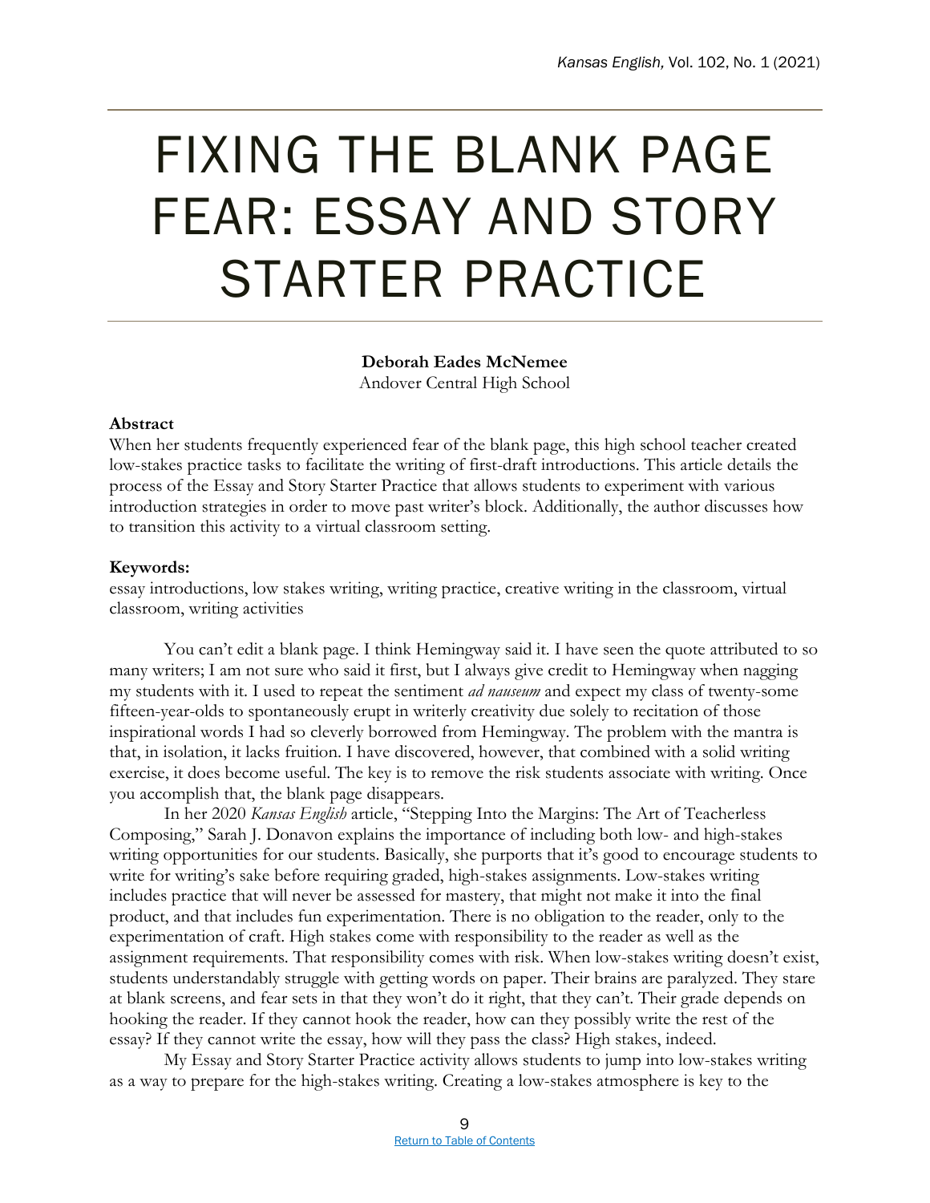# FIXING THE BLANK PAGE FEAR: ESSAY AND STORY STARTER PRACTICE

**Deborah Eades McNemee**
Andover Central High School

**Abstract**
When her students frequently experienced fear of the blank page, this high school teacher created low-stakes practice tasks to facilitate the writing of first-draft introductions. This article details the process of the Essay and Story Starter Practice that allows students to experiment with various introduction strategies in order to move past writer's block. Additionally, the author discusses how to transition this activity to a virtual classroom setting.

**Keywords:**
essay introductions, low stakes writing, writing practice, creative writing in the classroom, virtual classroom, writing activities

You can't edit a blank page. I think Hemingway said it. I have seen the quote attributed to so many writers; I am not sure who said it first, but I always give credit to Hemingway when nagging my students with it. I used to repeat the sentiment *ad nauseum* and expect my class of twenty-some fifteen-year-olds to spontaneously erupt in writerly creativity due solely to recitation of those inspirational words I had so cleverly borrowed from Hemingway. The problem with the mantra is that, in isolation, it lacks fruition. I have discovered, however, that combined with a solid writing exercise, it does become useful. The key is to remove the risk students associate with writing. Once you accomplish that, the blank page disappears.

In her 2020 *Kansas English* article, "Stepping Into the Margins: The Art of Teacherless Composing," Sarah J. Donavon explains the importance of including both low- and high-stakes writing opportunities for our students. Basically, she purports that it's good to encourage students to write for writing's sake before requiring graded, high-stakes assignments. Low-stakes writing includes practice that will never be assessed for mastery, that might not make it into the final product, and that includes fun experimentation. There is no obligation to the reader, only to the experimentation of craft. High stakes come with responsibility to the reader as well as the assignment requirements. That responsibility comes with risk. When low-stakes writing doesn't exist, students understandably struggle with getting words on paper. Their brains are paralyzed. They stare at blank screens, and fear sets in that they won't do it right, that they can't. Their grade depends on hooking the reader. If they cannot hook the reader, how can they possibly write the rest of the essay? If they cannot write the essay, how will they pass the class? High stakes, indeed.

My Essay and Story Starter Practice activity allows students to jump into low-stakes writing as a way to prepare for the high-stakes writing. Creating a low-stakes atmosphere is key to the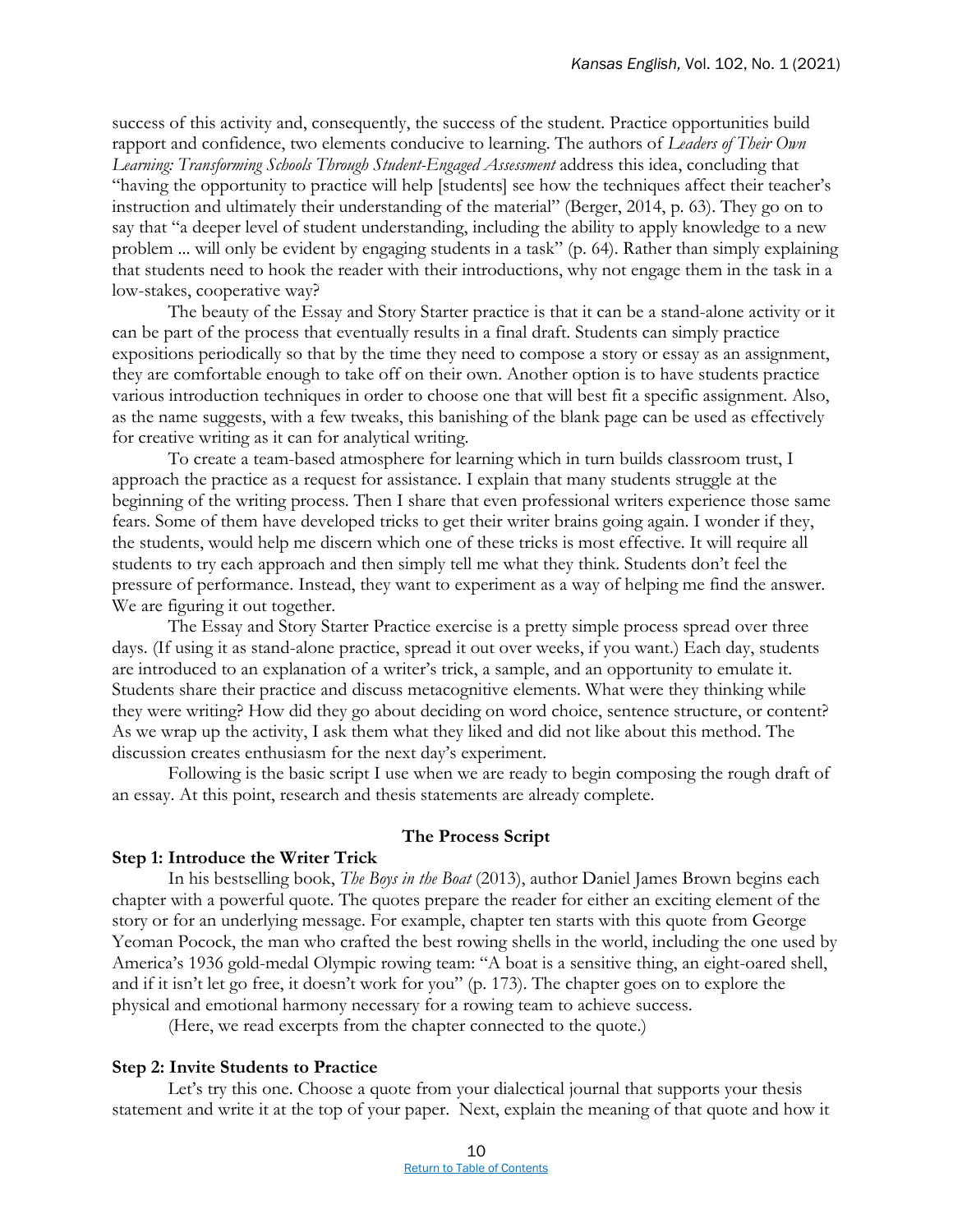success of this activity and, consequently, the success of the student. Practice opportunities build rapport and confidence, two elements conducive to learning. The authors of *Leaders of Their Own Learning: Transforming Schools Through Student-Engaged Assessment* address this idea, concluding that "having the opportunity to practice will help [students] see how the techniques affect their teacher's instruction and ultimately their understanding of the material" (Berger, 2014, p. 63). They go on to say that "a deeper level of student understanding, including the ability to apply knowledge to a new problem ... will only be evident by engaging students in a task" (p. 64). Rather than simply explaining that students need to hook the reader with their introductions, why not engage them in the task in a low-stakes, cooperative way?

The beauty of the Essay and Story Starter practice is that it can be a stand-alone activity or it can be part of the process that eventually results in a final draft. Students can simply practice expositions periodically so that by the time they need to compose a story or essay as an assignment, they are comfortable enough to take off on their own. Another option is to have students practice various introduction techniques in order to choose one that will best fit a specific assignment. Also, as the name suggests, with a few tweaks, this banishing of the blank page can be used as effectively for creative writing as it can for analytical writing.

To create a team-based atmosphere for learning which in turn builds classroom trust, I approach the practice as a request for assistance. I explain that many students struggle at the beginning of the writing process. Then I share that even professional writers experience those same fears. Some of them have developed tricks to get their writer brains going again. I wonder if they, the students, would help me discern which one of these tricks is most effective. It will require all students to try each approach and then simply tell me what they think. Students don't feel the pressure of performance. Instead, they want to experiment as a way of helping me find the answer. We are figuring it out together.

The Essay and Story Starter Practice exercise is a pretty simple process spread over three days. (If using it as stand-alone practice, spread it out over weeks, if you want.) Each day, students are introduced to an explanation of a writer's trick, a sample, and an opportunity to emulate it. Students share their practice and discuss metacognitive elements. What were they thinking while they were writing? How did they go about deciding on word choice, sentence structure, or content? As we wrap up the activity, I ask them what they liked and did not like about this method. The discussion creates enthusiasm for the next day's experiment.

Following is the basic script I use when we are ready to begin composing the rough draft of an essay. At this point, research and thesis statements are already complete.

## The Process Script

### Step 1: Introduce the Writer Trick

In his bestselling book, *The Boys in the Boat* (2013), author Daniel James Brown begins each chapter with a powerful quote. The quotes prepare the reader for either an exciting element of the story or for an underlying message. For example, chapter ten starts with this quote from George Yeoman Pocock, the man who crafted the best rowing shells in the world, including the one used by America's 1936 gold-medal Olympic rowing team: "A boat is a sensitive thing, an eight-oared shell, and if it isn't let go free, it doesn't work for you" (p. 173). The chapter goes on to explore the physical and emotional harmony necessary for a rowing team to achieve success.

(Here, we read excerpts from the chapter connected to the quote.)

### Step 2: Invite Students to Practice

Let's try this one. Choose a quote from your dialectical journal that supports your thesis statement and write it at the top of your paper. Next, explain the meaning of that quote and how it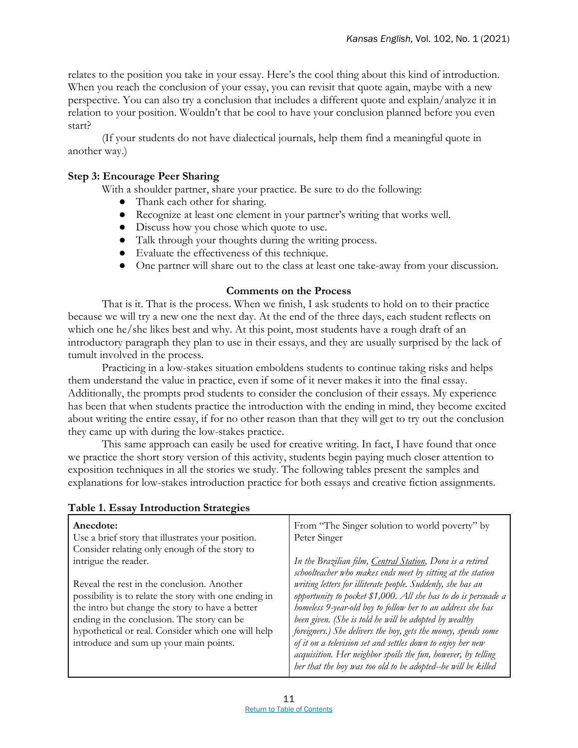relates to the position you take in your essay. Here's the cool thing about this kind of introduction. When you reach the conclusion of your essay, you can revisit that quote again, maybe with a new perspective. You can also try a conclusion that includes a different quote and explain/analyze it in relation to your position. Wouldn't that be cool to have your conclusion planned before you even start?

(If your students do not have dialectical journals, help them find a meaningful quote in another way.)

### Step 3: Encourage Peer Sharing

With a shoulder partner, share your practice. Be sure to do the following:

- Thank each other for sharing.
- Recognize at least one element in your partner's writing that works well.
- Discuss how you chose which quote to use.
- Talk through your thoughts during the writing process.
- Evaluate the effectiveness of this technique.
- One partner will share out to the class at least one take-away from your discussion.

## Comments on the Process

That is it. That is the process. When we finish, I ask students to hold on to their practice because we will try a new one the next day. At the end of the three days, each student reflects on which one he/she likes best and why. At this point, most students have a rough draft of an introductory paragraph they plan to use in their essays, and they are usually surprised by the lack of tumult involved in the process.

Practicing in a low-stakes situation emboldens students to continue taking risks and helps them understand the value in practice, even if some of it never makes it into the final essay. Additionally, the prompts prod students to consider the conclusion of their essays. My experience has been that when students practice the introduction with the ending in mind, they become excited about writing the entire essay, if for no other reason than that they will get to try out the conclusion they came up with during the low-stakes practice.

This same approach can easily be used for creative writing. In fact, I have found that once we practice the short story version of this activity, students begin paying much closer attention to exposition techniques in all the stories we study. The following tables present the samples and explanations for low-stakes introduction practice for both essays and creative fiction assignments.

**Table 1. Essay Introduction Strategies**

| | |
|---|---|
| **Anecdote:**<br>Use a brief story that illustrates your position. Consider relating only enough of the story to intrigue the reader.<br><br>Reveal the rest in the conclusion. Another possibility is to relate the story with one ending in the intro but change the story to have a better ending in the conclusion. The story can be hypothetical or real. Consider which one will help introduce and sum up your main points. | From "The Singer solution to world poverty" by Peter Singer<br><br>*In the Brazilian film, Central Station, Dora is a retired schoolteacher who makes ends meet by sitting at the station writing letters for illiterate people. Suddenly, she has an opportunity to pocket $1,000. All she has to do is persuade a homeless 9-year-old boy to follow her to an address she has been given. (She is told he will be adopted by wealthy foreigners.) She delivers the boy, gets the money, spends some of it on a television set and settles down to enjoy her new acquisition. Her neighbor spoils the fun, however, by telling her that the boy was too old to be adopted--he will be killed* |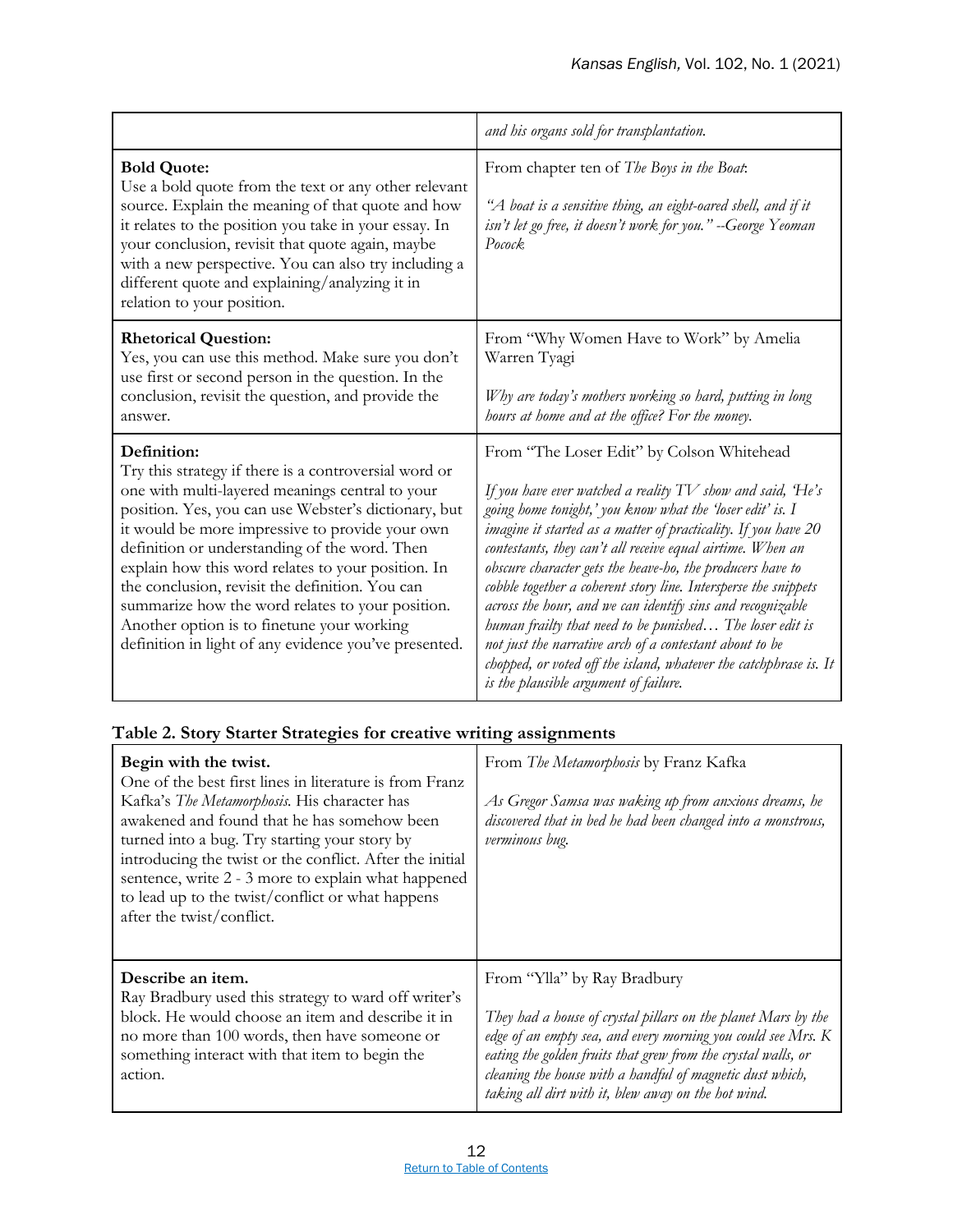| | |
|---|---|
| | *and his organs sold for transplantation.* |
| **Bold Quote:**<br>Use a bold quote from the text or any other relevant source. Explain the meaning of that quote and how it relates to the position you take in your essay. In your conclusion, revisit that quote again, maybe with a new perspective. You can also try including a different quote and explaining/analyzing it in relation to your position. | From chapter ten of *The Boys in the Boat*:<br><br>*"A boat is a sensitive thing, an eight-oared shell, and if it isn't let go free, it doesn't work for you." --George Yeoman Pocock* |
| **Rhetorical Question:**<br>Yes, you can use this method. Make sure you don't use first or second person in the question. In the conclusion, revisit the question, and provide the answer. | From "Why Women Have to Work" by Amelia Warren Tyagi<br><br>*Why are today's mothers working so hard, putting in long hours at home and at the office? For the money.* |
| **Definition:**<br>Try this strategy if there is a controversial word or one with multi-layered meanings central to your position. Yes, you can use Webster's dictionary, but it would be more impressive to provide your own definition or understanding of the word. Then explain how this word relates to your position. In the conclusion, revisit the definition. You can summarize how the word relates to your position. Another option is to finetune your working definition in light of any evidence you've presented. | From "The Loser Edit" by Colson Whitehead<br><br>*If you have ever watched a reality TV show and said, 'He's going home tonight,' you know what the 'loser edit' is. I imagine it started as a matter of practicality. If you have 20 contestants, they can't all receive equal airtime. When an obscure character gets the heave-ho, the producers have to cobble together a coherent story line. Intersperse the snippets across the hour, and we can identify sins and recognizable human frailty that need to be punished… The loser edit is not just the narrative arch of a contestant about to be chopped, or voted off the island, whatever the catchphrase is. It is the plausible argument of failure.* |

**Table 2. Story Starter Strategies for creative writing assignments**

| | |
|---|---|
| **Begin with the twist.**<br>One of the best first lines in literature is from Franz Kafka's *The Metamorphosis.* His character has awakened and found that he has somehow been turned into a bug. Try starting your story by introducing the twist or the conflict. After the initial sentence, write 2 - 3 more to explain what happened to lead up to the twist/conflict or what happens after the twist/conflict. | From *The Metamorphosis* by Franz Kafka<br><br>*As Gregor Samsa was waking up from anxious dreams, he discovered that in bed he had been changed into a monstrous, verminous bug.* |
| **Describe an item.**<br>Ray Bradbury used this strategy to ward off writer's block. He would choose an item and describe it in no more than 100 words, then have someone or something interact with that item to begin the action. | From "Ylla" by Ray Bradbury<br><br>*They had a house of crystal pillars on the planet Mars by the edge of an empty sea, and every morning you could see Mrs. K eating the golden fruits that grew from the crystal walls, or cleaning the house with a handful of magnetic dust which, taking all dirt with it, blew away on the hot wind.* |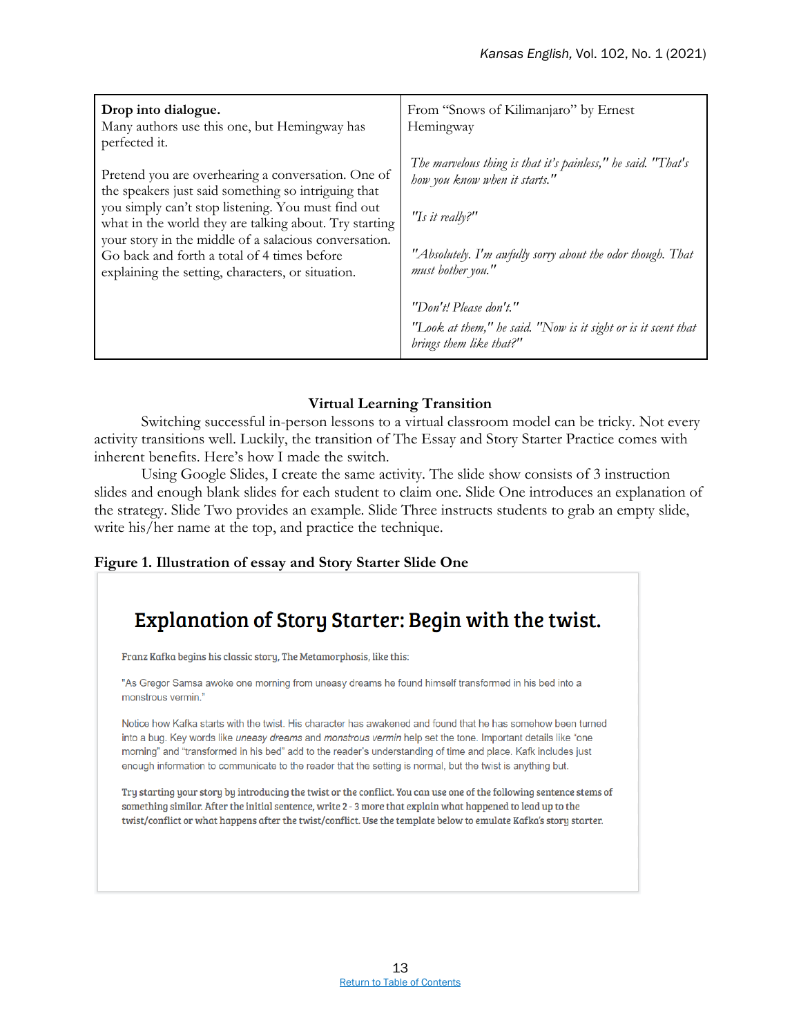| **Drop into dialogue.**<br>Many authors use this one, but Hemingway has perfected it.<br><br>Pretend you are overhearing a conversation. One of the speakers just said something so intriguing that you simply can't stop listening. You must find out what in the world they are talking about. Try starting your story in the middle of a salacious conversation. Go back and forth a total of 4 times before explaining the setting, characters, or situation. | From "Snows of Kilimanjaro" by Ernest Hemingway<br><br>*The marvelous thing is that it's painless," he said. "That's how you know when it starts."*<br><br>*"Is it really?"*<br><br>*"Absolutely. I'm awfully sorry about the odor though. That must bother you."*<br><br>*"Don't! Please don't."*<br>*"Look at them," he said. "Now is it sight or is it scent that brings them like that?"* |
|---|---|

## Virtual Learning Transition

Switching successful in-person lessons to a virtual classroom model can be tricky. Not every activity transitions well. Luckily, the transition of The Essay and Story Starter Practice comes with inherent benefits. Here's how I made the switch.

Using Google Slides, I create the same activity. The slide show consists of 3 instruction slides and enough blank slides for each student to claim one. Slide One introduces an explanation of the strategy. Slide Two provides an example. Slide Three instructs students to grab an empty slide, write his/her name at the top, and practice the technique.

**Figure 1. Illustration of essay and Story Starter Slide One**

> ## Explanation of Story Starter: Begin with the twist.
>
> Franz Kafka begins his classic story, The Metamorphosis, like this:
>
> "As Gregor Samsa awoke one morning from uneasy dreams he found himself transformed in his bed into a monstrous vermin."
>
> Notice how Kafka starts with the twist. His character has awakened and found that he has somehow been turned into a bug. Key words like *uneasy dreams* and *monstrous vermin* help set the tone. Important details like "one morning" and "transformed in his bed" add to the reader's understanding of time and place. Kafk includes just enough information to communicate to the reader that the setting is normal, but the twist is anything but.
>
> Try starting your story by introducing the twist or the conflict. You can use one of the following sentence stems of something similar. After the initial sentence, write 2 - 3 more that explain what happened to lead up to the twist/conflict or what happens after the twist/conflict. Use the template below to emulate Kafka's story starter.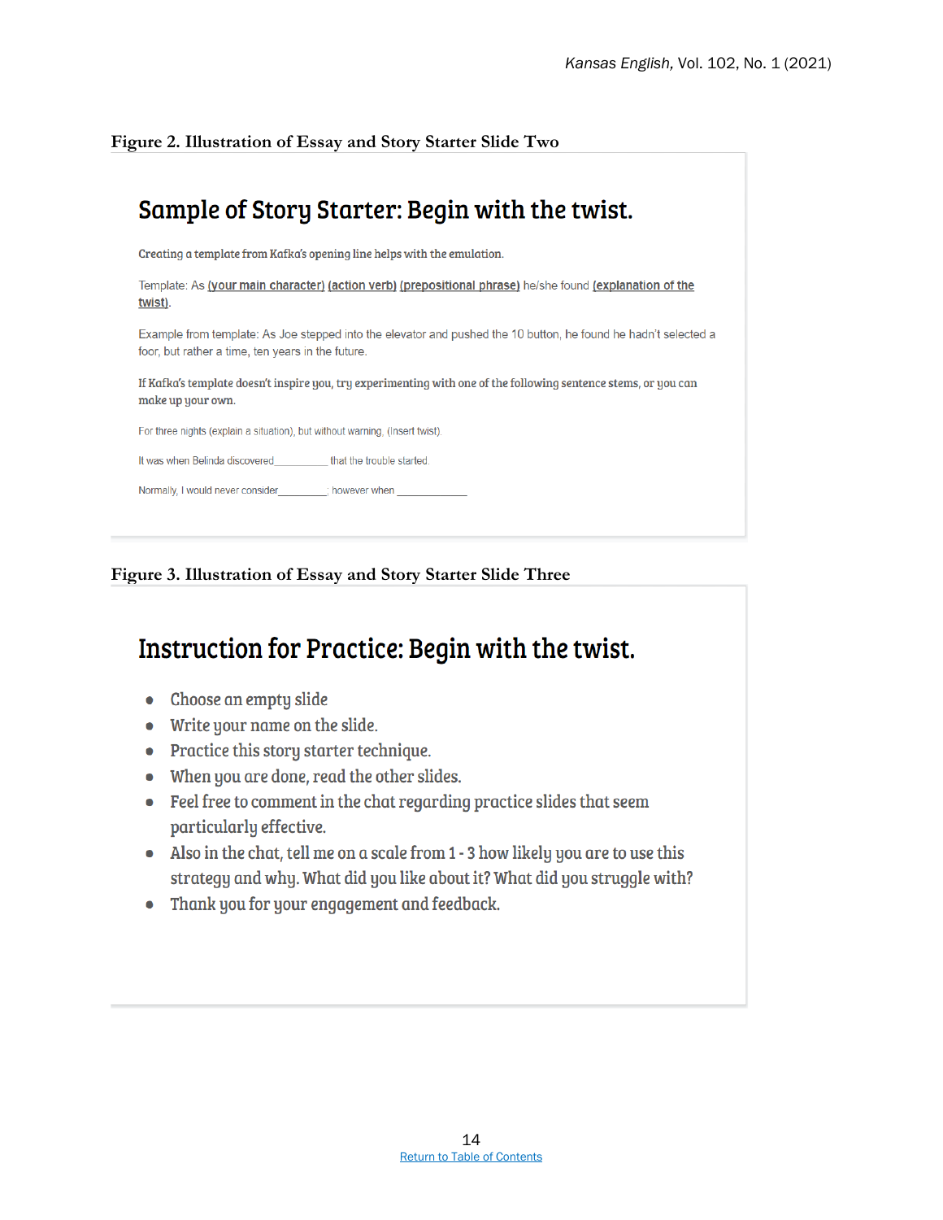**Figure 2. Illustration of Essay and Story Starter Slide Two**

## Sample of Story Starter: Begin with the twist.

Creating a template from Kafka's opening line helps with the emulation.

Template: As (your main character) (action verb) (prepositional phrase) he/she found (explanation of the twist).

Example from template: As Joe stepped into the elevator and pushed the 10 button, he found he hadn't selected a foor, but rather a time, ten years in the future.

If Kafka's template doesn't inspire you, try experimenting with one of the following sentence stems, or you can make up your own.

For three nights (explain a situation), but without warning, (Insert twist).

It was when Belinda discovered__________ that the trouble started.

Normally, I would never consider_________; however when ____________

**Figure 3. Illustration of Essay and Story Starter Slide Three**

## Instruction for Practice: Begin with the twist.

- Choose an empty slide
- Write your name on the slide.
- Practice this story starter technique.
- When you are done, read the other slides.
- Feel free to comment in the chat regarding practice slides that seem particularly effective.
- Also in the chat, tell me on a scale from 1 - 3 how likely you are to use this strategy and why. What did you like about it? What did you struggle with?
- Thank you for your engagement and feedback.

[Return to Table of Contents]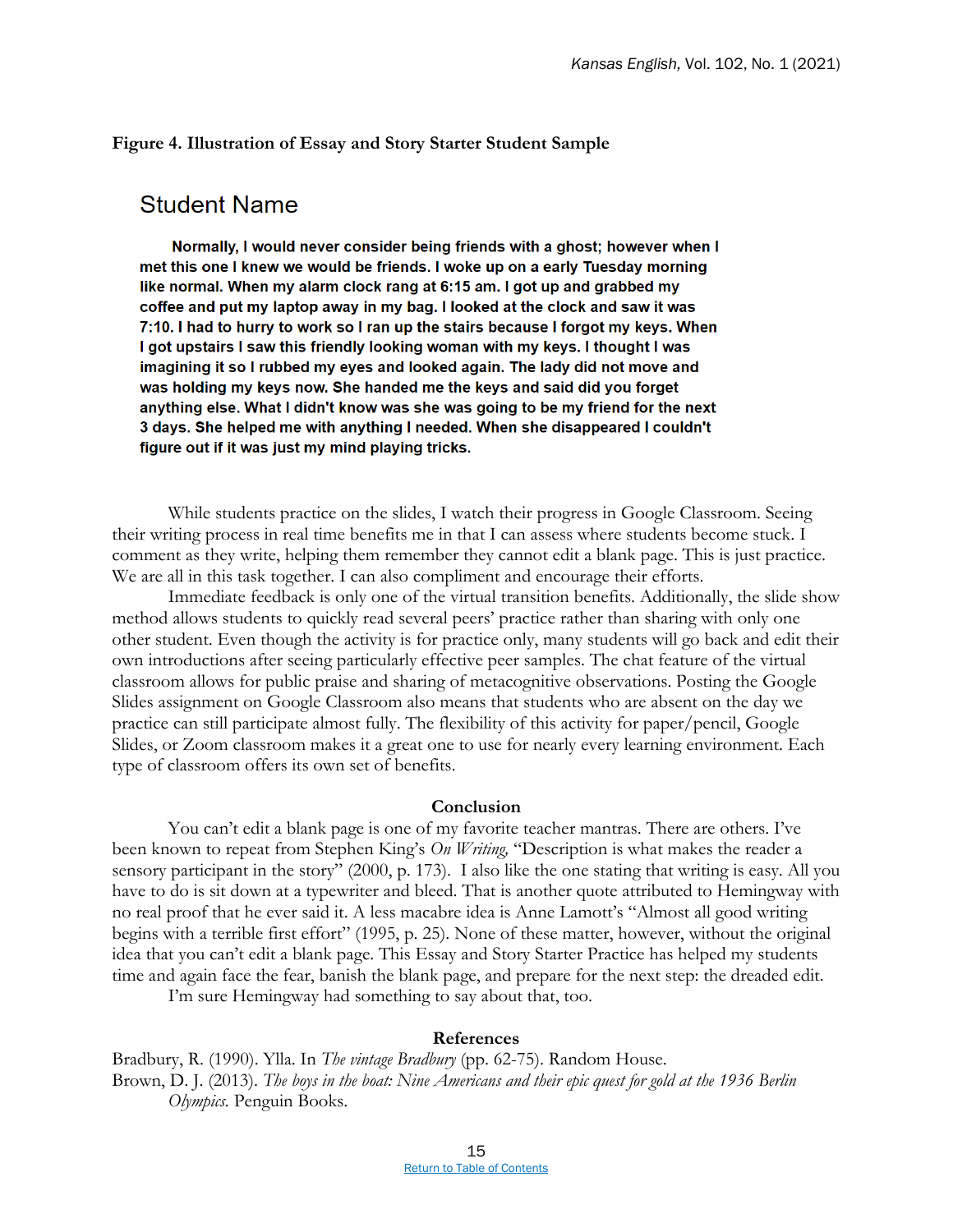**Figure 4. Illustration of Essay and Story Starter Student Sample**

Student Name

**Normally, I would never consider being friends with a ghost; however when I met this one I knew we would be friends. I woke up on a early Tuesday morning like normal. When my alarm clock rang at 6:15 am. I got up and grabbed my coffee and put my laptop away in my bag. I looked at the clock and saw it was 7:10. I had to hurry to work so I ran up the stairs because I forgot my keys. When I got upstairs I saw this friendly looking woman with my keys. I thought I was imagining it so I rubbed my eyes and looked again. The lady did not move and was holding my keys now. She handed me the keys and said did you forget anything else. What I didn't know was she was going to be my friend for the next 3 days. She helped me with anything I needed. When she disappeared I couldn't figure out if it was just my mind playing tricks.**

While students practice on the slides, I watch their progress in Google Classroom. Seeing their writing process in real time benefits me in that I can assess where students become stuck. I comment as they write, helping them remember they cannot edit a blank page. This is just practice. We are all in this task together. I can also compliment and encourage their efforts.

Immediate feedback is only one of the virtual transition benefits. Additionally, the slide show method allows students to quickly read several peers' practice rather than sharing with only one other student. Even though the activity is for practice only, many students will go back and edit their own introductions after seeing particularly effective peer samples. The chat feature of the virtual classroom allows for public praise and sharing of metacognitive observations. Posting the Google Slides assignment on Google Classroom also means that students who are absent on the day we practice can still participate almost fully. The flexibility of this activity for paper/pencil, Google Slides, or Zoom classroom makes it a great one to use for nearly every learning environment. Each type of classroom offers its own set of benefits.

## Conclusion

You can't edit a blank page is one of my favorite teacher mantras. There are others. I've been known to repeat from Stephen King's *On Writing,* "Description is what makes the reader a sensory participant in the story" (2000, p. 173). I also like the one stating that writing is easy. All you have to do is sit down at a typewriter and bleed. That is another quote attributed to Hemingway with no real proof that he ever said it. A less macabre idea is Anne Lamott's "Almost all good writing begins with a terrible first effort" (1995, p. 25). None of these matter, however, without the original idea that you can't edit a blank page. This Essay and Story Starter Practice has helped my students time and again face the fear, banish the blank page, and prepare for the next step: the dreaded edit.

I'm sure Hemingway had something to say about that, too.

## References

Bradbury, R. (1990). Ylla. In *The vintage Bradbury* (pp. 62-75). Random House.

Brown, D. J. (2013). *The boys in the boat: Nine Americans and their epic quest for gold at the 1936 Berlin Olympics.* Penguin Books.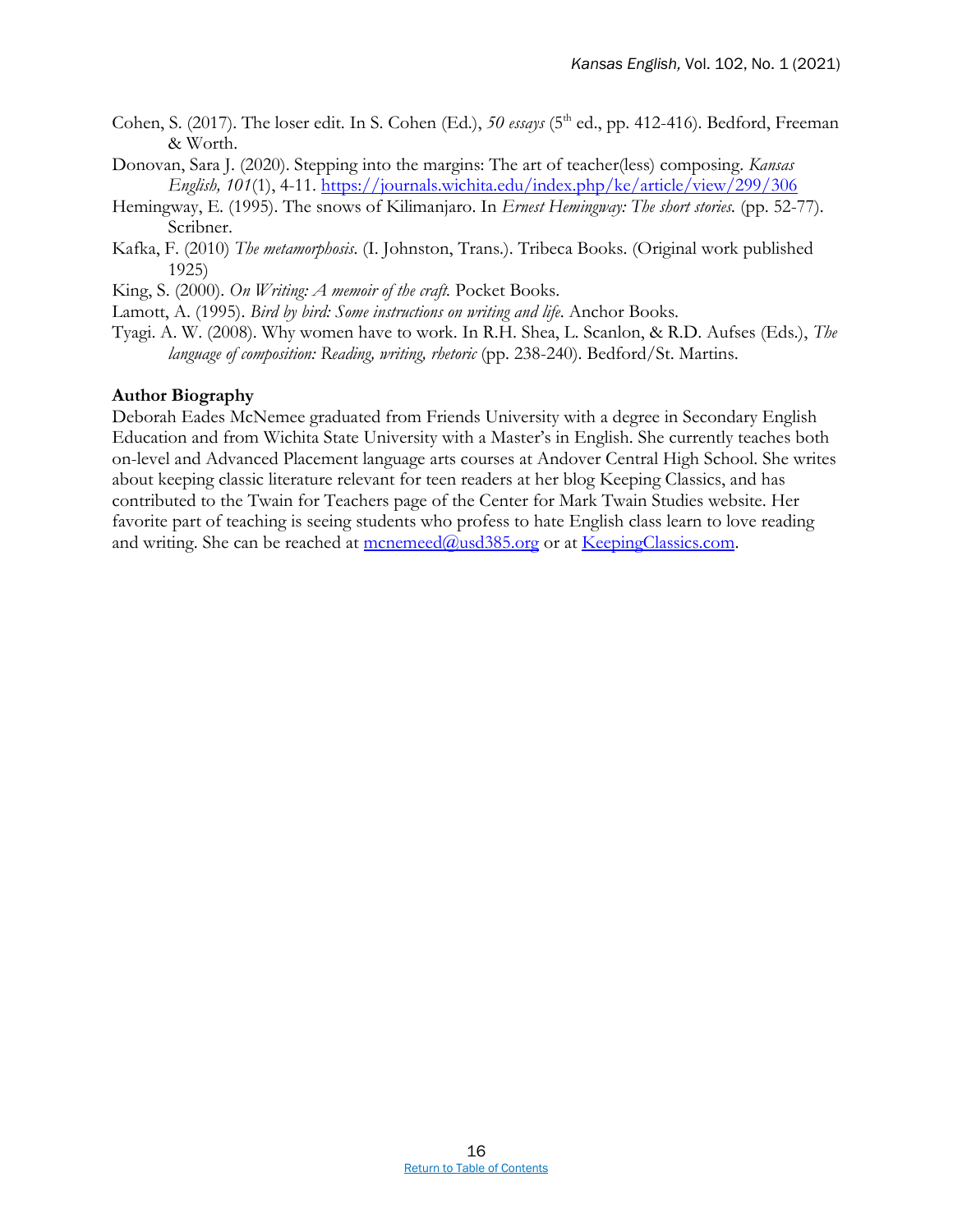Cohen, S. (2017). The loser edit. In S. Cohen (Ed.), *50 essays* (5th ed., pp. 412-416). Bedford, Freeman & Worth.

Donovan, Sara J. (2020). Stepping into the margins: The art of teacher(less) composing. *Kansas English, 101*(1), 4-11. https://journals.wichita.edu/index.php/ke/article/view/299/306

Hemingway, E. (1995). The snows of Kilimanjaro. In *Ernest Hemingway: The short stories.* (pp. 52-77). Scribner.

Kafka, F. (2010) *The metamorphosis*. (I. Johnston, Trans.). Tribeca Books. (Original work published 1925)

King, S. (2000). *On Writing: A memoir of the craft.* Pocket Books.

Lamott, A. (1995). *Bird by bird: Some instructions on writing and life*. Anchor Books.

Tyagi. A. W. (2008). Why women have to work. In R.H. Shea, L. Scanlon, & R.D. Aufses (Eds.), *The language of composition: Reading, writing, rhetoric* (pp. 238-240). Bedford/St. Martins.

**Author Biography**

Deborah Eades McNemee graduated from Friends University with a degree in Secondary English Education and from Wichita State University with a Master's in English. She currently teaches both on-level and Advanced Placement language arts courses at Andover Central High School. She writes about keeping classic literature relevant for teen readers at her blog Keeping Classics, and has contributed to the Twain for Teachers page of the Center for Mark Twain Studies website. Her favorite part of teaching is seeing students who profess to hate English class learn to love reading and writing. She can be reached at mcnemeed@usd385.org or at KeepingClassics.com.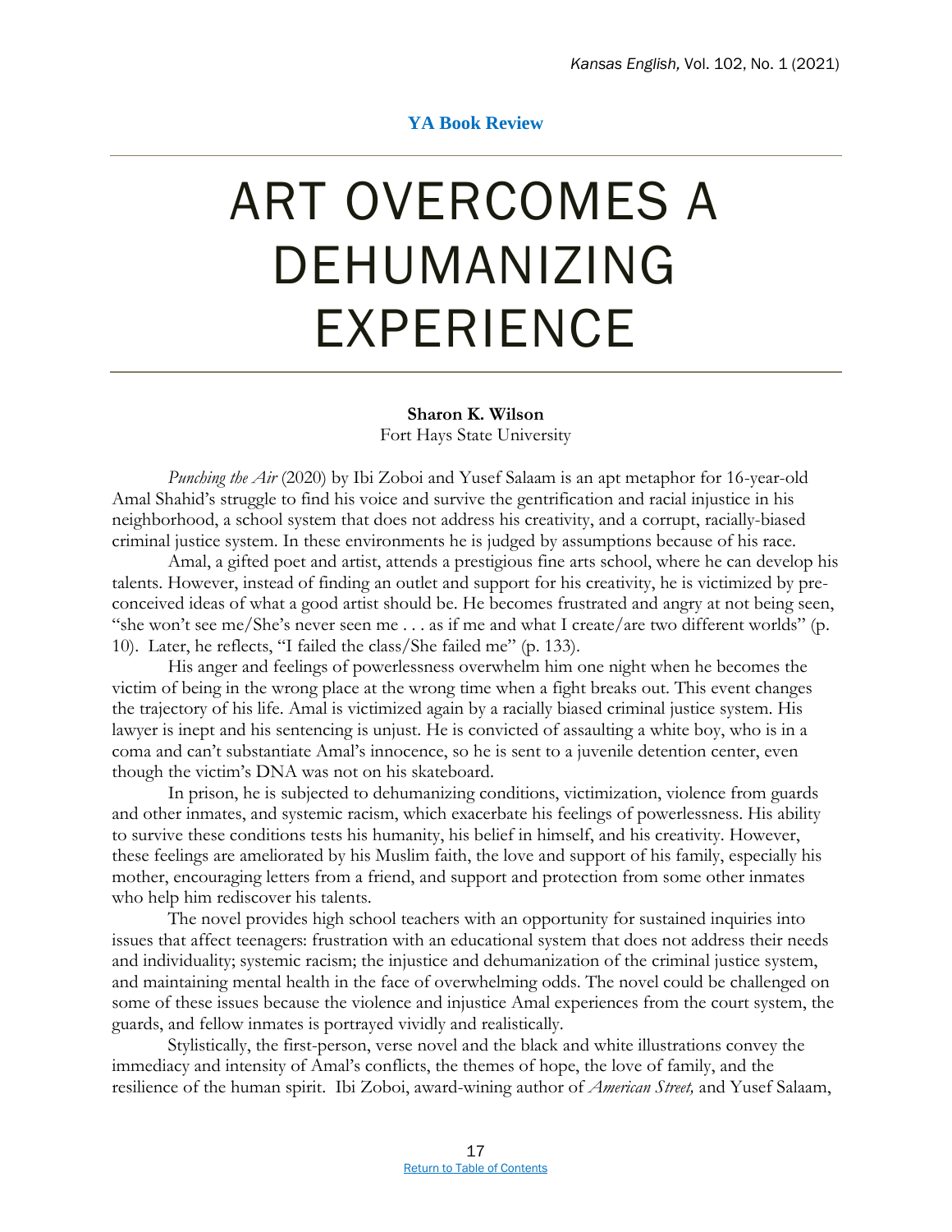**YA Book Review**

# ART OVERCOMES A DEHUMANIZING EXPERIENCE

**Sharon K. Wilson**
Fort Hays State University

*Punching the Air* (2020) by Ibi Zoboi and Yusef Salaam is an apt metaphor for 16-year-old Amal Shahid's struggle to find his voice and survive the gentrification and racial injustice in his neighborhood, a school system that does not address his creativity, and a corrupt, racially-biased criminal justice system. In these environments he is judged by assumptions because of his race.

Amal, a gifted poet and artist, attends a prestigious fine arts school, where he can develop his talents. However, instead of finding an outlet and support for his creativity, he is victimized by pre-conceived ideas of what a good artist should be. He becomes frustrated and angry at not being seen, "she won't see me/She's never seen me . . . as if me and what I create/are two different worlds" (p. 10). Later, he reflects, "I failed the class/She failed me" (p. 133).

His anger and feelings of powerlessness overwhelm him one night when he becomes the victim of being in the wrong place at the wrong time when a fight breaks out. This event changes the trajectory of his life. Amal is victimized again by a racially biased criminal justice system. His lawyer is inept and his sentencing is unjust. He is convicted of assaulting a white boy, who is in a coma and can't substantiate Amal's innocence, so he is sent to a juvenile detention center, even though the victim's DNA was not on his skateboard.

In prison, he is subjected to dehumanizing conditions, victimization, violence from guards and other inmates, and systemic racism, which exacerbate his feelings of powerlessness. His ability to survive these conditions tests his humanity, his belief in himself, and his creativity. However, these feelings are ameliorated by his Muslim faith, the love and support of his family, especially his mother, encouraging letters from a friend, and support and protection from some other inmates who help him rediscover his talents.

The novel provides high school teachers with an opportunity for sustained inquiries into issues that affect teenagers: frustration with an educational system that does not address their needs and individuality; systemic racism; the injustice and dehumanization of the criminal justice system, and maintaining mental health in the face of overwhelming odds. The novel could be challenged on some of these issues because the violence and injustice Amal experiences from the court system, the guards, and fellow inmates is portrayed vividly and realistically.

Stylistically, the first-person, verse novel and the black and white illustrations convey the immediacy and intensity of Amal's conflicts, the themes of hope, the love of family, and the resilience of the human spirit. Ibi Zoboi, award-wining author of *American Street,* and Yusef Salaam,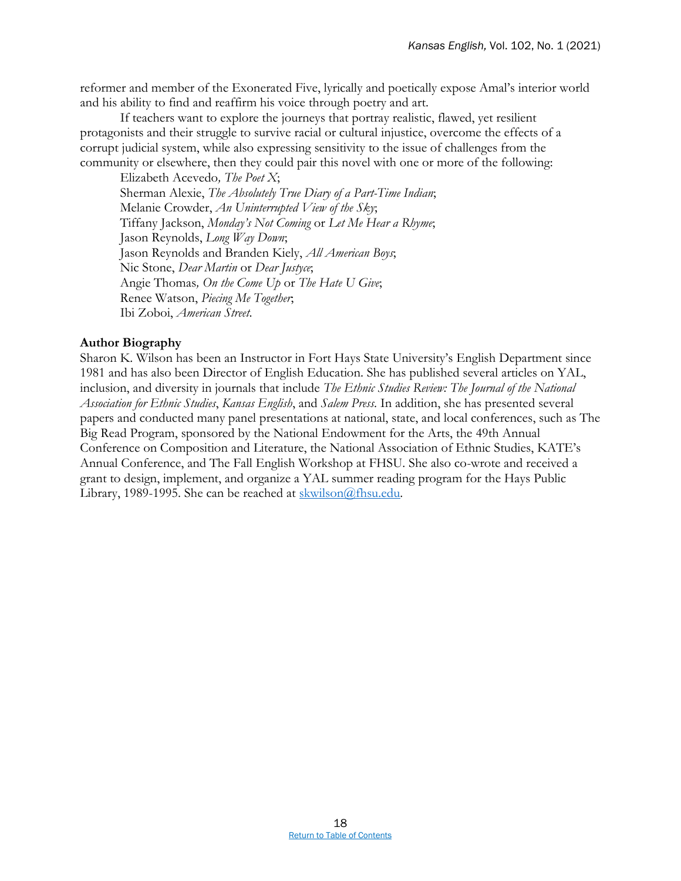reformer and member of the Exonerated Five, lyrically and poetically expose Amal's interior world and his ability to find and reaffirm his voice through poetry and art.

If teachers want to explore the journeys that portray realistic, flawed, yet resilient protagonists and their struggle to survive racial or cultural injustice, overcome the effects of a corrupt judicial system, while also expressing sensitivity to the issue of challenges from the community or elsewhere, then they could pair this novel with one or more of the following:

Elizabeth Acevedo, *The Poet X*;
Sherman Alexie, *The Absolutely True Diary of a Part-Time Indian*;
Melanie Crowder, *An Uninterrupted View of the Sky*;
Tiffany Jackson, *Monday's Not Coming* or *Let Me Hear a Rhyme*;
Jason Reynolds, *Long Way Down*;
Jason Reynolds and Branden Kiely, *All American Boys*;
Nic Stone, *Dear Martin* or *Dear Justyce*;
Angie Thomas, *On the Come Up* or *The Hate U Give*;
Renee Watson, *Piecing Me Together*;
Ibi Zoboi, *American Street*.

**Author Biography**

Sharon K. Wilson has been an Instructor in Fort Hays State University's English Department since 1981 and has also been Director of English Education. She has published several articles on YAL, inclusion, and diversity in journals that include *The Ethnic Studies Review: The Journal of the National Association for Ethnic Studies*, *Kansas English*, and *Salem Press*. In addition, she has presented several papers and conducted many panel presentations at national, state, and local conferences, such as The Big Read Program, sponsored by the National Endowment for the Arts, the 49th Annual Conference on Composition and Literature, the National Association of Ethnic Studies, KATE's Annual Conference, and The Fall English Workshop at FHSU. She also co-wrote and received a grant to design, implement, and organize a YAL summer reading program for the Hays Public Library, 1989-1995. She can be reached at skwilson@fhsu.edu.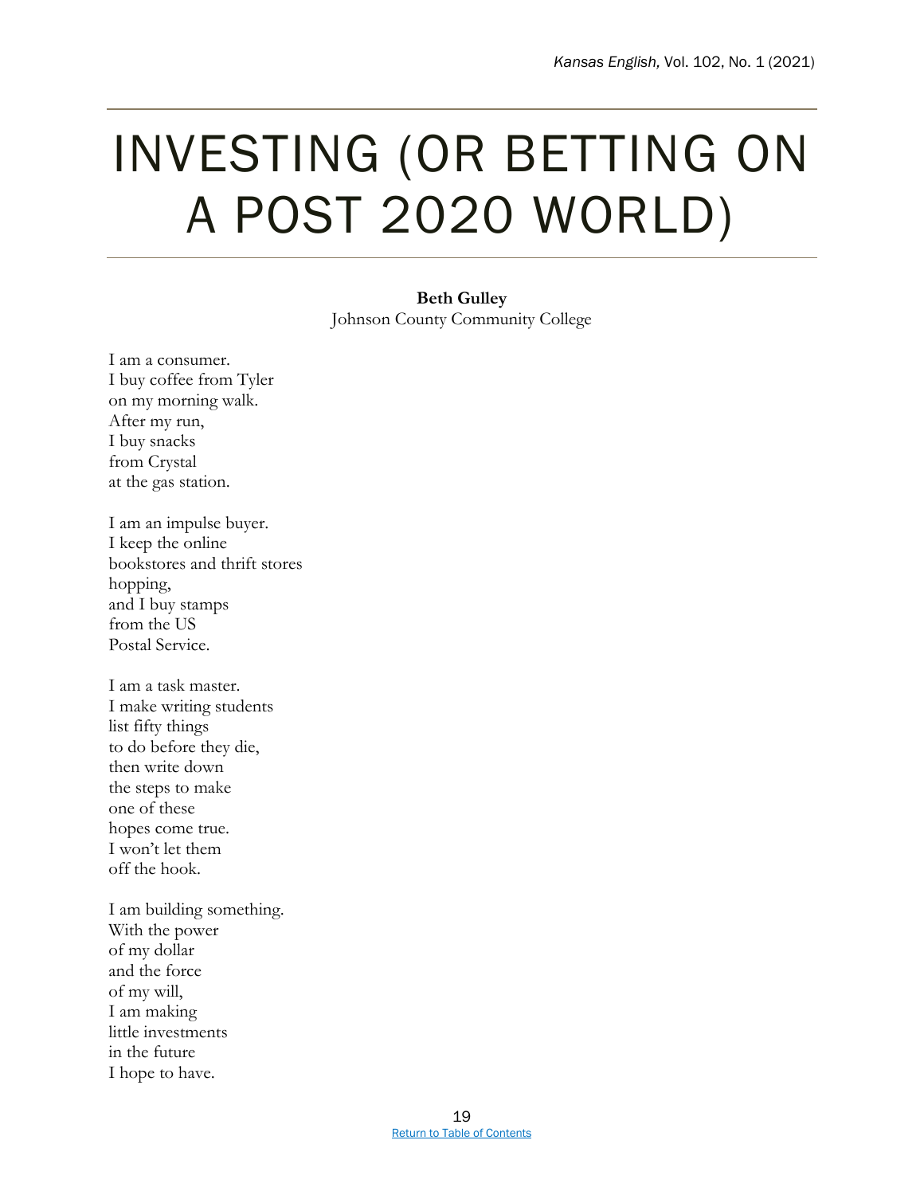# INVESTING (OR BETTING ON A POST 2020 WORLD)

**Beth Gulley**
Johnson County Community College

I am a consumer.
I buy coffee from Tyler
on my morning walk.
After my run,
I buy snacks
from Crystal
at the gas station.

I am an impulse buyer.
I keep the online
bookstores and thrift stores
hopping,
and I buy stamps
from the US
Postal Service.

I am a task master.
I make writing students
list fifty things
to do before they die,
then write down
the steps to make
one of these
hopes come true.
I won't let them
off the hook.

I am building something.
With the power
of my dollar
and the force
of my will,
I am making
little investments
in the future
I hope to have.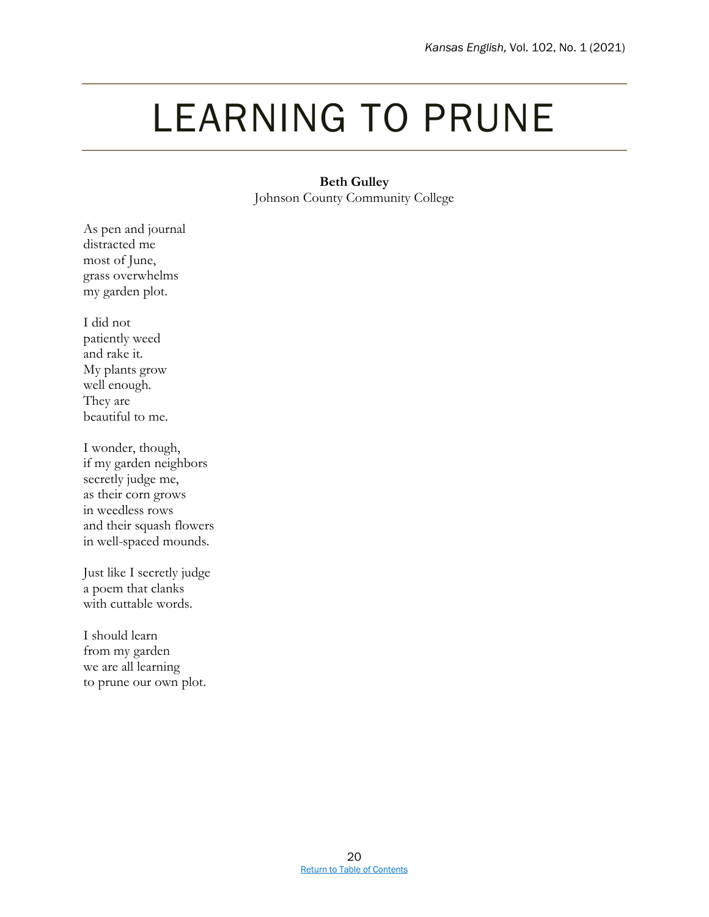# LEARNING TO PRUNE

**Beth Gulley**
Johnson County Community College

As pen and journal
distracted me
most of June,
grass overwhelms
my garden plot.

I did not
patiently weed
and rake it.
My plants grow
well enough.
They are
beautiful to me.

I wonder, though,
if my garden neighbors
secretly judge me,
as their corn grows
in weedless rows
and their squash flowers
in well-spaced mounds.

Just like I secretly judge
a poem that clanks
with cuttable words.

I should learn
from my garden
we are all learning
to prune our own plot.

[Return to Table of Contents]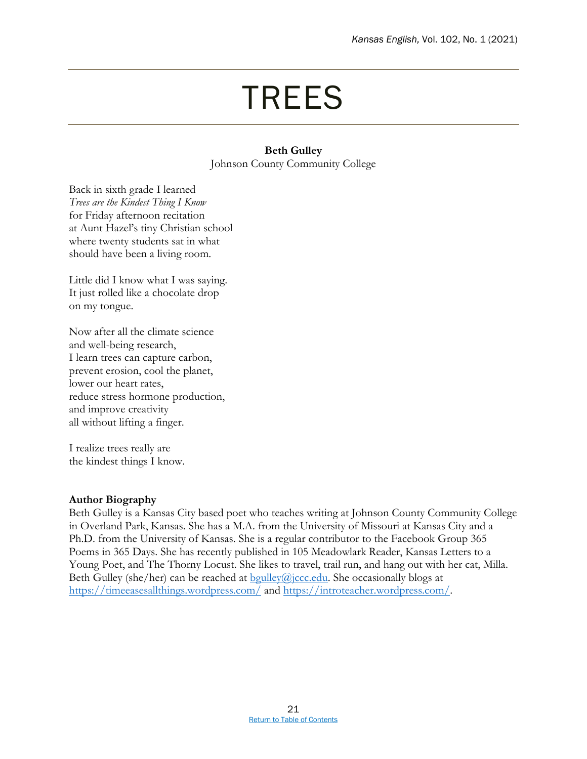# TREES

**Beth Gulley**
Johnson County Community College

Back in sixth grade I learned
*Trees are the Kindest Thing I Know*
for Friday afternoon recitation
at Aunt Hazel's tiny Christian school
where twenty students sat in what
should have been a living room.

Little did I know what I was saying.
It just rolled like a chocolate drop
on my tongue.

Now after all the climate science
and well-being research,
I learn trees can capture carbon,
prevent erosion, cool the planet,
lower our heart rates,
reduce stress hormone production,
and improve creativity
all without lifting a finger.

I realize trees really are
the kindest things I know.

**Author Biography**

Beth Gulley is a Kansas City based poet who teaches writing at Johnson County Community College in Overland Park, Kansas. She has a M.A. from the University of Missouri at Kansas City and a Ph.D. from the University of Kansas. She is a regular contributor to the Facebook Group 365 Poems in 365 Days. She has recently published in 105 Meadowlark Reader, Kansas Letters to a Young Poet, and The Thorny Locust. She likes to travel, trail run, and hang out with her cat, Milla. Beth Gulley (she/her) can be reached at bgulley@jccc.edu. She occasionally blogs at https://timeeasesallthings.wordpress.com/ and https://introteacher.wordpress.com/.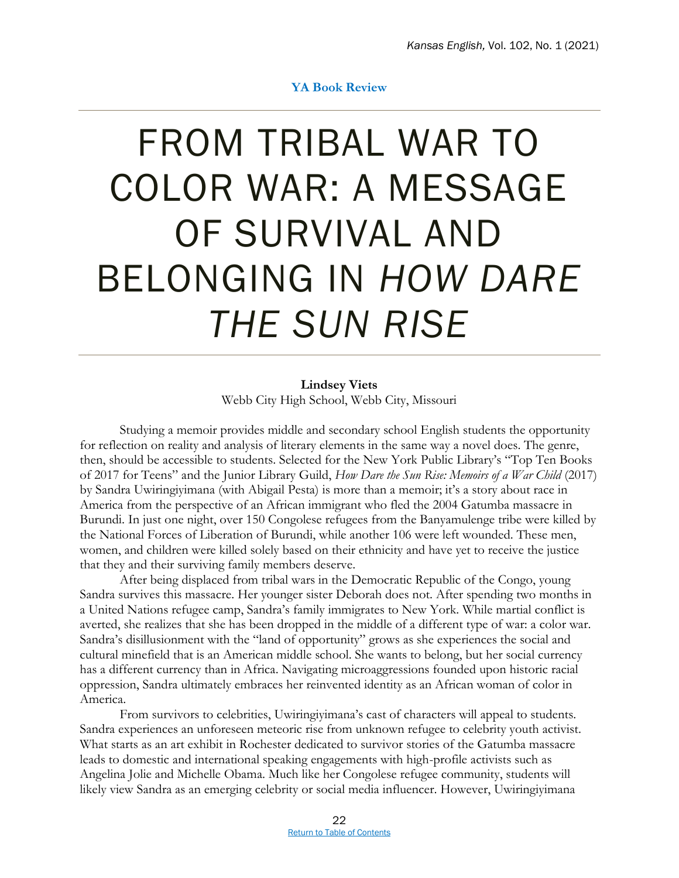**YA Book Review**

# FROM TRIBAL WAR TO COLOR WAR: A MESSAGE OF SURVIVAL AND BELONGING IN *HOW DARE THE SUN RISE*

**Lindsey Viets**
Webb City High School, Webb City, Missouri

Studying a memoir provides middle and secondary school English students the opportunity for reflection on reality and analysis of literary elements in the same way a novel does. The genre, then, should be accessible to students. Selected for the New York Public Library's "Top Ten Books of 2017 for Teens" and the Junior Library Guild, *How Dare the Sun Rise: Memoirs of a War Child* (2017) by Sandra Uwiringiyimana (with Abigail Pesta) is more than a memoir; it's a story about race in America from the perspective of an African immigrant who fled the 2004 Gatumba massacre in Burundi. In just one night, over 150 Congolese refugees from the Banyamulenge tribe were killed by the National Forces of Liberation of Burundi, while another 106 were left wounded. These men, women, and children were killed solely based on their ethnicity and have yet to receive the justice that they and their surviving family members deserve.

After being displaced from tribal wars in the Democratic Republic of the Congo, young Sandra survives this massacre. Her younger sister Deborah does not. After spending two months in a United Nations refugee camp, Sandra's family immigrates to New York. While martial conflict is averted, she realizes that she has been dropped in the middle of a different type of war: a color war. Sandra's disillusionment with the "land of opportunity" grows as she experiences the social and cultural minefield that is an American middle school. She wants to belong, but her social currency has a different currency than in Africa. Navigating microaggressions founded upon historic racial oppression, Sandra ultimately embraces her reinvented identity as an African woman of color in America.

From survivors to celebrities, Uwiringiyimana's cast of characters will appeal to students. Sandra experiences an unforeseen meteoric rise from unknown refugee to celebrity youth activist. What starts as an art exhibit in Rochester dedicated to survivor stories of the Gatumba massacre leads to domestic and international speaking engagements with high-profile activists such as Angelina Jolie and Michelle Obama. Much like her Congolese refugee community, students will likely view Sandra as an emerging celebrity or social media influencer. However, Uwiringiyimana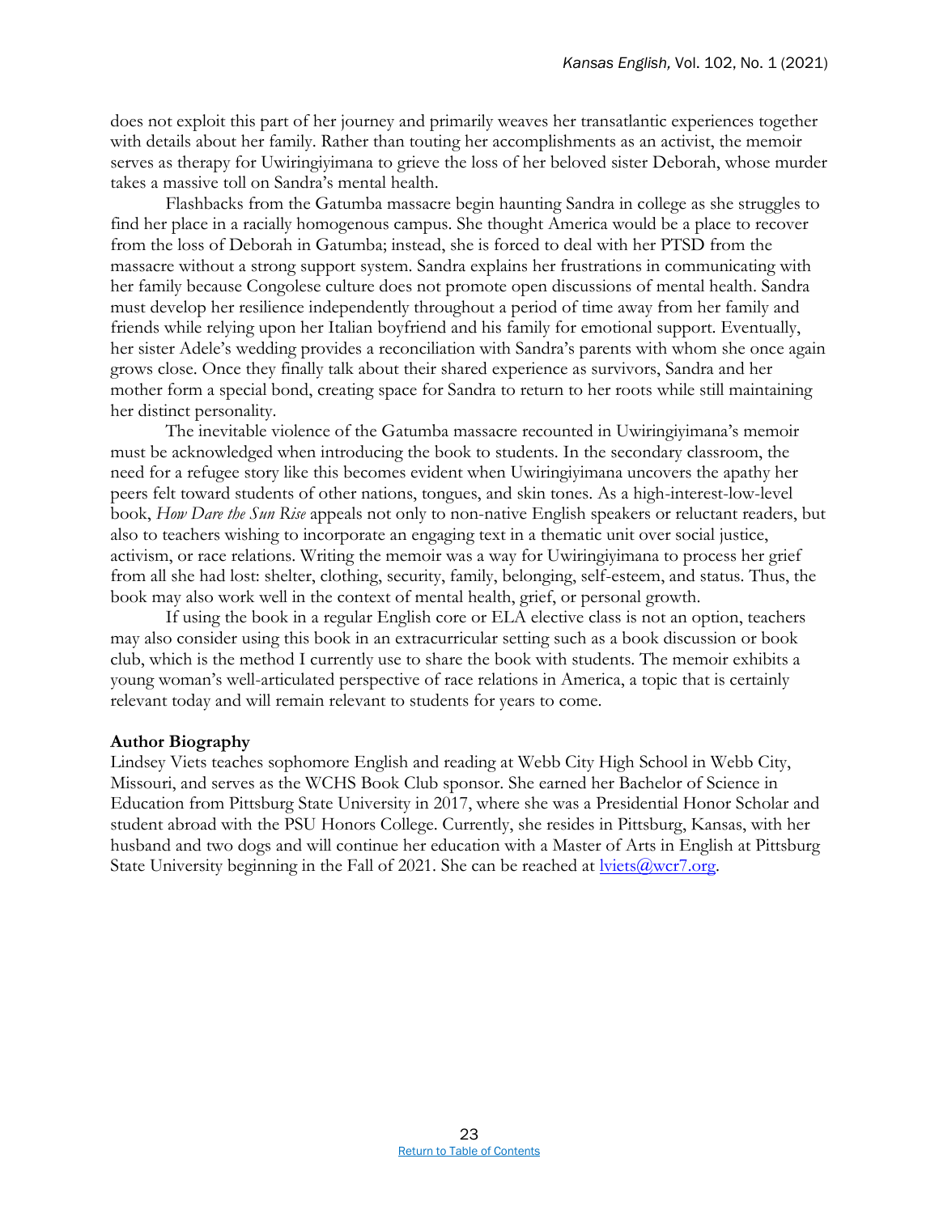does not exploit this part of her journey and primarily weaves her transatlantic experiences together with details about her family. Rather than touting her accomplishments as an activist, the memoir serves as therapy for Uwiringiyimana to grieve the loss of her beloved sister Deborah, whose murder takes a massive toll on Sandra's mental health.

Flashbacks from the Gatumba massacre begin haunting Sandra in college as she struggles to find her place in a racially homogenous campus. She thought America would be a place to recover from the loss of Deborah in Gatumba; instead, she is forced to deal with her PTSD from the massacre without a strong support system. Sandra explains her frustrations in communicating with her family because Congolese culture does not promote open discussions of mental health. Sandra must develop her resilience independently throughout a period of time away from her family and friends while relying upon her Italian boyfriend and his family for emotional support. Eventually, her sister Adele's wedding provides a reconciliation with Sandra's parents with whom she once again grows close. Once they finally talk about their shared experience as survivors, Sandra and her mother form a special bond, creating space for Sandra to return to her roots while still maintaining her distinct personality.

The inevitable violence of the Gatumba massacre recounted in Uwiringiyimana's memoir must be acknowledged when introducing the book to students. In the secondary classroom, the need for a refugee story like this becomes evident when Uwiringiyimana uncovers the apathy her peers felt toward students of other nations, tongues, and skin tones. As a high-interest-low-level book, *How Dare the Sun Rise* appeals not only to non-native English speakers or reluctant readers, but also to teachers wishing to incorporate an engaging text in a thematic unit over social justice, activism, or race relations. Writing the memoir was a way for Uwiringiyimana to process her grief from all she had lost: shelter, clothing, security, family, belonging, self-esteem, and status. Thus, the book may also work well in the context of mental health, grief, or personal growth.

If using the book in a regular English core or ELA elective class is not an option, teachers may also consider using this book in an extracurricular setting such as a book discussion or book club, which is the method I currently use to share the book with students. The memoir exhibits a young woman's well-articulated perspective of race relations in America, a topic that is certainly relevant today and will remain relevant to students for years to come.

**Author Biography**

Lindsey Viets teaches sophomore English and reading at Webb City High School in Webb City, Missouri, and serves as the WCHS Book Club sponsor. She earned her Bachelor of Science in Education from Pittsburg State University in 2017, where she was a Presidential Honor Scholar and student abroad with the PSU Honors College. Currently, she resides in Pittsburg, Kansas, with her husband and two dogs and will continue her education with a Master of Arts in English at Pittsburg State University beginning in the Fall of 2021. She can be reached at lviets@wcr7.org.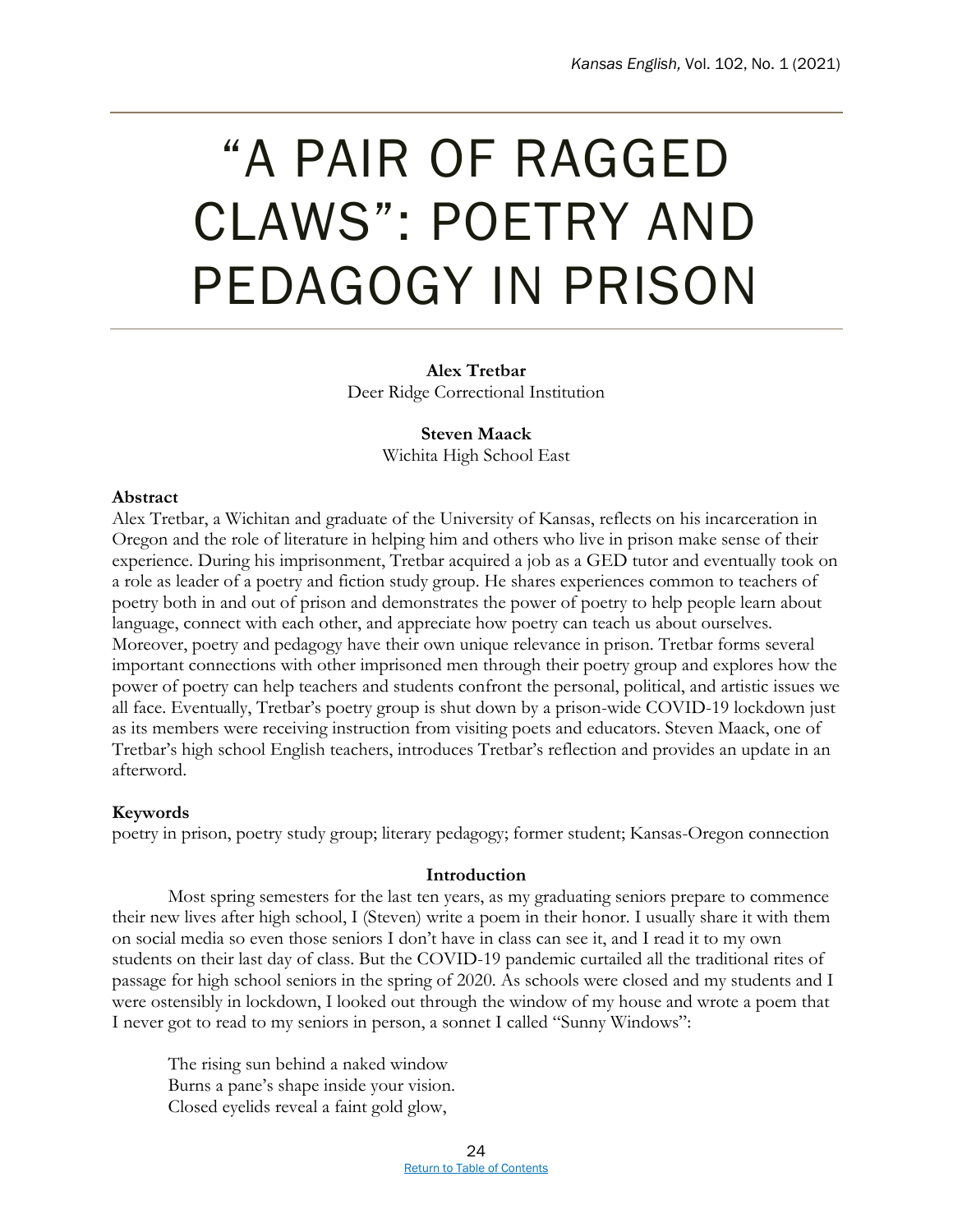# "A PAIR OF RAGGED CLAWS": POETRY AND PEDAGOGY IN PRISON

**Alex Tretbar**
Deer Ridge Correctional Institution

**Steven Maack**
Wichita High School East

**Abstract**

Alex Tretbar, a Wichitan and graduate of the University of Kansas, reflects on his incarceration in Oregon and the role of literature in helping him and others who live in prison make sense of their experience. During his imprisonment, Tretbar acquired a job as a GED tutor and eventually took on a role as leader of a poetry and fiction study group. He shares experiences common to teachers of poetry both in and out of prison and demonstrates the power of poetry to help people learn about language, connect with each other, and appreciate how poetry can teach us about ourselves. Moreover, poetry and pedagogy have their own unique relevance in prison. Tretbar forms several important connections with other imprisoned men through their poetry group and explores how the power of poetry can help teachers and students confront the personal, political, and artistic issues we all face. Eventually, Tretbar's poetry group is shut down by a prison-wide COVID-19 lockdown just as its members were receiving instruction from visiting poets and educators. Steven Maack, one of Tretbar's high school English teachers, introduces Tretbar's reflection and provides an update in an afterword.

**Keywords**

poetry in prison, poetry study group; literary pedagogy; former student; Kansas-Oregon connection

**Introduction**

Most spring semesters for the last ten years, as my graduating seniors prepare to commence their new lives after high school, I (Steven) write a poem in their honor. I usually share it with them on social media so even those seniors I don't have in class can see it, and I read it to my own students on their last day of class. But the COVID-19 pandemic curtailed all the traditional rites of passage for high school seniors in the spring of 2020. As schools were closed and my students and I were ostensibly in lockdown, I looked out through the window of my house and wrote a poem that I never got to read to my seniors in person, a sonnet I called "Sunny Windows":

> The rising sun behind a naked window
> Burns a pane's shape inside your vision.
> Closed eyelids reveal a faint gold glow,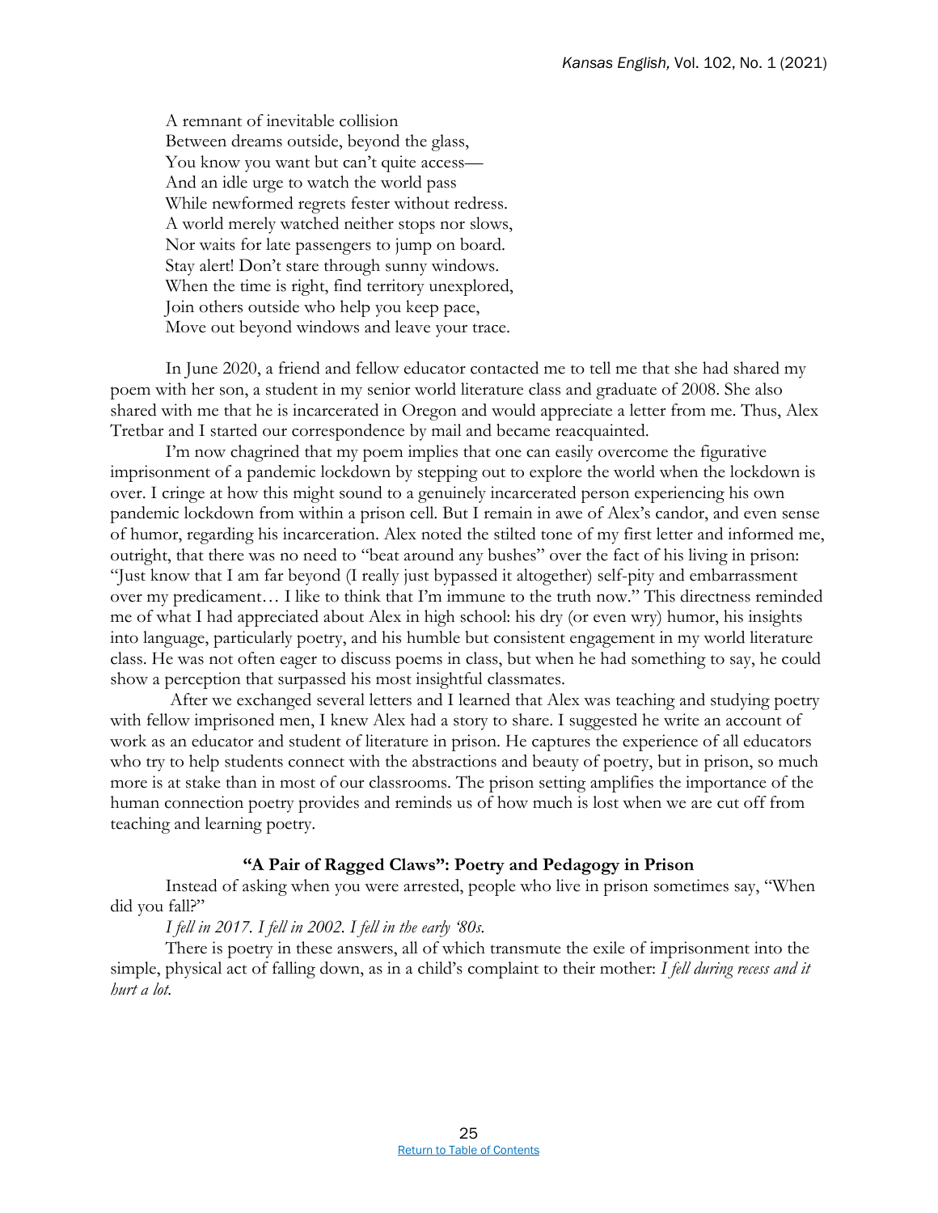A remnant of inevitable collision  
Between dreams outside, beyond the glass,  
You know you want but can't quite access—  
And an idle urge to watch the world pass  
While newformed regrets fester without redress.  
A world merely watched neither stops nor slows,  
Nor waits for late passengers to jump on board.  
Stay alert! Don't stare through sunny windows.  
When the time is right, find territory unexplored,  
Join others outside who help you keep pace,  
Move out beyond windows and leave your trace.

In June 2020, a friend and fellow educator contacted me to tell me that she had shared my poem with her son, a student in my senior world literature class and graduate of 2008. She also shared with me that he is incarcerated in Oregon and would appreciate a letter from me. Thus, Alex Tretbar and I started our correspondence by mail and became reacquainted.

I'm now chagrined that my poem implies that one can easily overcome the figurative imprisonment of a pandemic lockdown by stepping out to explore the world when the lockdown is over. I cringe at how this might sound to a genuinely incarcerated person experiencing his own pandemic lockdown from within a prison cell. But I remain in awe of Alex's candor, and even sense of humor, regarding his incarceration. Alex noted the stilted tone of my first letter and informed me, outright, that there was no need to "beat around any bushes" over the fact of his living in prison: "Just know that I am far beyond (I really just bypassed it altogether) self-pity and embarrassment over my predicament… I like to think that I'm immune to the truth now." This directness reminded me of what I had appreciated about Alex in high school: his dry (or even wry) humor, his insights into language, particularly poetry, and his humble but consistent engagement in my world literature class. He was not often eager to discuss poems in class, but when he had something to say, he could show a perception that surpassed his most insightful classmates.

After we exchanged several letters and I learned that Alex was teaching and studying poetry with fellow imprisoned men, I knew Alex had a story to share. I suggested he write an account of work as an educator and student of literature in prison. He captures the experience of all educators who try to help students connect with the abstractions and beauty of poetry, but in prison, so much more is at stake than in most of our classrooms. The prison setting amplifies the importance of the human connection poetry provides and reminds us of how much is lost when we are cut off from teaching and learning poetry.

## "A Pair of Ragged Claws": Poetry and Pedagogy in Prison

Instead of asking when you were arrested, people who live in prison sometimes say, "When did you fall?"

*I fell in 2017. I fell in 2002. I fell in the early '80s.*

There is poetry in these answers, all of which transmute the exile of imprisonment into the simple, physical act of falling down, as in a child's complaint to their mother: *I fell during recess and it hurt a lot.*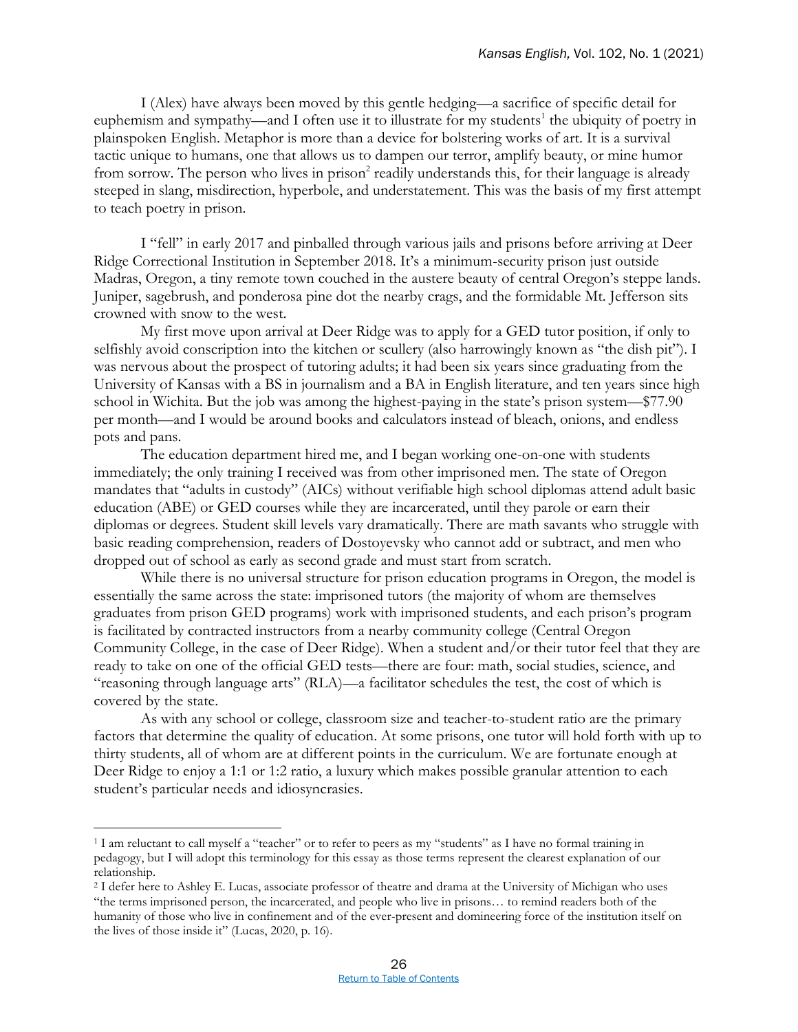I (Alex) have always been moved by this gentle hedging—a sacrifice of specific detail for euphemism and sympathy—and I often use it to illustrate for my students[1] the ubiquity of poetry in plainspoken English. Metaphor is more than a device for bolstering works of art. It is a survival tactic unique to humans, one that allows us to dampen our terror, amplify beauty, or mine humor from sorrow. The person who lives in prison[2] readily understands this, for their language is already steeped in slang, misdirection, hyperbole, and understatement. This was the basis of my first attempt to teach poetry in prison.

I "fell" in early 2017 and pinballed through various jails and prisons before arriving at Deer Ridge Correctional Institution in September 2018. It's a minimum-security prison just outside Madras, Oregon, a tiny remote town couched in the austere beauty of central Oregon's steppe lands. Juniper, sagebrush, and ponderosa pine dot the nearby crags, and the formidable Mt. Jefferson sits crowned with snow to the west.

My first move upon arrival at Deer Ridge was to apply for a GED tutor position, if only to selfishly avoid conscription into the kitchen or scullery (also harrowingly known as "the dish pit"). I was nervous about the prospect of tutoring adults; it had been six years since graduating from the University of Kansas with a BS in journalism and a BA in English literature, and ten years since high school in Wichita. But the job was among the highest-paying in the state's prison system—$77.90 per month—and I would be around books and calculators instead of bleach, onions, and endless pots and pans.

The education department hired me, and I began working one-on-one with students immediately; the only training I received was from other imprisoned men. The state of Oregon mandates that "adults in custody" (AICs) without verifiable high school diplomas attend adult basic education (ABE) or GED courses while they are incarcerated, until they parole or earn their diplomas or degrees. Student skill levels vary dramatically. There are math savants who struggle with basic reading comprehension, readers of Dostoyevsky who cannot add or subtract, and men who dropped out of school as early as second grade and must start from scratch.

While there is no universal structure for prison education programs in Oregon, the model is essentially the same across the state: imprisoned tutors (the majority of whom are themselves graduates from prison GED programs) work with imprisoned students, and each prison's program is facilitated by contracted instructors from a nearby community college (Central Oregon Community College, in the case of Deer Ridge). When a student and/or their tutor feel that they are ready to take on one of the official GED tests—there are four: math, social studies, science, and "reasoning through language arts" (RLA)—a facilitator schedules the test, the cost of which is covered by the state.

As with any school or college, classroom size and teacher-to-student ratio are the primary factors that determine the quality of education. At some prisons, one tutor will hold forth with up to thirty students, all of whom are at different points in the curriculum. We are fortunate enough at Deer Ridge to enjoy a 1:1 or 1:2 ratio, a luxury which makes possible granular attention to each student's particular needs and idiosyncrasies.

---

[1] I am reluctant to call myself a "teacher" or to refer to peers as my "students" as I have no formal training in pedagogy, but I will adopt this terminology for this essay as those terms represent the clearest explanation of our relationship.

[2] I defer here to Ashley E. Lucas, associate professor of theatre and drama at the University of Michigan who uses "the terms imprisoned person, the incarcerated, and people who live in prisons… to remind readers both of the humanity of those who live in confinement and of the ever-present and domineering force of the institution itself on the lives of those inside it" (Lucas, 2020, p. 16).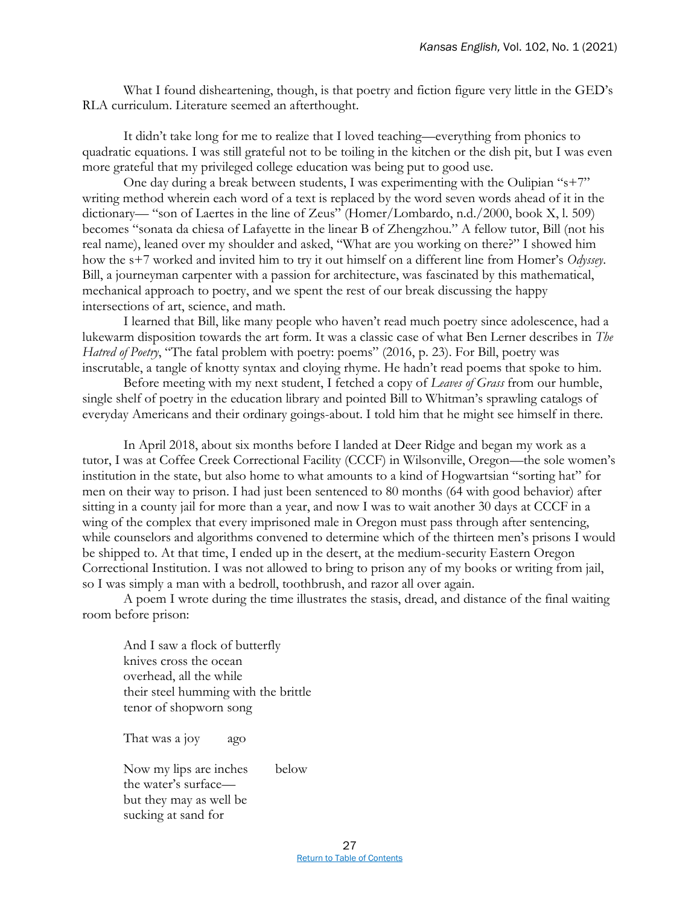What I found disheartening, though, is that poetry and fiction figure very little in the GED's RLA curriculum. Literature seemed an afterthought.

It didn't take long for me to realize that I loved teaching—everything from phonics to quadratic equations. I was still grateful not to be toiling in the kitchen or the dish pit, but I was even more grateful that my privileged college education was being put to good use.

One day during a break between students, I was experimenting with the Oulipian "s+7" writing method wherein each word of a text is replaced by the word seven words ahead of it in the dictionary— "son of Laertes in the line of Zeus" (Homer/Lombardo, n.d./2000, book X, l. 509) becomes "sonata da chiesa of Lafayette in the linear B of Zhengzhou." A fellow tutor, Bill (not his real name), leaned over my shoulder and asked, "What are you working on there?" I showed him how the s+7 worked and invited him to try it out himself on a different line from Homer's *Odyssey*. Bill, a journeyman carpenter with a passion for architecture, was fascinated by this mathematical, mechanical approach to poetry, and we spent the rest of our break discussing the happy intersections of art, science, and math.

I learned that Bill, like many people who haven't read much poetry since adolescence, had a lukewarm disposition towards the art form. It was a classic case of what Ben Lerner describes in *The Hatred of Poetry*, "The fatal problem with poetry: poems" (2016, p. 23). For Bill, poetry was inscrutable, a tangle of knotty syntax and cloying rhyme. He hadn't read poems that spoke to him.

Before meeting with my next student, I fetched a copy of *Leaves of Grass* from our humble, single shelf of poetry in the education library and pointed Bill to Whitman's sprawling catalogs of everyday Americans and their ordinary goings-about. I told him that he might see himself in there.

In April 2018, about six months before I landed at Deer Ridge and began my work as a tutor, I was at Coffee Creek Correctional Facility (CCCF) in Wilsonville, Oregon—the sole women's institution in the state, but also home to what amounts to a kind of Hogwartsian "sorting hat" for men on their way to prison. I had just been sentenced to 80 months (64 with good behavior) after sitting in a county jail for more than a year, and now I was to wait another 30 days at CCCF in a wing of the complex that every imprisoned male in Oregon must pass through after sentencing, while counselors and algorithms convened to determine which of the thirteen men's prisons I would be shipped to. At that time, I ended up in the desert, at the medium-security Eastern Oregon Correctional Institution. I was not allowed to bring to prison any of my books or writing from jail, so I was simply a man with a bedroll, toothbrush, and razor all over again.

A poem I wrote during the time illustrates the stasis, dread, and distance of the final waiting room before prison:

> And I saw a flock of butterfly
> knives cross the ocean
> overhead, all the while
> their steel humming with the brittle
> tenor of shopworn song
>
> That was a joy        ago
>
> Now my lips are inches        below
> the water's surface—
> but they may as well be
> sucking at sand for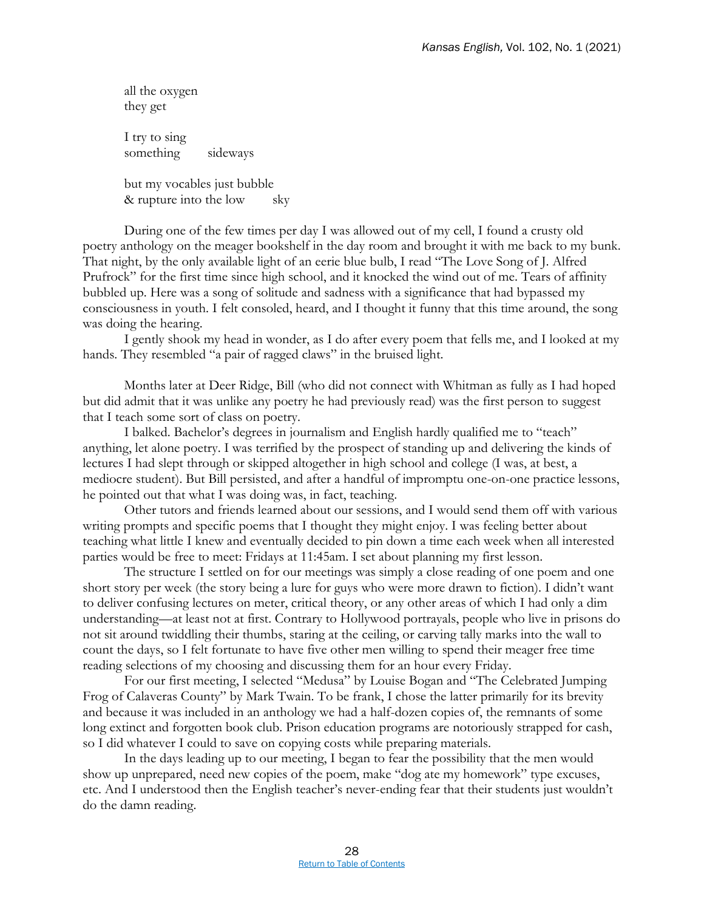all the oxygen
they get

I try to sing
something        sideways

but my vocables just bubble
& rupture into the low        sky

During one of the few times per day I was allowed out of my cell, I found a crusty old poetry anthology on the meager bookshelf in the day room and brought it with me back to my bunk. That night, by the only available light of an eerie blue bulb, I read "The Love Song of J. Alfred Prufrock" for the first time since high school, and it knocked the wind out of me. Tears of affinity bubbled up. Here was a song of solitude and sadness with a significance that had bypassed my consciousness in youth. I felt consoled, heard, and I thought it funny that this time around, the song was doing the hearing.

I gently shook my head in wonder, as I do after every poem that fells me, and I looked at my hands. They resembled "a pair of ragged claws" in the bruised light.

Months later at Deer Ridge, Bill (who did not connect with Whitman as fully as I had hoped but did admit that it was unlike any poetry he had previously read) was the first person to suggest that I teach some sort of class on poetry.

I balked. Bachelor's degrees in journalism and English hardly qualified me to "teach" anything, let alone poetry. I was terrified by the prospect of standing up and delivering the kinds of lectures I had slept through or skipped altogether in high school and college (I was, at best, a mediocre student). But Bill persisted, and after a handful of impromptu one-on-one practice lessons, he pointed out that what I was doing was, in fact, teaching.

Other tutors and friends learned about our sessions, and I would send them off with various writing prompts and specific poems that I thought they might enjoy. I was feeling better about teaching what little I knew and eventually decided to pin down a time each week when all interested parties would be free to meet: Fridays at 11:45am. I set about planning my first lesson.

The structure I settled on for our meetings was simply a close reading of one poem and one short story per week (the story being a lure for guys who were more drawn to fiction). I didn't want to deliver confusing lectures on meter, critical theory, or any other areas of which I had only a dim understanding—at least not at first. Contrary to Hollywood portrayals, people who live in prisons do not sit around twiddling their thumbs, staring at the ceiling, or carving tally marks into the wall to count the days, so I felt fortunate to have five other men willing to spend their meager free time reading selections of my choosing and discussing them for an hour every Friday.

For our first meeting, I selected "Medusa" by Louise Bogan and "The Celebrated Jumping Frog of Calaveras County" by Mark Twain. To be frank, I chose the latter primarily for its brevity and because it was included in an anthology we had a half-dozen copies of, the remnants of some long extinct and forgotten book club. Prison education programs are notoriously strapped for cash, so I did whatever I could to save on copying costs while preparing materials.

In the days leading up to our meeting, I began to fear the possibility that the men would show up unprepared, need new copies of the poem, make "dog ate my homework" type excuses, etc. And I understood then the English teacher's never-ending fear that their students just wouldn't do the damn reading.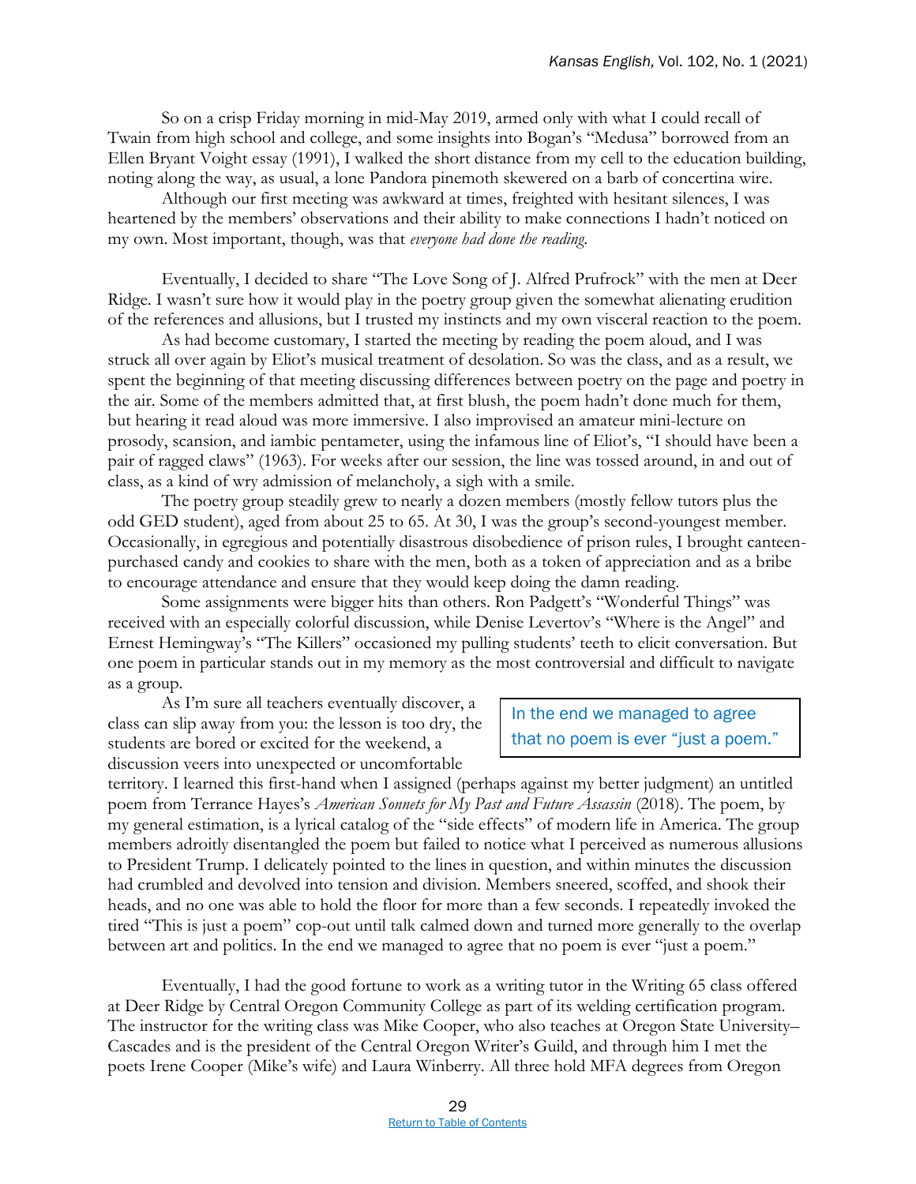So on a crisp Friday morning in mid-May 2019, armed only with what I could recall of Twain from high school and college, and some insights into Bogan's "Medusa" borrowed from an Ellen Bryant Voight essay (1991), I walked the short distance from my cell to the education building, noting along the way, as usual, a lone Pandora pinemoth skewered on a barb of concertina wire.

Although our first meeting was awkward at times, freighted with hesitant silences, I was heartened by the members' observations and their ability to make connections I hadn't noticed on my own. Most important, though, was that *everyone had done the reading.*

Eventually, I decided to share "The Love Song of J. Alfred Prufrock" with the men at Deer Ridge. I wasn't sure how it would play in the poetry group given the somewhat alienating erudition of the references and allusions, but I trusted my instincts and my own visceral reaction to the poem.

As had become customary, I started the meeting by reading the poem aloud, and I was struck all over again by Eliot's musical treatment of desolation. So was the class, and as a result, we spent the beginning of that meeting discussing differences between poetry on the page and poetry in the air. Some of the members admitted that, at first blush, the poem hadn't done much for them, but hearing it read aloud was more immersive. I also improvised an amateur mini-lecture on prosody, scansion, and iambic pentameter, using the infamous line of Eliot's, "I should have been a pair of ragged claws" (1963). For weeks after our session, the line was tossed around, in and out of class, as a kind of wry admission of melancholy, a sigh with a smile.

The poetry group steadily grew to nearly a dozen members (mostly fellow tutors plus the odd GED student), aged from about 25 to 65. At 30, I was the group's second-youngest member. Occasionally, in egregious and potentially disastrous disobedience of prison rules, I brought canteen-purchased candy and cookies to share with the men, both as a token of appreciation and as a bribe to encourage attendance and ensure that they would keep doing the damn reading.

Some assignments were bigger hits than others. Ron Padgett's "Wonderful Things" was received with an especially colorful discussion, while Denise Levertov's "Where is the Angel" and Ernest Hemingway's "The Killers" occasioned my pulling students' teeth to elicit conversation. But one poem in particular stands out in my memory as the most controversial and difficult to navigate as a group.

> In the end we managed to agree that no poem is ever "just a poem."

As I'm sure all teachers eventually discover, a class can slip away from you: the lesson is too dry, the students are bored or excited for the weekend, a discussion veers into unexpected or uncomfortable territory. I learned this first-hand when I assigned (perhaps against my better judgment) an untitled poem from Terrance Hayes's *American Sonnets for My Past and Future Assassin* (2018). The poem, by my general estimation, is a lyrical catalog of the "side effects" of modern life in America. The group members adroitly disentangled the poem but failed to notice what I perceived as numerous allusions to President Trump. I delicately pointed to the lines in question, and within minutes the discussion had crumbled and devolved into tension and division. Members sneered, scoffed, and shook their heads, and no one was able to hold the floor for more than a few seconds. I repeatedly invoked the tired "This is just a poem" cop-out until talk calmed down and turned more generally to the overlap between art and politics. In the end we managed to agree that no poem is ever "just a poem."

Eventually, I had the good fortune to work as a writing tutor in the Writing 65 class offered at Deer Ridge by Central Oregon Community College as part of its welding certification program. The instructor for the writing class was Mike Cooper, who also teaches at Oregon State University–Cascades and is the president of the Central Oregon Writer's Guild, and through him I met the poets Irene Cooper (Mike's wife) and Laura Winberry. All three hold MFA degrees from Oregon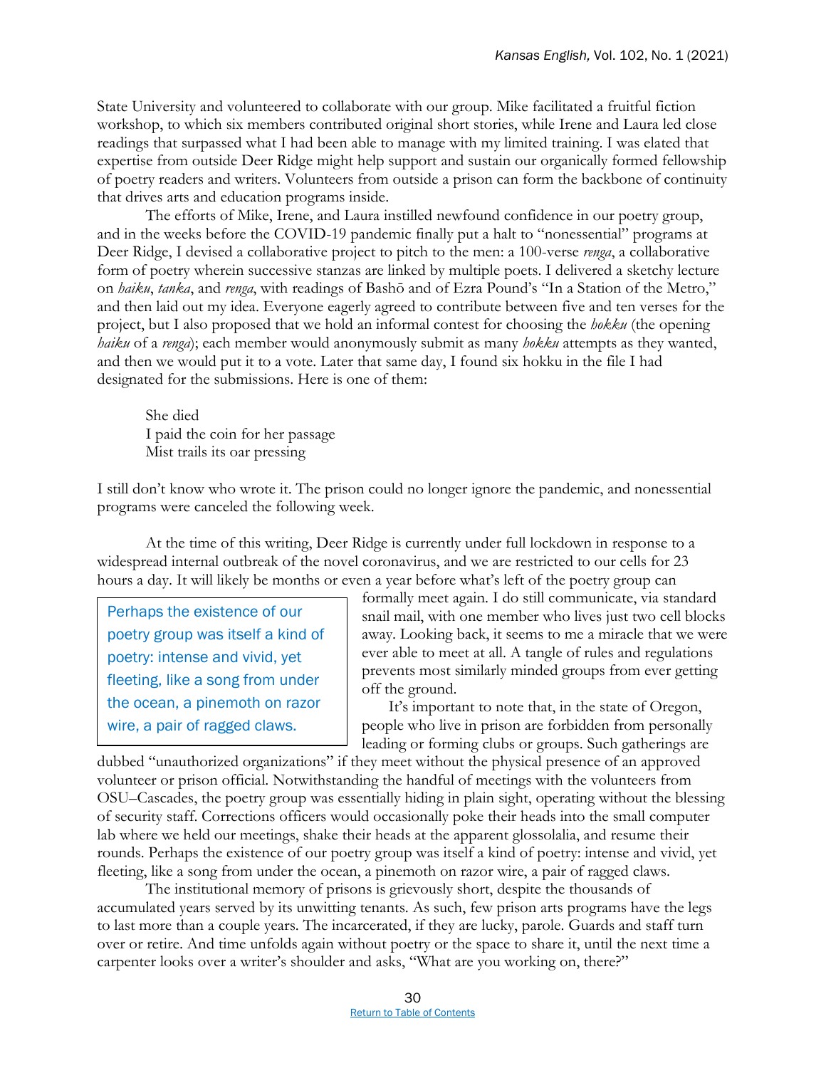State University and volunteered to collaborate with our group. Mike facilitated a fruitful fiction workshop, to which six members contributed original short stories, while Irene and Laura led close readings that surpassed what I had been able to manage with my limited training. I was elated that expertise from outside Deer Ridge might help support and sustain our organically formed fellowship of poetry readers and writers. Volunteers from outside a prison can form the backbone of continuity that drives arts and education programs inside.

The efforts of Mike, Irene, and Laura instilled newfound confidence in our poetry group, and in the weeks before the COVID-19 pandemic finally put a halt to "nonessential" programs at Deer Ridge, I devised a collaborative project to pitch to the men: a 100-verse *renga*, a collaborative form of poetry wherein successive stanzas are linked by multiple poets. I delivered a sketchy lecture on *haiku*, *tanka*, and *renga*, with readings of Bashō and of Ezra Pound's "In a Station of the Metro," and then laid out my idea. Everyone eagerly agreed to contribute between five and ten verses for the project, but I also proposed that we hold an informal contest for choosing the *hokku* (the opening *haiku* of a *renga*); each member would anonymously submit as many *hokku* attempts as they wanted, and then we would put it to a vote. Later that same day, I found six hokku in the file I had designated for the submissions. Here is one of them:

> She died
> I paid the coin for her passage
> Mist trails its oar pressing

I still don't know who wrote it. The prison could no longer ignore the pandemic, and nonessential programs were canceled the following week.

At the time of this writing, Deer Ridge is currently under full lockdown in response to a widespread internal outbreak of the novel coronavirus, and we are restricted to our cells for 23 hours a day. It will likely be months or even a year before what's left of the poetry group can formally meet again. I do still communicate, via standard snail mail, with one member who lives just two cell blocks away. Looking back, it seems to me a miracle that we were ever able to meet at all. A tangle of rules and regulations prevents most similarly minded groups from ever getting off the ground.

> Perhaps the existence of our poetry group was itself a kind of poetry: intense and vivid, yet fleeting, like a song from under the ocean, a pinemoth on razor wire, a pair of ragged claws.

It's important to note that, in the state of Oregon, people who live in prison are forbidden from personally leading or forming clubs or groups. Such gatherings are dubbed "unauthorized organizations" if they meet without the physical presence of an approved volunteer or prison official. Notwithstanding the handful of meetings with the volunteers from OSU–Cascades, the poetry group was essentially hiding in plain sight, operating without the blessing of security staff. Corrections officers would occasionally poke their heads into the small computer lab where we held our meetings, shake their heads at the apparent glossolalia, and resume their rounds. Perhaps the existence of our poetry group was itself a kind of poetry: intense and vivid, yet fleeting, like a song from under the ocean, a pinemoth on razor wire, a pair of ragged claws.

The institutional memory of prisons is grievously short, despite the thousands of accumulated years served by its unwitting tenants. As such, few prison arts programs have the legs to last more than a couple years. The incarcerated, if they are lucky, parole. Guards and staff turn over or retire. And time unfolds again without poetry or the space to share it, until the next time a carpenter looks over a writer's shoulder and asks, "What are you working on, there?"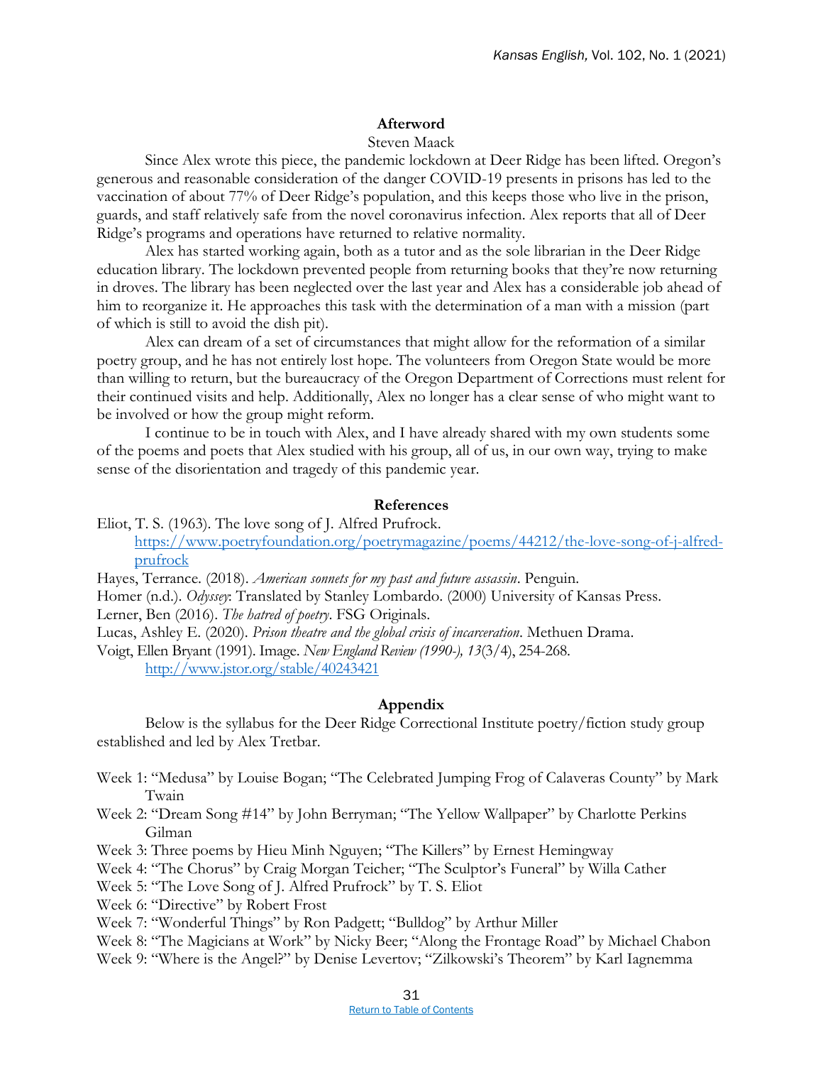## Afterword

Steven Maack

Since Alex wrote this piece, the pandemic lockdown at Deer Ridge has been lifted. Oregon's generous and reasonable consideration of the danger COVID-19 presents in prisons has led to the vaccination of about 77% of Deer Ridge's population, and this keeps those who live in the prison, guards, and staff relatively safe from the novel coronavirus infection. Alex reports that all of Deer Ridge's programs and operations have returned to relative normality.

Alex has started working again, both as a tutor and as the sole librarian in the Deer Ridge education library. The lockdown prevented people from returning books that they're now returning in droves. The library has been neglected over the last year and Alex has a considerable job ahead of him to reorganize it. He approaches this task with the determination of a man with a mission (part of which is still to avoid the dish pit).

Alex can dream of a set of circumstances that might allow for the reformation of a similar poetry group, and he has not entirely lost hope. The volunteers from Oregon State would be more than willing to return, but the bureaucracy of the Oregon Department of Corrections must relent for their continued visits and help. Additionally, Alex no longer has a clear sense of who might want to be involved or how the group might reform.

I continue to be in touch with Alex, and I have already shared with my own students some of the poems and poets that Alex studied with his group, all of us, in our own way, trying to make sense of the disorientation and tragedy of this pandemic year.

## References

Eliot, T. S. (1963). The love song of J. Alfred Prufrock. https://www.poetryfoundation.org/poetrymagazine/poems/44212/the-love-song-of-j-alfred-prufrock

Hayes, Terrance. (2018). *American sonnets for my past and future assassin*. Penguin.

Homer (n.d.). *Odyssey*: Translated by Stanley Lombardo. (2000) University of Kansas Press.

Lerner, Ben (2016). *The hatred of poetry*. FSG Originals.

Lucas, Ashley E. (2020). *Prison theatre and the global crisis of incarceration*. Methuen Drama.

Voigt, Ellen Bryant (1991). Image. *New England Review (1990-), 13*(3/4), 254-268. http://www.jstor.org/stable/40243421

## Appendix

Below is the syllabus for the Deer Ridge Correctional Institute poetry/fiction study group established and led by Alex Tretbar.

Week 1: "Medusa" by Louise Bogan; "The Celebrated Jumping Frog of Calaveras County" by Mark Twain

Week 2: "Dream Song #14" by John Berryman; "The Yellow Wallpaper" by Charlotte Perkins Gilman

Week 3: Three poems by Hieu Minh Nguyen; "The Killers" by Ernest Hemingway

Week 4: "The Chorus" by Craig Morgan Teicher; "The Sculptor's Funeral" by Willa Cather

Week 5: "The Love Song of J. Alfred Prufrock" by T. S. Eliot

Week 6: "Directive" by Robert Frost

Week 7: "Wonderful Things" by Ron Padgett; "Bulldog" by Arthur Miller

Week 8: "The Magicians at Work" by Nicky Beer; "Along the Frontage Road" by Michael Chabon

Week 9: "Where is the Angel?" by Denise Levertov; "Zilkowski's Theorem" by Karl Iagnemma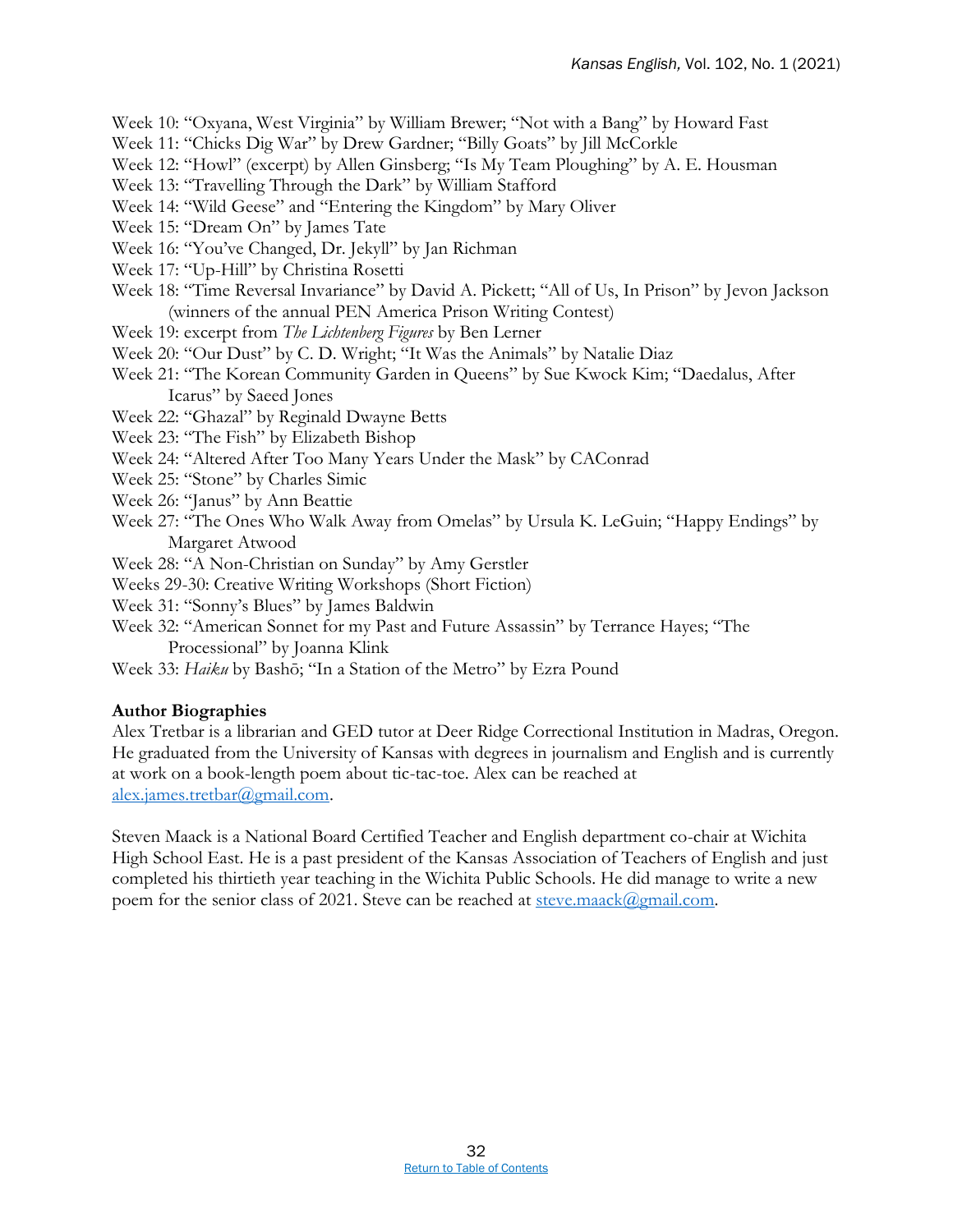Week 10: "Oxyana, West Virginia" by William Brewer; "Not with a Bang" by Howard Fast
Week 11: "Chicks Dig War" by Drew Gardner; "Billy Goats" by Jill McCorkle
Week 12: "Howl" (excerpt) by Allen Ginsberg; "Is My Team Ploughing" by A. E. Housman
Week 13: "Travelling Through the Dark" by William Stafford
Week 14: "Wild Geese" and "Entering the Kingdom" by Mary Oliver
Week 15: "Dream On" by James Tate
Week 16: "You've Changed, Dr. Jekyll" by Jan Richman
Week 17: "Up-Hill" by Christina Rosetti
Week 18: "Time Reversal Invariance" by David A. Pickett; "All of Us, In Prison" by Jevon Jackson (winners of the annual PEN America Prison Writing Contest)
Week 19: excerpt from *The Lichtenberg Figures* by Ben Lerner
Week 20: "Our Dust" by C. D. Wright; "It Was the Animals" by Natalie Diaz
Week 21: "The Korean Community Garden in Queens" by Sue Kwock Kim; "Daedalus, After Icarus" by Saeed Jones
Week 22: "Ghazal" by Reginald Dwayne Betts
Week 23: "The Fish" by Elizabeth Bishop
Week 24: "Altered After Too Many Years Under the Mask" by CAConrad
Week 25: "Stone" by Charles Simic
Week 26: "Janus" by Ann Beattie
Week 27: "The Ones Who Walk Away from Omelas" by Ursula K. LeGuin; "Happy Endings" by Margaret Atwood
Week 28: "A Non-Christian on Sunday" by Amy Gerstler
Weeks 29-30: Creative Writing Workshops (Short Fiction)
Week 31: "Sonny's Blues" by James Baldwin
Week 32: "American Sonnet for my Past and Future Assassin" by Terrance Hayes; "The Processional" by Joanna Klink
Week 33: *Haiku* by Bashō; "In a Station of the Metro" by Ezra Pound

**Author Biographies**

Alex Tretbar is a librarian and GED tutor at Deer Ridge Correctional Institution in Madras, Oregon. He graduated from the University of Kansas with degrees in journalism and English and is currently at work on a book-length poem about tic-tac-toe. Alex can be reached at alex.james.tretbar@gmail.com.

Steven Maack is a National Board Certified Teacher and English department co-chair at Wichita High School East. He is a past president of the Kansas Association of Teachers of English and just completed his thirtieth year teaching in the Wichita Public Schools. He did manage to write a new poem for the senior class of 2021. Steve can be reached at steve.maack@gmail.com.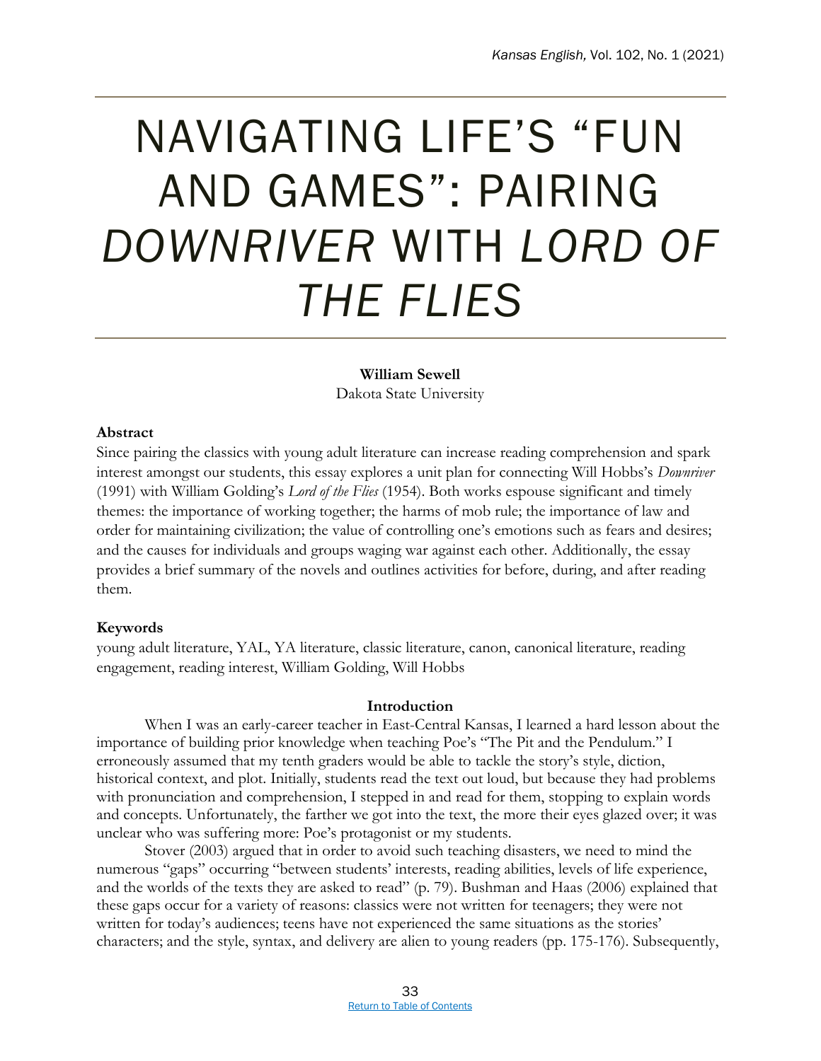# NAVIGATING LIFE'S "FUN AND GAMES": PAIRING *DOWNRIVER* WITH *LORD OF THE FLIES*

**William Sewell**
Dakota State University

**Abstract**

Since pairing the classics with young adult literature can increase reading comprehension and spark interest amongst our students, this essay explores a unit plan for connecting Will Hobbs's *Downriver* (1991) with William Golding's *Lord of the Flies* (1954). Both works espouse significant and timely themes: the importance of working together; the harms of mob rule; the importance of law and order for maintaining civilization; the value of controlling one's emotions such as fears and desires; and the causes for individuals and groups waging war against each other. Additionally, the essay provides a brief summary of the novels and outlines activities for before, during, and after reading them.

**Keywords**

young adult literature, YAL, YA literature, classic literature, canon, canonical literature, reading engagement, reading interest, William Golding, Will Hobbs

## Introduction

When I was an early-career teacher in East-Central Kansas, I learned a hard lesson about the importance of building prior knowledge when teaching Poe's "The Pit and the Pendulum." I erroneously assumed that my tenth graders would be able to tackle the story's style, diction, historical context, and plot. Initially, students read the text out loud, but because they had problems with pronunciation and comprehension, I stepped in and read for them, stopping to explain words and concepts. Unfortunately, the farther we got into the text, the more their eyes glazed over; it was unclear who was suffering more: Poe's protagonist or my students.

Stover (2003) argued that in order to avoid such teaching disasters, we need to mind the numerous "gaps" occurring "between students' interests, reading abilities, levels of life experience, and the worlds of the texts they are asked to read" (p. 79). Bushman and Haas (2006) explained that these gaps occur for a variety of reasons: classics were not written for teenagers; they were not written for today's audiences; teens have not experienced the same situations as the stories' characters; and the style, syntax, and delivery are alien to young readers (pp. 175-176). Subsequently,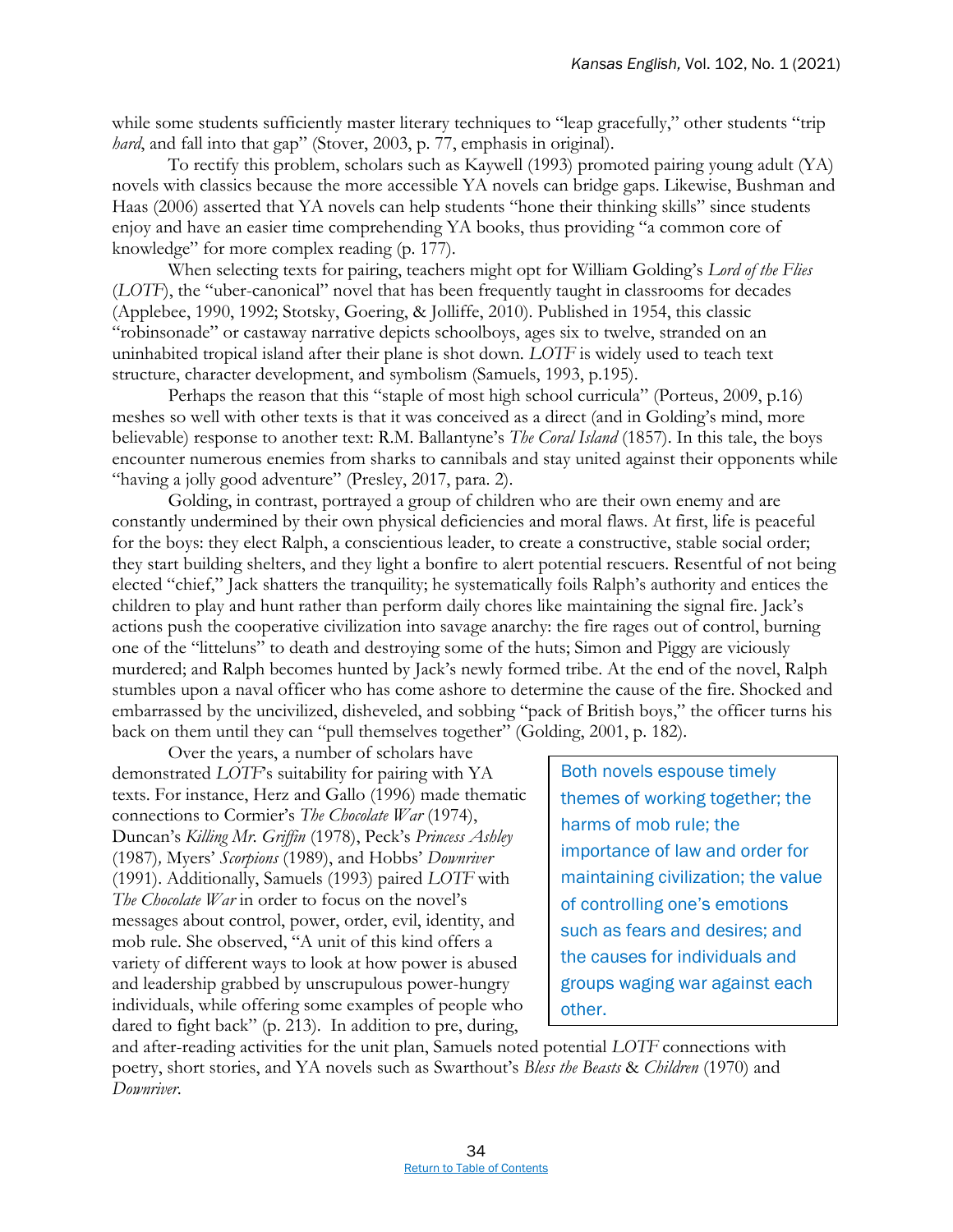while some students sufficiently master literary techniques to "leap gracefully," other students "trip *hard*, and fall into that gap" (Stover, 2003, p. 77, emphasis in original).

To rectify this problem, scholars such as Kaywell (1993) promoted pairing young adult (YA) novels with classics because the more accessible YA novels can bridge gaps. Likewise, Bushman and Haas (2006) asserted that YA novels can help students "hone their thinking skills" since students enjoy and have an easier time comprehending YA books, thus providing "a common core of knowledge" for more complex reading (p. 177).

When selecting texts for pairing, teachers might opt for William Golding's *Lord of the Flies* (*LOTF*), the "uber-canonical" novel that has been frequently taught in classrooms for decades (Applebee, 1990, 1992; Stotsky, Goering, & Jolliffe, 2010). Published in 1954, this classic "robinsonade" or castaway narrative depicts schoolboys, ages six to twelve, stranded on an uninhabited tropical island after their plane is shot down. *LOTF* is widely used to teach text structure, character development, and symbolism (Samuels, 1993, p.195).

Perhaps the reason that this "staple of most high school curricula" (Porteus, 2009, p.16) meshes so well with other texts is that it was conceived as a direct (and in Golding's mind, more believable) response to another text: R.M. Ballantyne's *The Coral Island* (1857). In this tale, the boys encounter numerous enemies from sharks to cannibals and stay united against their opponents while "having a jolly good adventure" (Presley, 2017, para. 2).

Golding, in contrast, portrayed a group of children who are their own enemy and are constantly undermined by their own physical deficiencies and moral flaws. At first, life is peaceful for the boys: they elect Ralph, a conscientious leader, to create a constructive, stable social order; they start building shelters, and they light a bonfire to alert potential rescuers. Resentful of not being elected "chief," Jack shatters the tranquility; he systematically foils Ralph's authority and entices the children to play and hunt rather than perform daily chores like maintaining the signal fire. Jack's actions push the cooperative civilization into savage anarchy: the fire rages out of control, burning one of the "litteluns" to death and destroying some of the huts; Simon and Piggy are viciously murdered; and Ralph becomes hunted by Jack's newly formed tribe. At the end of the novel, Ralph stumbles upon a naval officer who has come ashore to determine the cause of the fire. Shocked and embarrassed by the uncivilized, disheveled, and sobbing "pack of British boys," the officer turns his back on them until they can "pull themselves together" (Golding, 2001, p. 182).

Over the years, a number of scholars have demonstrated *LOTF*'s suitability for pairing with YA texts. For instance, Herz and Gallo (1996) made thematic connections to Cormier's *The Chocolate War* (1974), Duncan's *Killing Mr. Griffin* (1978), Peck's *Princess Ashley* (1987), Myers' *Scorpions* (1989), and Hobbs' *Downriver* (1991). Additionally, Samuels (1993) paired *LOTF* with *The Chocolate War* in order to focus on the novel's messages about control, power, order, evil, identity, and mob rule. She observed, "A unit of this kind offers a variety of different ways to look at how power is abused and leadership grabbed by unscrupulous power-hungry individuals, while offering some examples of people who dared to fight back" (p. 213). In addition to pre, during, and after-reading activities for the unit plan, Samuels noted potential *LOTF* connections with poetry, short stories, and YA novels such as Swarthout's *Bless the Beasts & Children* (1970) and *Downriver*.

> Both novels espouse timely themes of working together; the harms of mob rule; the importance of law and order for maintaining civilization; the value of controlling one's emotions such as fears and desires; and the causes for individuals and groups waging war against each other.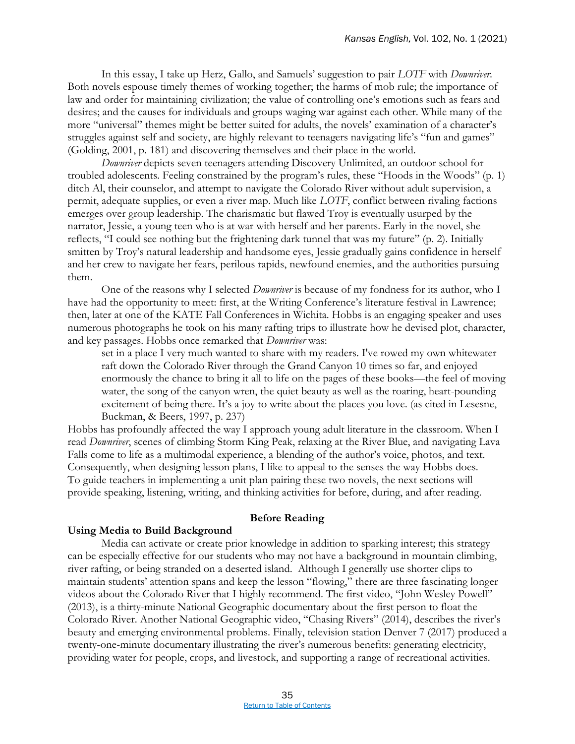In this essay, I take up Herz, Gallo, and Samuels' suggestion to pair *LOTF* with *Downriver*. Both novels espouse timely themes of working together; the harms of mob rule; the importance of law and order for maintaining civilization; the value of controlling one's emotions such as fears and desires; and the causes for individuals and groups waging war against each other. While many of the more "universal" themes might be better suited for adults, the novels' examination of a character's struggles against self and society, are highly relevant to teenagers navigating life's "fun and games" (Golding, 2001, p. 181) and discovering themselves and their place in the world.

*Downriver* depicts seven teenagers attending Discovery Unlimited, an outdoor school for troubled adolescents. Feeling constrained by the program's rules, these "Hoods in the Woods" (p. 1) ditch Al, their counselor, and attempt to navigate the Colorado River without adult supervision, a permit, adequate supplies, or even a river map. Much like *LOTF*, conflict between rivaling factions emerges over group leadership. The charismatic but flawed Troy is eventually usurped by the narrator, Jessie, a young teen who is at war with herself and her parents. Early in the novel, she reflects, "I could see nothing but the frightening dark tunnel that was my future" (p. 2). Initially smitten by Troy's natural leadership and handsome eyes, Jessie gradually gains confidence in herself and her crew to navigate her fears, perilous rapids, newfound enemies, and the authorities pursuing them.

One of the reasons why I selected *Downriver* is because of my fondness for its author, who I have had the opportunity to meet: first, at the Writing Conference's literature festival in Lawrence; then, later at one of the KATE Fall Conferences in Wichita. Hobbs is an engaging speaker and uses numerous photographs he took on his many rafting trips to illustrate how he devised plot, character, and key passages. Hobbs once remarked that *Downriver* was:

> set in a place I very much wanted to share with my readers. I've rowed my own whitewater raft down the Colorado River through the Grand Canyon 10 times so far, and enjoyed enormously the chance to bring it all to life on the pages of these books—the feel of moving water, the song of the canyon wren, the quiet beauty as well as the roaring, heart-pounding excitement of being there. It's a joy to write about the places you love. (as cited in Lesesne, Buckman, & Beers, 1997, p. 237)

Hobbs has profoundly affected the way I approach young adult literature in the classroom. When I read *Downriver*, scenes of climbing Storm King Peak, relaxing at the River Blue, and navigating Lava Falls come to life as a multimodal experience, a blending of the author's voice, photos, and text. Consequently, when designing lesson plans, I like to appeal to the senses the way Hobbs does. To guide teachers in implementing a unit plan pairing these two novels, the next sections will provide speaking, listening, writing, and thinking activities for before, during, and after reading.

## Before Reading

### Using Media to Build Background

Media can activate or create prior knowledge in addition to sparking interest; this strategy can be especially effective for our students who may not have a background in mountain climbing, river rafting, or being stranded on a deserted island. Although I generally use shorter clips to maintain students' attention spans and keep the lesson "flowing," there are three fascinating longer videos about the Colorado River that I highly recommend. The first video, "John Wesley Powell" (2013), is a thirty-minute National Geographic documentary about the first person to float the Colorado River. Another National Geographic video, "Chasing Rivers" (2014), describes the river's beauty and emerging environmental problems. Finally, television station Denver 7 (2017) produced a twenty-one-minute documentary illustrating the river's numerous benefits: generating electricity, providing water for people, crops, and livestock, and supporting a range of recreational activities.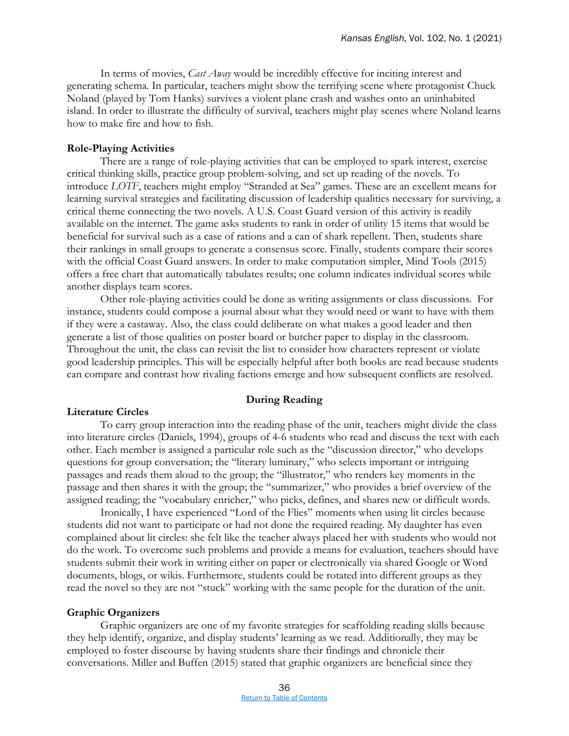In terms of movies, *Cast Away* would be incredibly effective for inciting interest and generating schema. In particular, teachers might show the terrifying scene where protagonist Chuck Noland (played by Tom Hanks) survives a violent plane crash and washes onto an uninhabited island. In order to illustrate the difficulty of survival, teachers might play scenes where Noland learns how to make fire and how to fish.

**Role-Playing Activities**

There are a range of role-playing activities that can be employed to spark interest, exercise critical thinking skills, practice group problem-solving, and set up reading of the novels. To introduce *LOTF*, teachers might employ "Stranded at Sea" games. These are an excellent means for learning survival strategies and facilitating discussion of leadership qualities necessary for surviving, a critical theme connecting the two novels. A U.S. Coast Guard version of this activity is readily available on the internet. The game asks students to rank in order of utility 15 items that would be beneficial for survival such as a case of rations and a can of shark repellent. Then, students share their rankings in small groups to generate a consensus score. Finally, students compare their scores with the official Coast Guard answers. In order to make computation simpler, Mind Tools (2015) offers a free chart that automatically tabulates results; one column indicates individual scores while another displays team scores.

Other role-playing activities could be done as writing assignments or class discussions. For instance, students could compose a journal about what they would need or want to have with them if they were a castaway. Also, the class could deliberate on what makes a good leader and then generate a list of those qualities on poster board or butcher paper to display in the classroom. Throughout the unit, the class can revisit the list to consider how characters represent or violate good leadership principles. This will be especially helpful after both books are read because students can compare and contrast how rivaling factions emerge and how subsequent conflicts are resolved.

## During Reading

**Literature Circles**

To carry group interaction into the reading phase of the unit, teachers might divide the class into literature circles (Daniels, 1994), groups of 4-6 students who read and discuss the text with each other. Each member is assigned a particular role such as the "discussion director," who develops questions for group conversation; the "literary luminary," who selects important or intriguing passages and reads them aloud to the group; the "illustrator," who renders key moments in the passage and then shares it with the group; the "summarizer," who provides a brief overview of the assigned reading; the "vocabulary enricher," who picks, defines, and shares new or difficult words.

Ironically, I have experienced "Lord of the Flies" moments when using lit circles because students did not want to participate or had not done the required reading. My daughter has even complained about lit circles: she felt like the teacher always placed her with students who would not do the work. To overcome such problems and provide a means for evaluation, teachers should have students submit their work in writing either on paper or electronically via shared Google or Word documents, blogs, or wikis. Furthermore, students could be rotated into different groups as they read the novel so they are not "stuck" working with the same people for the duration of the unit.

**Graphic Organizers**

Graphic organizers are one of my favorite strategies for scaffolding reading skills because they help identify, organize, and display students' learning as we read. Additionally, they may be employed to foster discourse by having students share their findings and chronicle their conversations. Miller and Buffen (2015) stated that graphic organizers are beneficial since they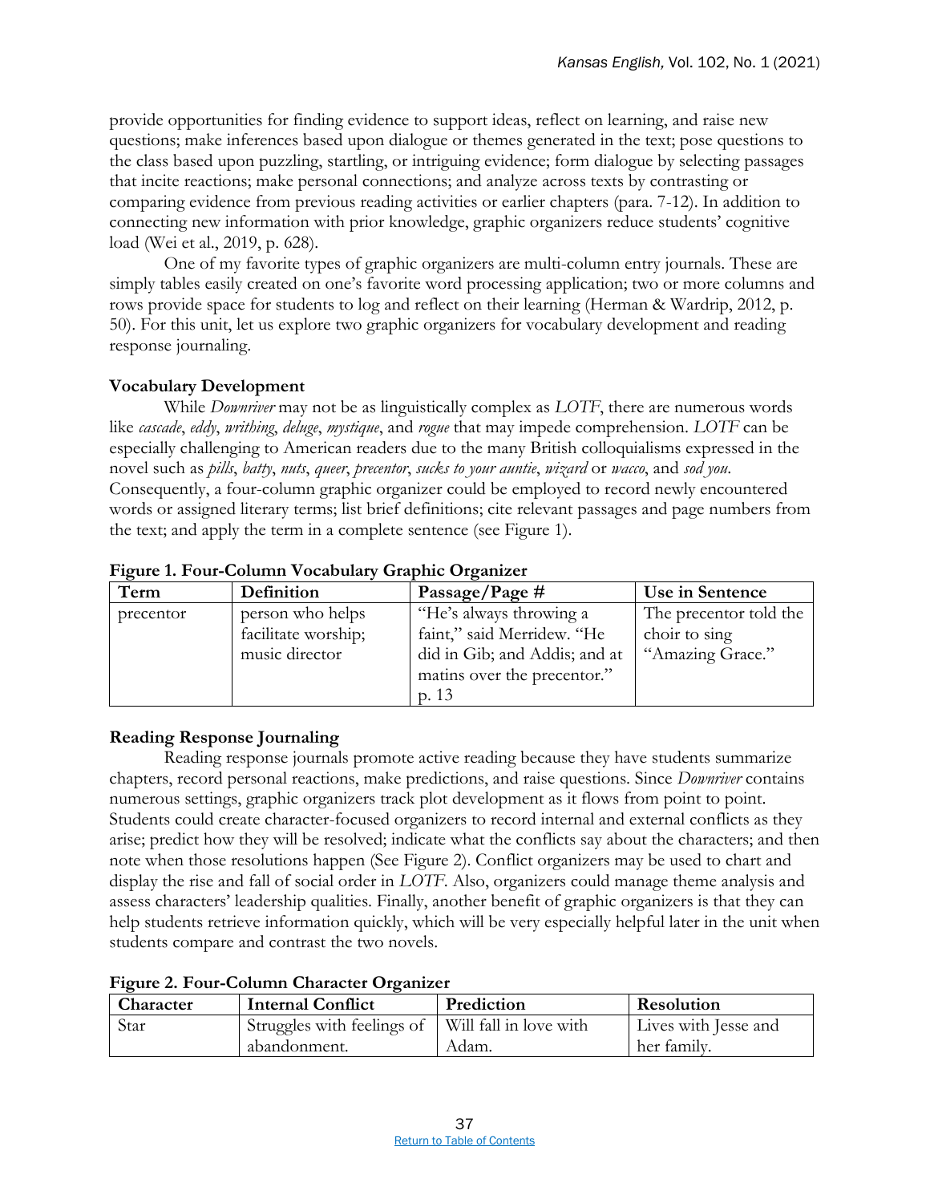provide opportunities for finding evidence to support ideas, reflect on learning, and raise new questions; make inferences based upon dialogue or themes generated in the text; pose questions to the class based upon puzzling, startling, or intriguing evidence; form dialogue by selecting passages that incite reactions; make personal connections; and analyze across texts by contrasting or comparing evidence from previous reading activities or earlier chapters (para. 7-12). In addition to connecting new information with prior knowledge, graphic organizers reduce students' cognitive load (Wei et al., 2019, p. 628).

One of my favorite types of graphic organizers are multi-column entry journals. These are simply tables easily created on one's favorite word processing application; two or more columns and rows provide space for students to log and reflect on their learning (Herman & Wardrip, 2012, p. 50). For this unit, let us explore two graphic organizers for vocabulary development and reading response journaling.

### Vocabulary Development

While *Downriver* may not be as linguistically complex as *LOTF*, there are numerous words like *cascade*, *eddy*, *writhing*, *deluge*, *mystique*, and *rogue* that may impede comprehension. *LOTF* can be especially challenging to American readers due to the many British colloquialisms expressed in the novel such as *pills*, *batty*, *nuts*, *queer*, *precentor*, *sucks to your auntie*, *wizard* or *wacco*, and *sod you*. Consequently, a four-column graphic organizer could be employed to record newly encountered words or assigned literary terms; list brief definitions; cite relevant passages and page numbers from the text; and apply the term in a complete sentence (see Figure 1).

**Figure 1. Four-Column Vocabulary Graphic Organizer**

| Term | Definition | Passage/Page # | Use in Sentence |
|---|---|---|---|
| precentor | person who helps facilitate worship; music director | "He's always throwing a faint," said Merridew. "He did in Gib; and Addis; and at matins over the precentor." p. 13 | The precentor told the choir to sing "Amazing Grace." |

### Reading Response Journaling

Reading response journals promote active reading because they have students summarize chapters, record personal reactions, make predictions, and raise questions. Since *Downriver* contains numerous settings, graphic organizers track plot development as it flows from point to point. Students could create character-focused organizers to record internal and external conflicts as they arise; predict how they will be resolved; indicate what the conflicts say about the characters; and then note when those resolutions happen (See Figure 2). Conflict organizers may be used to chart and display the rise and fall of social order in *LOTF*. Also, organizers could manage theme analysis and assess characters' leadership qualities. Finally, another benefit of graphic organizers is that they can help students retrieve information quickly, which will be very especially helpful later in the unit when students compare and contrast the two novels.

**Figure 2. Four-Column Character Organizer**

| Character | Internal Conflict | Prediction | Resolution |
|---|---|---|---|
| Star | Struggles with feelings of abandonment. | Will fall in love with Adam. | Lives with Jesse and her family. |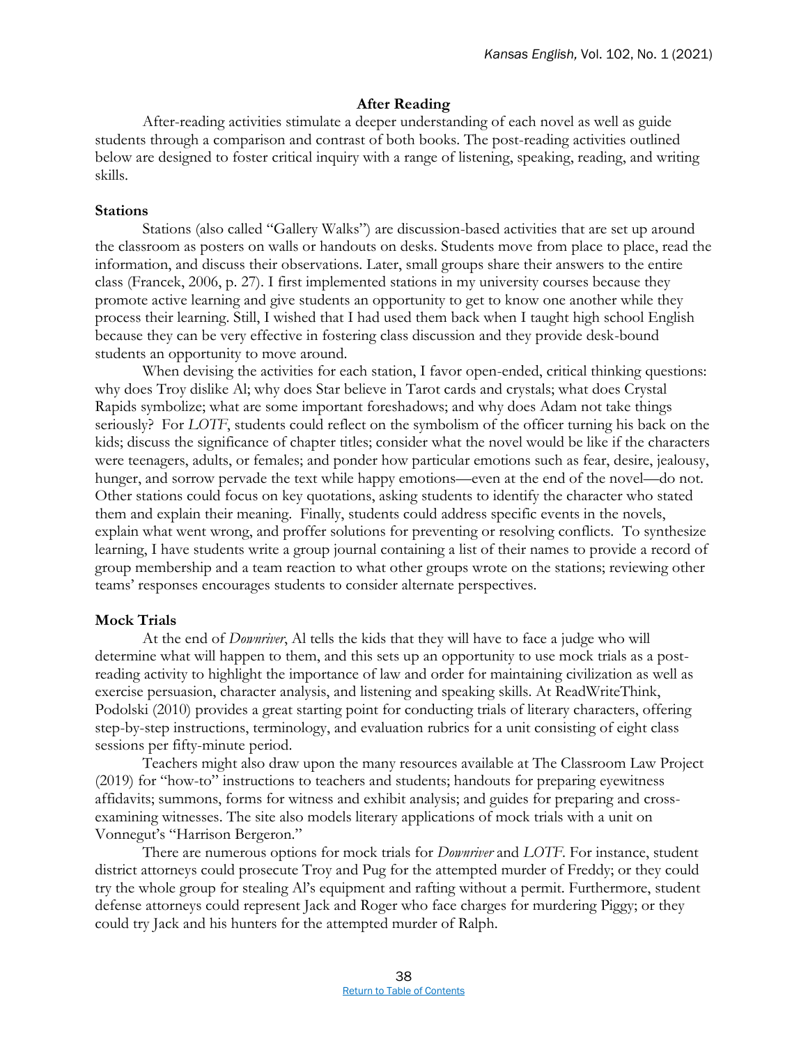## After Reading

After-reading activities stimulate a deeper understanding of each novel as well as guide students through a comparison and contrast of both books. The post-reading activities outlined below are designed to foster critical inquiry with a range of listening, speaking, reading, and writing skills.

### Stations

Stations (also called "Gallery Walks") are discussion-based activities that are set up around the classroom as posters on walls or handouts on desks. Students move from place to place, read the information, and discuss their observations. Later, small groups share their answers to the entire class (Francek, 2006, p. 27). I first implemented stations in my university courses because they promote active learning and give students an opportunity to get to know one another while they process their learning. Still, I wished that I had used them back when I taught high school English because they can be very effective in fostering class discussion and they provide desk-bound students an opportunity to move around.

When devising the activities for each station, I favor open-ended, critical thinking questions: why does Troy dislike Al; why does Star believe in Tarot cards and crystals; what does Crystal Rapids symbolize; what are some important foreshadows; and why does Adam not take things seriously? For *LOTF*, students could reflect on the symbolism of the officer turning his back on the kids; discuss the significance of chapter titles; consider what the novel would be like if the characters were teenagers, adults, or females; and ponder how particular emotions such as fear, desire, jealousy, hunger, and sorrow pervade the text while happy emotions—even at the end of the novel—do not. Other stations could focus on key quotations, asking students to identify the character who stated them and explain their meaning. Finally, students could address specific events in the novels, explain what went wrong, and proffer solutions for preventing or resolving conflicts. To synthesize learning, I have students write a group journal containing a list of their names to provide a record of group membership and a team reaction to what other groups wrote on the stations; reviewing other teams' responses encourages students to consider alternate perspectives.

### Mock Trials

At the end of *Downriver*, Al tells the kids that they will have to face a judge who will determine what will happen to them, and this sets up an opportunity to use mock trials as a post-reading activity to highlight the importance of law and order for maintaining civilization as well as exercise persuasion, character analysis, and listening and speaking skills. At ReadWriteThink, Podolski (2010) provides a great starting point for conducting trials of literary characters, offering step-by-step instructions, terminology, and evaluation rubrics for a unit consisting of eight class sessions per fifty-minute period.

Teachers might also draw upon the many resources available at The Classroom Law Project (2019) for "how-to" instructions to teachers and students; handouts for preparing eyewitness affidavits; summons, forms for witness and exhibit analysis; and guides for preparing and cross-examining witnesses. The site also models literary applications of mock trials with a unit on Vonnegut's "Harrison Bergeron."

There are numerous options for mock trials for *Downriver* and *LOTF*. For instance, student district attorneys could prosecute Troy and Pug for the attempted murder of Freddy; or they could try the whole group for stealing Al's equipment and rafting without a permit. Furthermore, student defense attorneys could represent Jack and Roger who face charges for murdering Piggy; or they could try Jack and his hunters for the attempted murder of Ralph.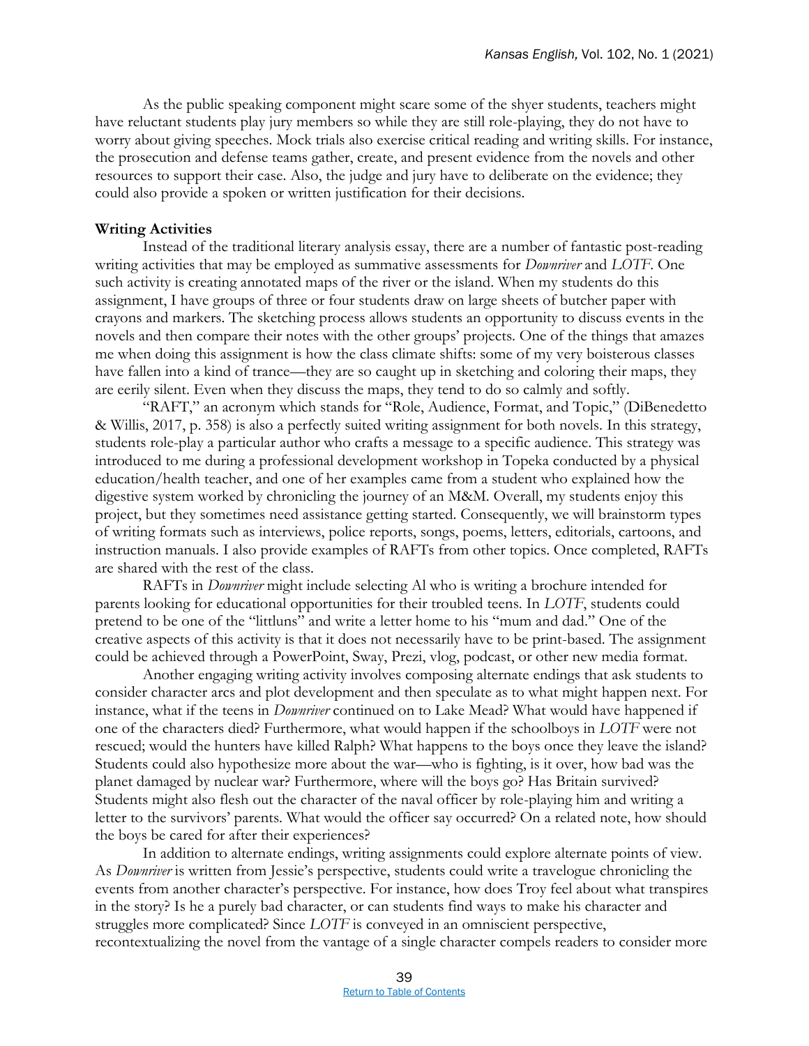As the public speaking component might scare some of the shyer students, teachers might have reluctant students play jury members so while they are still role-playing, they do not have to worry about giving speeches. Mock trials also exercise critical reading and writing skills. For instance, the prosecution and defense teams gather, create, and present evidence from the novels and other resources to support their case. Also, the judge and jury have to deliberate on the evidence; they could also provide a spoken or written justification for their decisions.

**Writing Activities**

Instead of the traditional literary analysis essay, there are a number of fantastic post-reading writing activities that may be employed as summative assessments for *Downriver* and *LOTF*. One such activity is creating annotated maps of the river or the island. When my students do this assignment, I have groups of three or four students draw on large sheets of butcher paper with crayons and markers. The sketching process allows students an opportunity to discuss events in the novels and then compare their notes with the other groups' projects. One of the things that amazes me when doing this assignment is how the class climate shifts: some of my very boisterous classes have fallen into a kind of trance—they are so caught up in sketching and coloring their maps, they are eerily silent. Even when they discuss the maps, they tend to do so calmly and softly.

"RAFT," an acronym which stands for "Role, Audience, Format, and Topic," (DiBenedetto & Willis, 2017, p. 358) is also a perfectly suited writing assignment for both novels. In this strategy, students role-play a particular author who crafts a message to a specific audience. This strategy was introduced to me during a professional development workshop in Topeka conducted by a physical education/health teacher, and one of her examples came from a student who explained how the digestive system worked by chronicling the journey of an M&M. Overall, my students enjoy this project, but they sometimes need assistance getting started. Consequently, we will brainstorm types of writing formats such as interviews, police reports, songs, poems, letters, editorials, cartoons, and instruction manuals. I also provide examples of RAFTs from other topics. Once completed, RAFTs are shared with the rest of the class.

RAFTs in *Downriver* might include selecting Al who is writing a brochure intended for parents looking for educational opportunities for their troubled teens. In *LOTF*, students could pretend to be one of the "littluns" and write a letter home to his "mum and dad." One of the creative aspects of this activity is that it does not necessarily have to be print-based. The assignment could be achieved through a PowerPoint, Sway, Prezi, vlog, podcast, or other new media format.

Another engaging writing activity involves composing alternate endings that ask students to consider character arcs and plot development and then speculate as to what might happen next. For instance, what if the teens in *Downriver* continued on to Lake Mead? What would have happened if one of the characters died? Furthermore, what would happen if the schoolboys in *LOTF* were not rescued; would the hunters have killed Ralph? What happens to the boys once they leave the island? Students could also hypothesize more about the war—who is fighting, is it over, how bad was the planet damaged by nuclear war? Furthermore, where will the boys go? Has Britain survived? Students might also flesh out the character of the naval officer by role-playing him and writing a letter to the survivors' parents. What would the officer say occurred? On a related note, how should the boys be cared for after their experiences?

In addition to alternate endings, writing assignments could explore alternate points of view. As *Downriver* is written from Jessie's perspective, students could write a travelogue chronicling the events from another character's perspective. For instance, how does Troy feel about what transpires in the story? Is he a purely bad character, or can students find ways to make his character and struggles more complicated? Since *LOTF* is conveyed in an omniscient perspective, recontextualizing the novel from the vantage of a single character compels readers to consider more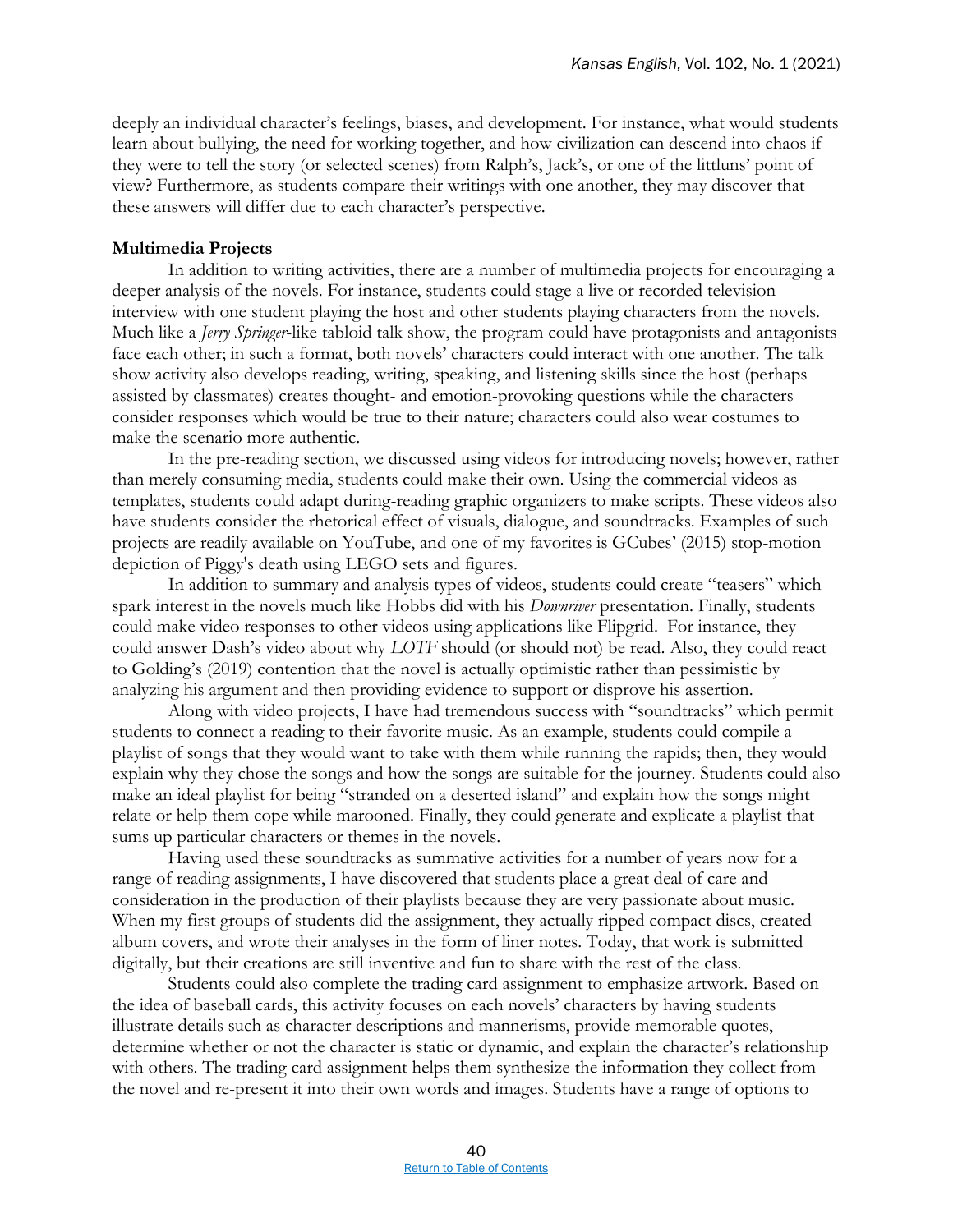deeply an individual character's feelings, biases, and development. For instance, what would students learn about bullying, the need for working together, and how civilization can descend into chaos if they were to tell the story (or selected scenes) from Ralph's, Jack's, or one of the littluns' point of view? Furthermore, as students compare their writings with one another, they may discover that these answers will differ due to each character's perspective.

**Multimedia Projects**

In addition to writing activities, there are a number of multimedia projects for encouraging a deeper analysis of the novels. For instance, students could stage a live or recorded television interview with one student playing the host and other students playing characters from the novels. Much like a *Jerry Springer*-like tabloid talk show, the program could have protagonists and antagonists face each other; in such a format, both novels' characters could interact with one another. The talk show activity also develops reading, writing, speaking, and listening skills since the host (perhaps assisted by classmates) creates thought- and emotion-provoking questions while the characters consider responses which would be true to their nature; characters could also wear costumes to make the scenario more authentic.

In the pre-reading section, we discussed using videos for introducing novels; however, rather than merely consuming media, students could make their own. Using the commercial videos as templates, students could adapt during-reading graphic organizers to make scripts. These videos also have students consider the rhetorical effect of visuals, dialogue, and soundtracks. Examples of such projects are readily available on YouTube, and one of my favorites is GCubes' (2015) stop-motion depiction of Piggy's death using LEGO sets and figures.

In addition to summary and analysis types of videos, students could create "teasers" which spark interest in the novels much like Hobbs did with his *Downriver* presentation. Finally, students could make video responses to other videos using applications like Flipgrid. For instance, they could answer Dash's video about why *LOTF* should (or should not) be read. Also, they could react to Golding's (2019) contention that the novel is actually optimistic rather than pessimistic by analyzing his argument and then providing evidence to support or disprove his assertion.

Along with video projects, I have had tremendous success with "soundtracks" which permit students to connect a reading to their favorite music. As an example, students could compile a playlist of songs that they would want to take with them while running the rapids; then, they would explain why they chose the songs and how the songs are suitable for the journey. Students could also make an ideal playlist for being "stranded on a deserted island" and explain how the songs might relate or help them cope while marooned. Finally, they could generate and explicate a playlist that sums up particular characters or themes in the novels.

Having used these soundtracks as summative activities for a number of years now for a range of reading assignments, I have discovered that students place a great deal of care and consideration in the production of their playlists because they are very passionate about music. When my first groups of students did the assignment, they actually ripped compact discs, created album covers, and wrote their analyses in the form of liner notes. Today, that work is submitted digitally, but their creations are still inventive and fun to share with the rest of the class.

Students could also complete the trading card assignment to emphasize artwork. Based on the idea of baseball cards, this activity focuses on each novels' characters by having students illustrate details such as character descriptions and mannerisms, provide memorable quotes, determine whether or not the character is static or dynamic, and explain the character's relationship with others. The trading card assignment helps them synthesize the information they collect from the novel and re-present it into their own words and images. Students have a range of options to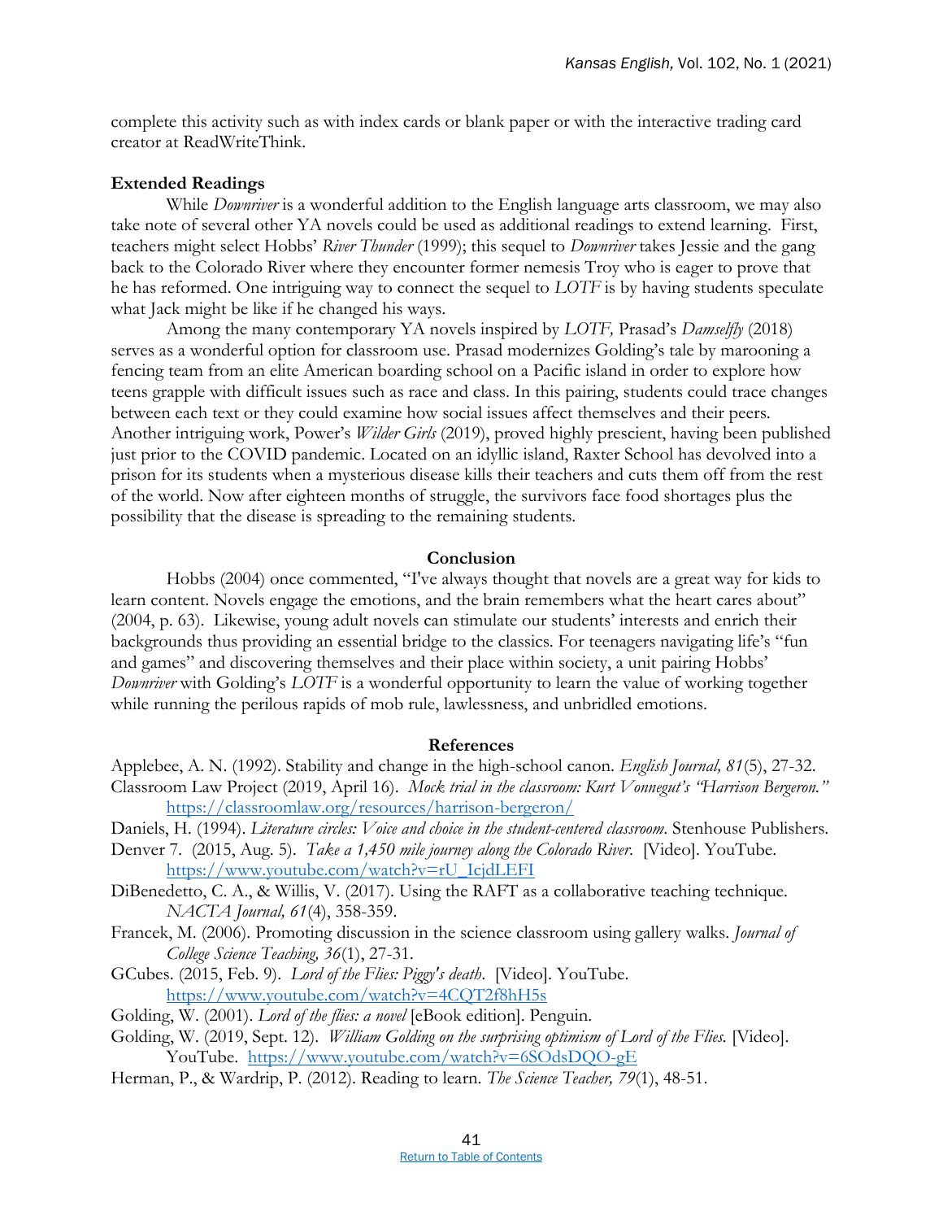complete this activity such as with index cards or blank paper or with the interactive trading card creator at ReadWriteThink.

**Extended Readings**

While *Downriver* is a wonderful addition to the English language arts classroom, we may also take note of several other YA novels could be used as additional readings to extend learning. First, teachers might select Hobbs' *River Thunder* (1999); this sequel to *Downriver* takes Jessie and the gang back to the Colorado River where they encounter former nemesis Troy who is eager to prove that he has reformed. One intriguing way to connect the sequel to *LOTF* is by having students speculate what Jack might be like if he changed his ways.

Among the many contemporary YA novels inspired by *LOTF,* Prasad's *Damselfly* (2018) serves as a wonderful option for classroom use. Prasad modernizes Golding's tale by marooning a fencing team from an elite American boarding school on a Pacific island in order to explore how teens grapple with difficult issues such as race and class. In this pairing, students could trace changes between each text or they could examine how social issues affect themselves and their peers. Another intriguing work, Power's *Wilder Girls* (2019), proved highly prescient, having been published just prior to the COVID pandemic. Located on an idyllic island, Raxter School has devolved into a prison for its students when a mysterious disease kills their teachers and cuts them off from the rest of the world. Now after eighteen months of struggle, the survivors face food shortages plus the possibility that the disease is spreading to the remaining students.

## Conclusion

Hobbs (2004) once commented, "I've always thought that novels are a great way for kids to learn content. Novels engage the emotions, and the brain remembers what the heart cares about" (2004, p. 63). Likewise, young adult novels can stimulate our students' interests and enrich their backgrounds thus providing an essential bridge to the classics. For teenagers navigating life's "fun and games" and discovering themselves and their place within society, a unit pairing Hobbs' *Downriver* with Golding's *LOTF* is a wonderful opportunity to learn the value of working together while running the perilous rapids of mob rule, lawlessness, and unbridled emotions.

## References

Applebee, A. N. (1992). Stability and change in the high-school canon. *English Journal, 81*(5), 27-32.

Classroom Law Project (2019, April 16). *Mock trial in the classroom: Kurt Vonnegut's "Harrison Bergeron."* https://classroomlaw.org/resources/harrison-bergeron/

Daniels, H. (1994). *Literature circles: Voice and choice in the student-centered classroom*. Stenhouse Publishers.

Denver 7. (2015, Aug. 5). *Take a 1,450 mile journey along the Colorado River.* [Video]. YouTube. https://www.youtube.com/watch?v=rU_IcjdLEFI

DiBenedetto, C. A., & Willis, V. (2017). Using the RAFT as a collaborative teaching technique. *NACTA Journal, 61*(4), 358-359.

Francek, M. (2006). Promoting discussion in the science classroom using gallery walks. *Journal of College Science Teaching, 36*(1), 27-31.

GCubes. (2015, Feb. 9). *Lord of the Flies: Piggy's death*. [Video]. YouTube. https://www.youtube.com/watch?v=4CQT2f8hH5s

Golding, W. (2001). *Lord of the flies: a novel* [eBook edition]. Penguin.

Golding, W. (2019, Sept. 12). *William Golding on the surprising optimism of Lord of the Flies.* [Video]. YouTube. https://www.youtube.com/watch?v=6SOdsDQO-gE

Herman, P., & Wardrip, P. (2012). Reading to learn. *The Science Teacher, 79*(1), 48-51.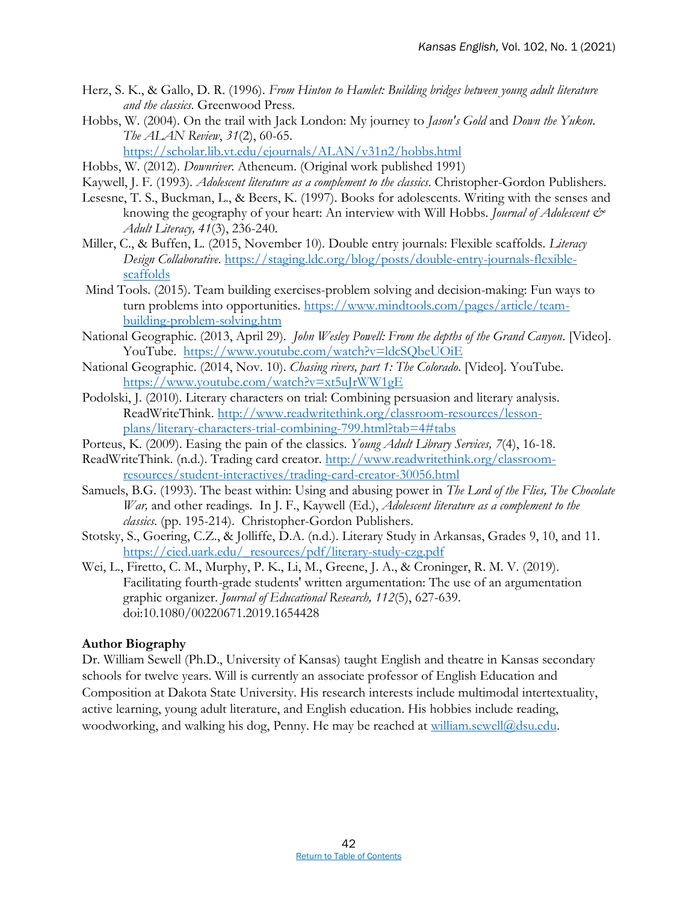Herz, S. K., & Gallo, D. R. (1996). *From Hinton to Hamlet: Building bridges between young adult literature and the classics*. Greenwood Press.

Hobbs, W. (2004). On the trail with Jack London: My journey to *Jason's Gold* and *Down the Yukon*. *The ALAN Review*, *31*(2), 60-65. https://scholar.lib.vt.edu/ejournals/ALAN/v31n2/hobbs.html

Hobbs, W. (2012). *Downriver*. Atheneum. (Original work published 1991)

Kaywell, J. F. (1993). *Adolescent literature as a complement to the classics*. Christopher-Gordon Publishers.

Lesesne, T. S., Buckman, L., & Beers, K. (1997). Books for adolescents. Writing with the senses and knowing the geography of your heart: An interview with Will Hobbs. *Journal of Adolescent & Adult Literacy, 41*(3), 236-240.

Miller, C., & Buffen, L. (2015, November 10). Double entry journals: Flexible scaffolds. *Literacy Design Collaborative*. https://staging.ldc.org/blog/posts/double-entry-journals-flexible-scaffolds

Mind Tools. (2015). Team building exercises-problem solving and decision-making: Fun ways to turn problems into opportunities. https://www.mindtools.com/pages/article/team-building-problem-solving.htm

National Geographic. (2013, April 29). *John Wesley Powell: From the depths of the Grand Canyon*. [Video]. YouTube. https://www.youtube.com/watch?v=ldcSQbeUOiE

National Geographic. (2014, Nov. 10). *Chasing rivers, part 1: The Colorado*. [Video]. YouTube. https://www.youtube.com/watch?v=xt5uJrWW1gE

Podolski, J. (2010). Literary characters on trial: Combining persuasion and literary analysis. ReadWriteThink. http://www.readwritethink.org/classroom-resources/lesson-plans/literary-characters-trial-combining-799.html?tab=4#tabs

Porteus, K. (2009). Easing the pain of the classics. *Young Adult Library Services, 7*(4), 16-18.

ReadWriteThink. (n.d.). Trading card creator. http://www.readwritethink.org/classroom-resources/student-interactives/trading-card-creator-30056.html

Samuels, B.G. (1993). The beast within: Using and abusing power in *The Lord of the Flies, The Chocolate War,* and other readings. In J. F., Kaywell (Ed.), *Adolescent literature as a complement to the classics*. (pp. 195-214). Christopher-Gordon Publishers.

Stotsky, S., Goering, C.Z., & Jolliffe, D.A. (n.d.). Literary Study in Arkansas, Grades 9, 10, and 11. https://cied.uark.edu/_resources/pdf/literary-study-czg.pdf

Wei, L., Firetto, C. M., Murphy, P. K., Li, M., Greene, J. A., & Croninger, R. M. V. (2019). Facilitating fourth-grade students' written argumentation: The use of an argumentation graphic organizer. *Journal of Educational Research, 112*(5), 627-639. doi:10.1080/00220671.2019.1654428

**Author Biography**

Dr. William Sewell (Ph.D., University of Kansas) taught English and theatre in Kansas secondary schools for twelve years. Will is currently an associate professor of English Education and Composition at Dakota State University. His research interests include multimodal intertextuality, active learning, young adult literature, and English education. His hobbies include reading, woodworking, and walking his dog, Penny. He may be reached at william.sewell@dsu.edu.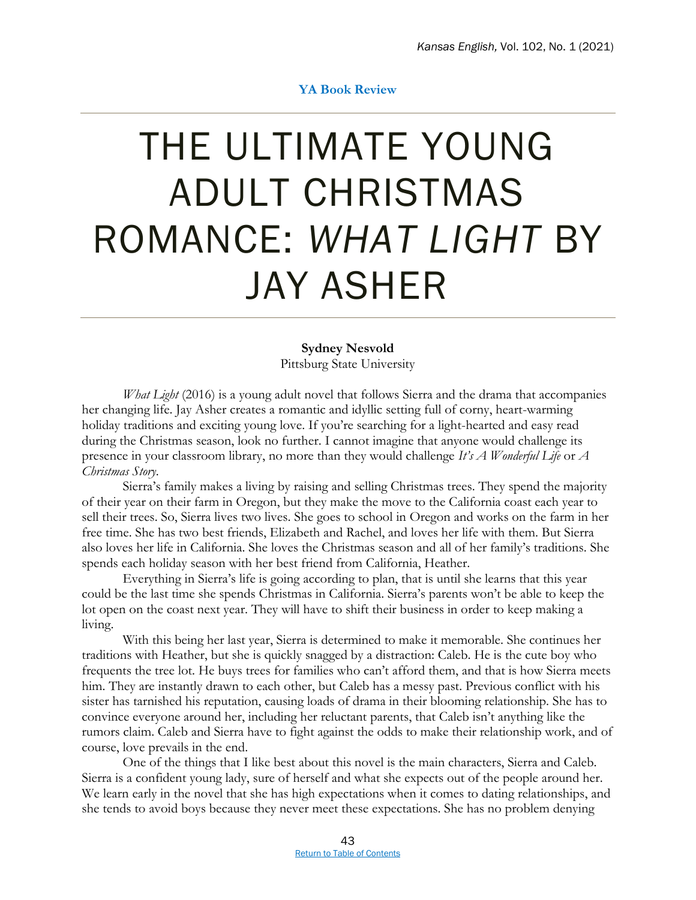**YA Book Review**

# THE ULTIMATE YOUNG ADULT CHRISTMAS ROMANCE: *WHAT LIGHT* BY JAY ASHER

**Sydney Nesvold**
Pittsburg State University

*What Light* (2016) is a young adult novel that follows Sierra and the drama that accompanies her changing life. Jay Asher creates a romantic and idyllic setting full of corny, heart-warming holiday traditions and exciting young love. If you're searching for a light-hearted and easy read during the Christmas season, look no further. I cannot imagine that anyone would challenge its presence in your classroom library, no more than they would challenge *It's A Wonderful Life* or *A Christmas Story*.

Sierra's family makes a living by raising and selling Christmas trees. They spend the majority of their year on their farm in Oregon, but they make the move to the California coast each year to sell their trees. So, Sierra lives two lives. She goes to school in Oregon and works on the farm in her free time. She has two best friends, Elizabeth and Rachel, and loves her life with them. But Sierra also loves her life in California. She loves the Christmas season and all of her family's traditions. She spends each holiday season with her best friend from California, Heather.

Everything in Sierra's life is going according to plan, that is until she learns that this year could be the last time she spends Christmas in California. Sierra's parents won't be able to keep the lot open on the coast next year. They will have to shift their business in order to keep making a living.

With this being her last year, Sierra is determined to make it memorable. She continues her traditions with Heather, but she is quickly snagged by a distraction: Caleb. He is the cute boy who frequents the tree lot. He buys trees for families who can't afford them, and that is how Sierra meets him. They are instantly drawn to each other, but Caleb has a messy past. Previous conflict with his sister has tarnished his reputation, causing loads of drama in their blooming relationship. She has to convince everyone around her, including her reluctant parents, that Caleb isn't anything like the rumors claim. Caleb and Sierra have to fight against the odds to make their relationship work, and of course, love prevails in the end.

One of the things that I like best about this novel is the main characters, Sierra and Caleb. Sierra is a confident young lady, sure of herself and what she expects out of the people around her. We learn early in the novel that she has high expectations when it comes to dating relationships, and she tends to avoid boys because they never meet these expectations. She has no problem denying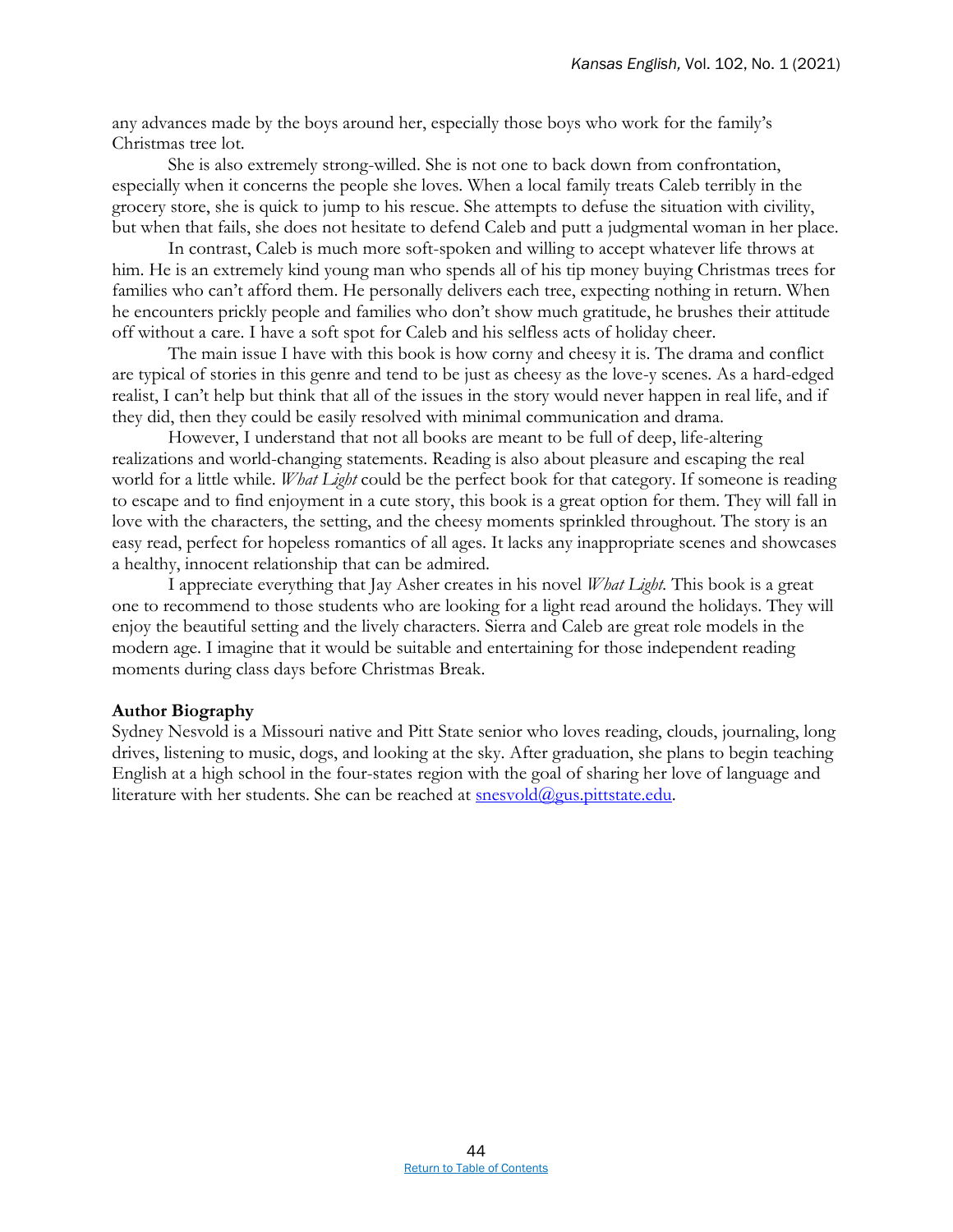any advances made by the boys around her, especially those boys who work for the family's Christmas tree lot.

She is also extremely strong-willed. She is not one to back down from confrontation, especially when it concerns the people she loves. When a local family treats Caleb terribly in the grocery store, she is quick to jump to his rescue. She attempts to defuse the situation with civility, but when that fails, she does not hesitate to defend Caleb and putt a judgmental woman in her place.

In contrast, Caleb is much more soft-spoken and willing to accept whatever life throws at him. He is an extremely kind young man who spends all of his tip money buying Christmas trees for families who can't afford them. He personally delivers each tree, expecting nothing in return. When he encounters prickly people and families who don't show much gratitude, he brushes their attitude off without a care. I have a soft spot for Caleb and his selfless acts of holiday cheer.

The main issue I have with this book is how corny and cheesy it is. The drama and conflict are typical of stories in this genre and tend to be just as cheesy as the love-y scenes. As a hard-edged realist, I can't help but think that all of the issues in the story would never happen in real life, and if they did, then they could be easily resolved with minimal communication and drama.

However, I understand that not all books are meant to be full of deep, life-altering realizations and world-changing statements. Reading is also about pleasure and escaping the real world for a little while. *What Light* could be the perfect book for that category. If someone is reading to escape and to find enjoyment in a cute story, this book is a great option for them. They will fall in love with the characters, the setting, and the cheesy moments sprinkled throughout. The story is an easy read, perfect for hopeless romantics of all ages. It lacks any inappropriate scenes and showcases a healthy, innocent relationship that can be admired.

I appreciate everything that Jay Asher creates in his novel *What Light*. This book is a great one to recommend to those students who are looking for a light read around the holidays. They will enjoy the beautiful setting and the lively characters. Sierra and Caleb are great role models in the modern age. I imagine that it would be suitable and entertaining for those independent reading moments during class days before Christmas Break.

**Author Biography**

Sydney Nesvold is a Missouri native and Pitt State senior who loves reading, clouds, journaling, long drives, listening to music, dogs, and looking at the sky. After graduation, she plans to begin teaching English at a high school in the four-states region with the goal of sharing her love of language and literature with her students. She can be reached at snesvold@gus.pittstate.edu.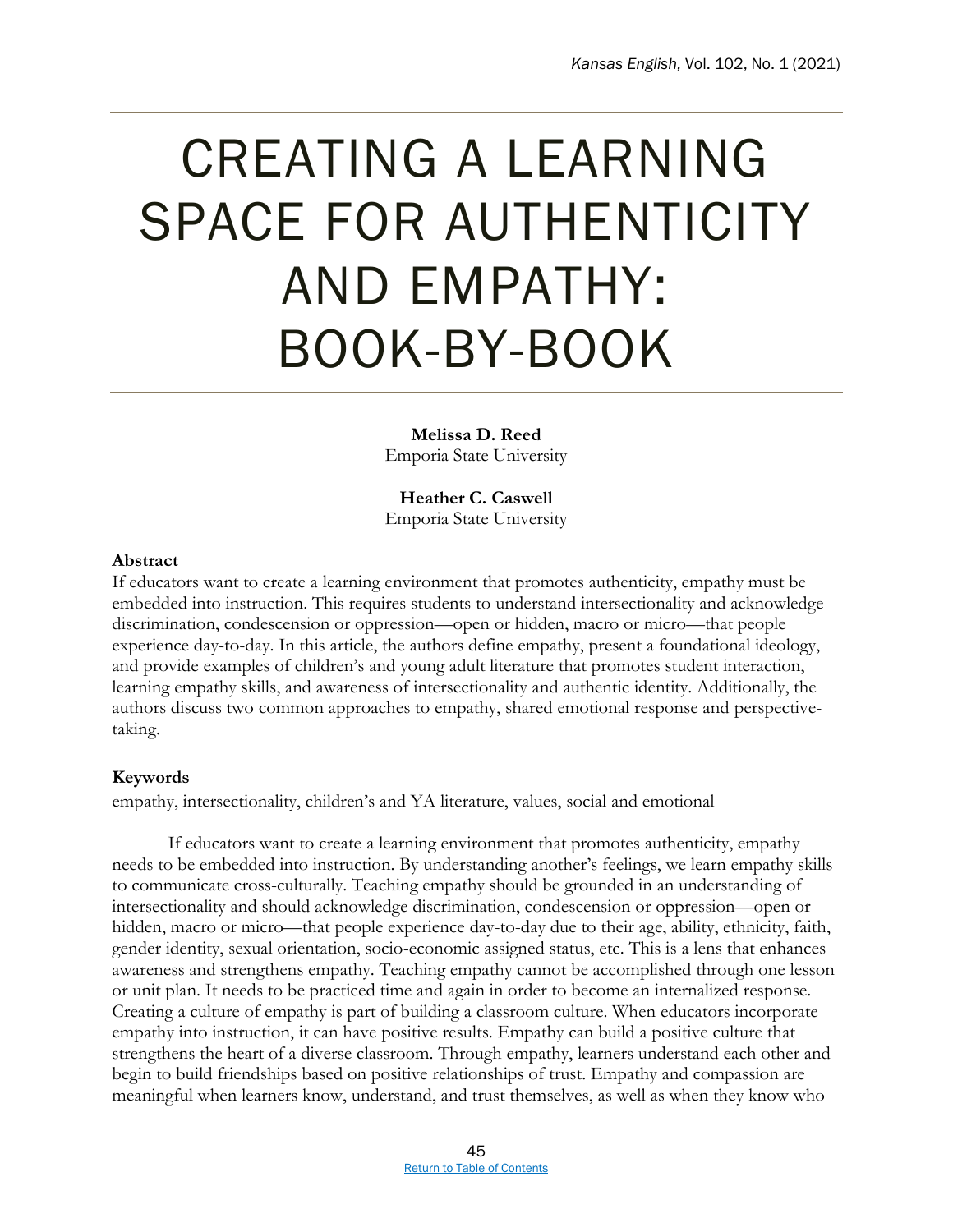# CREATING A LEARNING SPACE FOR AUTHENTICITY AND EMPATHY: BOOK-BY-BOOK

**Melissa D. Reed**
Emporia State University

**Heather C. Caswell**
Emporia State University

**Abstract**

If educators want to create a learning environment that promotes authenticity, empathy must be embedded into instruction. This requires students to understand intersectionality and acknowledge discrimination, condescension or oppression—open or hidden, macro or micro—that people experience day-to-day. In this article, the authors define empathy, present a foundational ideology, and provide examples of children's and young adult literature that promotes student interaction, learning empathy skills, and awareness of intersectionality and authentic identity. Additionally, the authors discuss two common approaches to empathy, shared emotional response and perspective-taking.

**Keywords**

empathy, intersectionality, children's and YA literature, values, social and emotional

If educators want to create a learning environment that promotes authenticity, empathy needs to be embedded into instruction. By understanding another's feelings, we learn empathy skills to communicate cross-culturally. Teaching empathy should be grounded in an understanding of intersectionality and should acknowledge discrimination, condescension or oppression—open or hidden, macro or micro—that people experience day-to-day due to their age, ability, ethnicity, faith, gender identity, sexual orientation, socio-economic assigned status, etc. This is a lens that enhances awareness and strengthens empathy. Teaching empathy cannot be accomplished through one lesson or unit plan. It needs to be practiced time and again in order to become an internalized response. Creating a culture of empathy is part of building a classroom culture. When educators incorporate empathy into instruction, it can have positive results. Empathy can build a positive culture that strengthens the heart of a diverse classroom. Through empathy, learners understand each other and begin to build friendships based on positive relationships of trust. Empathy and compassion are meaningful when learners know, understand, and trust themselves, as well as when they know who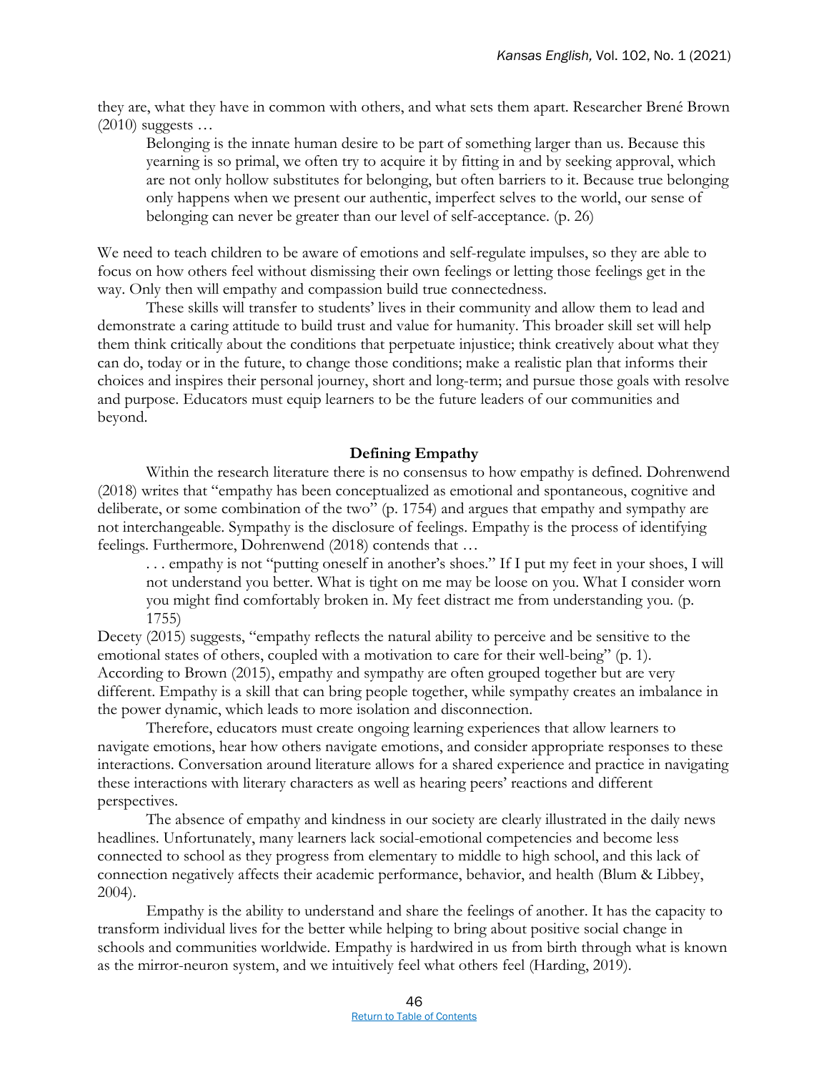they are, what they have in common with others, and what sets them apart. Researcher Brené Brown (2010) suggests …

> Belonging is the innate human desire to be part of something larger than us. Because this yearning is so primal, we often try to acquire it by fitting in and by seeking approval, which are not only hollow substitutes for belonging, but often barriers to it. Because true belonging only happens when we present our authentic, imperfect selves to the world, our sense of belonging can never be greater than our level of self-acceptance. (p. 26)

We need to teach children to be aware of emotions and self-regulate impulses, so they are able to focus on how others feel without dismissing their own feelings or letting those feelings get in the way. Only then will empathy and compassion build true connectedness.

These skills will transfer to students' lives in their community and allow them to lead and demonstrate a caring attitude to build trust and value for humanity. This broader skill set will help them think critically about the conditions that perpetuate injustice; think creatively about what they can do, today or in the future, to change those conditions; make a realistic plan that informs their choices and inspires their personal journey, short and long-term; and pursue those goals with resolve and purpose. Educators must equip learners to be the future leaders of our communities and beyond.

## Defining Empathy

Within the research literature there is no consensus to how empathy is defined. Dohrenwend (2018) writes that "empathy has been conceptualized as emotional and spontaneous, cognitive and deliberate, or some combination of the two" (p. 1754) and argues that empathy and sympathy are not interchangeable. Sympathy is the disclosure of feelings. Empathy is the process of identifying feelings. Furthermore, Dohrenwend (2018) contends that …

> . . . empathy is not "putting oneself in another's shoes." If I put my feet in your shoes, I will not understand you better. What is tight on me may be loose on you. What I consider worn you might find comfortably broken in. My feet distract me from understanding you. (p. 1755)

Decety (2015) suggests, "empathy reflects the natural ability to perceive and be sensitive to the emotional states of others, coupled with a motivation to care for their well-being" (p. 1). According to Brown (2015), empathy and sympathy are often grouped together but are very different. Empathy is a skill that can bring people together, while sympathy creates an imbalance in the power dynamic, which leads to more isolation and disconnection.

Therefore, educators must create ongoing learning experiences that allow learners to navigate emotions, hear how others navigate emotions, and consider appropriate responses to these interactions. Conversation around literature allows for a shared experience and practice in navigating these interactions with literary characters as well as hearing peers' reactions and different perspectives.

The absence of empathy and kindness in our society are clearly illustrated in the daily news headlines. Unfortunately, many learners lack social-emotional competencies and become less connected to school as they progress from elementary to middle to high school, and this lack of connection negatively affects their academic performance, behavior, and health (Blum & Libbey, 2004).

Empathy is the ability to understand and share the feelings of another. It has the capacity to transform individual lives for the better while helping to bring about positive social change in schools and communities worldwide. Empathy is hardwired in us from birth through what is known as the mirror-neuron system, and we intuitively feel what others feel (Harding, 2019).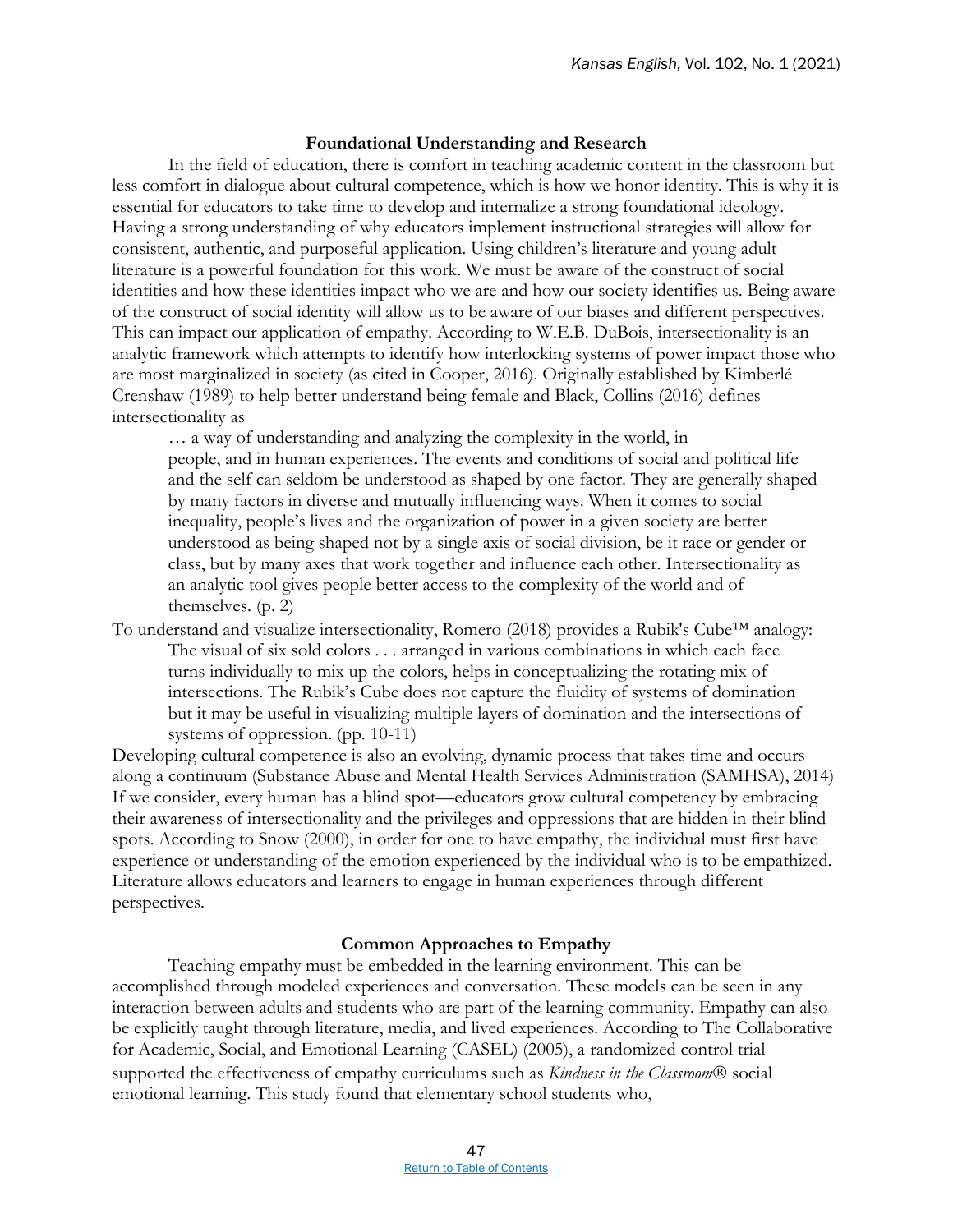## Foundational Understanding and Research

In the field of education, there is comfort in teaching academic content in the classroom but less comfort in dialogue about cultural competence, which is how we honor identity. This is why it is essential for educators to take time to develop and internalize a strong foundational ideology. Having a strong understanding of why educators implement instructional strategies will allow for consistent, authentic, and purposeful application. Using children's literature and young adult literature is a powerful foundation for this work. We must be aware of the construct of social identities and how these identities impact who we are and how our society identifies us. Being aware of the construct of social identity will allow us to be aware of our biases and different perspectives. This can impact our application of empathy. According to W.E.B. DuBois, intersectionality is an analytic framework which attempts to identify how interlocking systems of power impact those who are most marginalized in society (as cited in Cooper, 2016). Originally established by Kimberlé Crenshaw (1989) to help better understand being female and Black, Collins (2016) defines intersectionality as

> … a way of understanding and analyzing the complexity in the world, in people, and in human experiences. The events and conditions of social and political life and the self can seldom be understood as shaped by one factor. They are generally shaped by many factors in diverse and mutually influencing ways. When it comes to social inequality, people's lives and the organization of power in a given society are better understood as being shaped not by a single axis of social division, be it race or gender or class, but by many axes that work together and influence each other. Intersectionality as an analytic tool gives people better access to the complexity of the world and of themselves. (p. 2)

To understand and visualize intersectionality, Romero (2018) provides a Rubik's Cube™ analogy:

> The visual of six sold colors . . . arranged in various combinations in which each face turns individually to mix up the colors, helps in conceptualizing the rotating mix of intersections. The Rubik's Cube does not capture the fluidity of systems of domination but it may be useful in visualizing multiple layers of domination and the intersections of systems of oppression. (pp. 10-11)

Developing cultural competence is also an evolving, dynamic process that takes time and occurs along a continuum (Substance Abuse and Mental Health Services Administration (SAMHSA), 2014) If we consider, every human has a blind spot—educators grow cultural competency by embracing their awareness of intersectionality and the privileges and oppressions that are hidden in their blind spots. According to Snow (2000), in order for one to have empathy, the individual must first have experience or understanding of the emotion experienced by the individual who is to be empathized. Literature allows educators and learners to engage in human experiences through different perspectives.

## Common Approaches to Empathy

Teaching empathy must be embedded in the learning environment. This can be accomplished through modeled experiences and conversation. These models can be seen in any interaction between adults and students who are part of the learning community. Empathy can also be explicitly taught through literature, media, and lived experiences. According to The Collaborative for Academic, Social, and Emotional Learning (CASEL) (2005), a randomized control trial supported the effectiveness of empathy curriculums such as *Kindness in the Classroom®* social emotional learning. This study found that elementary school students who,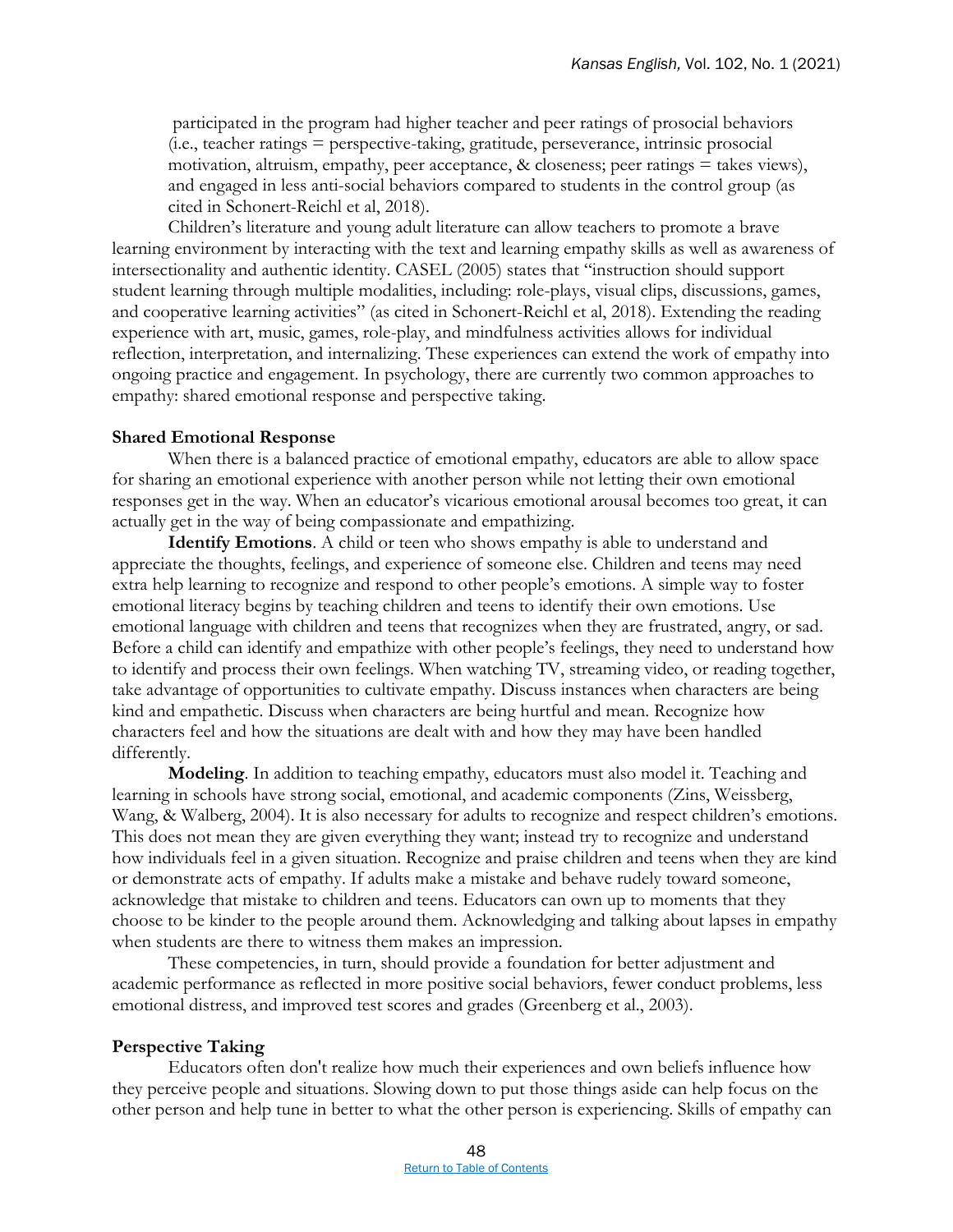participated in the program had higher teacher and peer ratings of prosocial behaviors (i.e., teacher ratings = perspective-taking, gratitude, perseverance, intrinsic prosocial motivation, altruism, empathy, peer acceptance, & closeness; peer ratings = takes views), and engaged in less anti-social behaviors compared to students in the control group (as cited in Schonert-Reichl et al, 2018).

Children's literature and young adult literature can allow teachers to promote a brave learning environment by interacting with the text and learning empathy skills as well as awareness of intersectionality and authentic identity. CASEL (2005) states that "instruction should support student learning through multiple modalities, including: role-plays, visual clips, discussions, games, and cooperative learning activities" (as cited in Schonert-Reichl et al, 2018). Extending the reading experience with art, music, games, role-play, and mindfulness activities allows for individual reflection, interpretation, and internalizing. These experiences can extend the work of empathy into ongoing practice and engagement. In psychology, there are currently two common approaches to empathy: shared emotional response and perspective taking.

### Shared Emotional Response

When there is a balanced practice of emotional empathy, educators are able to allow space for sharing an emotional experience with another person while not letting their own emotional responses get in the way. When an educator's vicarious emotional arousal becomes too great, it can actually get in the way of being compassionate and empathizing.

**Identify Emotions**. A child or teen who shows empathy is able to understand and appreciate the thoughts, feelings, and experience of someone else. Children and teens may need extra help learning to recognize and respond to other people's emotions. A simple way to foster emotional literacy begins by teaching children and teens to identify their own emotions. Use emotional language with children and teens that recognizes when they are frustrated, angry, or sad. Before a child can identify and empathize with other people's feelings, they need to understand how to identify and process their own feelings. When watching TV, streaming video, or reading together, take advantage of opportunities to cultivate empathy. Discuss instances when characters are being kind and empathetic. Discuss when characters are being hurtful and mean. Recognize how characters feel and how the situations are dealt with and how they may have been handled differently.

**Modeling**. In addition to teaching empathy, educators must also model it. Teaching and learning in schools have strong social, emotional, and academic components (Zins, Weissberg, Wang, & Walberg, 2004). It is also necessary for adults to recognize and respect children's emotions. This does not mean they are given everything they want; instead try to recognize and understand how individuals feel in a given situation. Recognize and praise children and teens when they are kind or demonstrate acts of empathy. If adults make a mistake and behave rudely toward someone, acknowledge that mistake to children and teens. Educators can own up to moments that they choose to be kinder to the people around them. Acknowledging and talking about lapses in empathy when students are there to witness them makes an impression.

These competencies, in turn, should provide a foundation for better adjustment and academic performance as reflected in more positive social behaviors, fewer conduct problems, less emotional distress, and improved test scores and grades (Greenberg et al., 2003).

### Perspective Taking

Educators often don't realize how much their experiences and own beliefs influence how they perceive people and situations. Slowing down to put those things aside can help focus on the other person and help tune in better to what the other person is experiencing. Skills of empathy can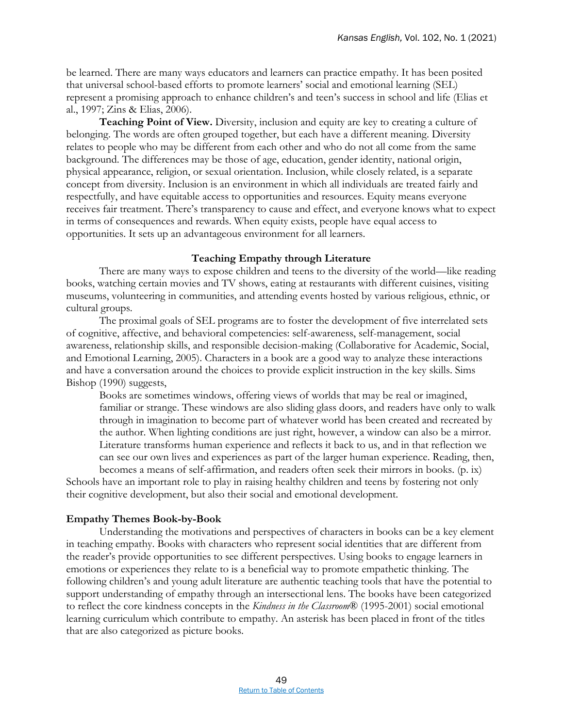be learned. There are many ways educators and learners can practice empathy. It has been posited that universal school-based efforts to promote learners' social and emotional learning (SEL) represent a promising approach to enhance children's and teen's success in school and life (Elias et al., 1997; Zins & Elias, 2006).

**Teaching Point of View.** Diversity, inclusion and equity are key to creating a culture of belonging. The words are often grouped together, but each have a different meaning. Diversity relates to people who may be different from each other and who do not all come from the same background. The differences may be those of age, education, gender identity, national origin, physical appearance, religion, or sexual orientation. Inclusion, while closely related, is a separate concept from diversity. Inclusion is an environment in which all individuals are treated fairly and respectfully, and have equitable access to opportunities and resources. Equity means everyone receives fair treatment. There's transparency to cause and effect, and everyone knows what to expect in terms of consequences and rewards. When equity exists, people have equal access to opportunities. It sets up an advantageous environment for all learners.

## Teaching Empathy through Literature

There are many ways to expose children and teens to the diversity of the world—like reading books, watching certain movies and TV shows, eating at restaurants with different cuisines, visiting museums, volunteering in communities, and attending events hosted by various religious, ethnic, or cultural groups.

The proximal goals of SEL programs are to foster the development of five interrelated sets of cognitive, affective, and behavioral competencies: self-awareness, self-management, social awareness, relationship skills, and responsible decision-making (Collaborative for Academic, Social, and Emotional Learning, 2005). Characters in a book are a good way to analyze these interactions and have a conversation around the choices to provide explicit instruction in the key skills. Sims Bishop (1990) suggests,

> Books are sometimes windows, offering views of worlds that may be real or imagined, familiar or strange. These windows are also sliding glass doors, and readers have only to walk through in imagination to become part of whatever world has been created and recreated by the author. When lighting conditions are just right, however, a window can also be a mirror. Literature transforms human experience and reflects it back to us, and in that reflection we can see our own lives and experiences as part of the larger human experience. Reading, then, becomes a means of self-affirmation, and readers often seek their mirrors in books. (p. ix)

Schools have an important role to play in raising healthy children and teens by fostering not only their cognitive development, but also their social and emotional development.

### Empathy Themes Book-by-Book

Understanding the motivations and perspectives of characters in books can be a key element in teaching empathy. Books with characters who represent social identities that are different from the reader's provide opportunities to see different perspectives. Using books to engage learners in emotions or experiences they relate to is a beneficial way to promote empathetic thinking. The following children's and young adult literature are authentic teaching tools that have the potential to support understanding of empathy through an intersectional lens. The books have been categorized to reflect the core kindness concepts in the *Kindness in the Classroom*® (1995-2001) social emotional learning curriculum which contribute to empathy. An asterisk has been placed in front of the titles that are also categorized as picture books.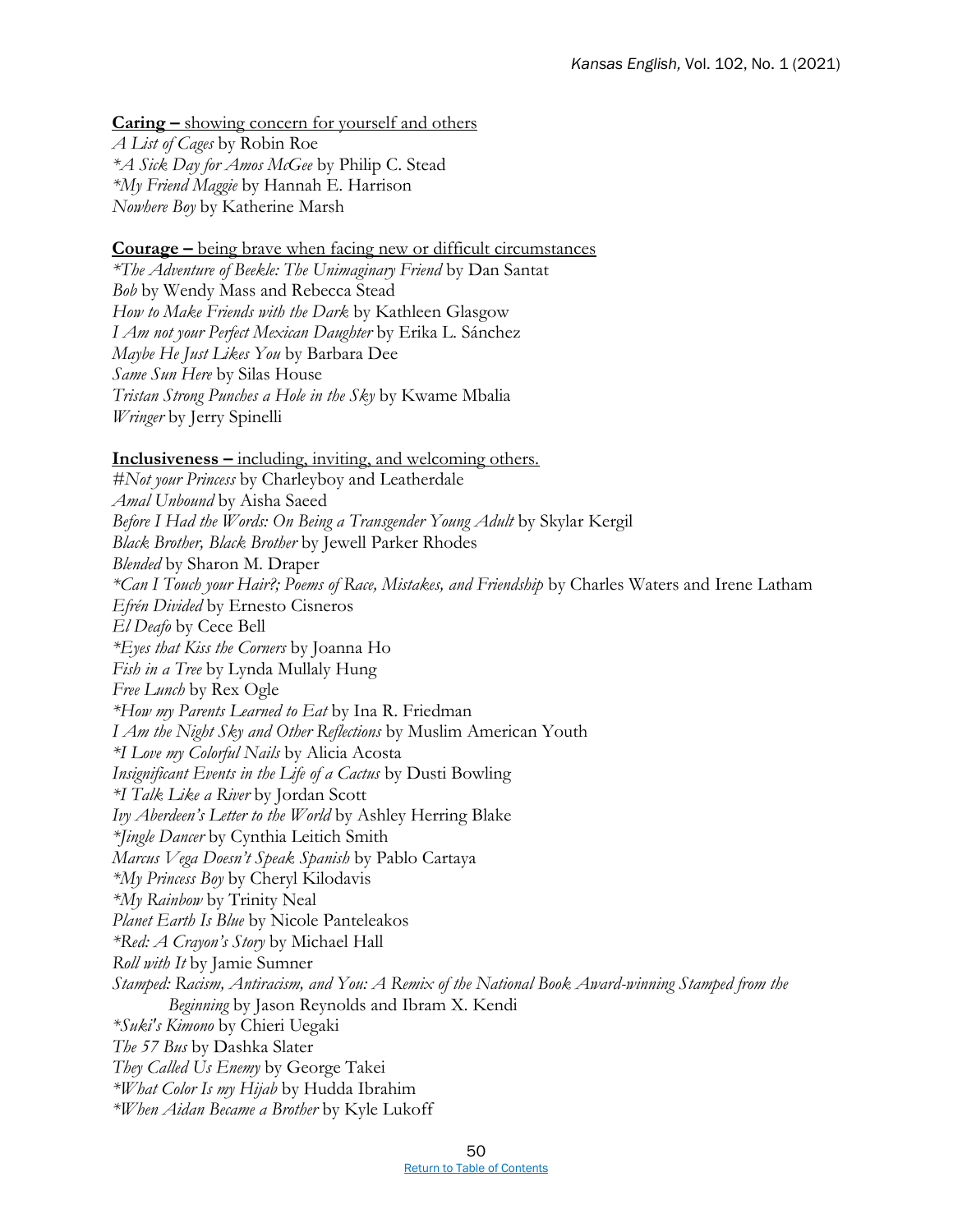**Caring –** showing concern for yourself and others

*A List of Cages* by Robin Roe
*\*A Sick Day for Amos McGee* by Philip C. Stead
*\*My Friend Maggie* by Hannah E. Harrison
*Nowhere Boy* by Katherine Marsh

**Courage –** being brave when facing new or difficult circumstances

*\*The Adventure of Beekle: The Unimaginary Friend* by Dan Santat
*Bob* by Wendy Mass and Rebecca Stead
*How to Make Friends with the Dark* by Kathleen Glasgow
*I Am not your Perfect Mexican Daughter* by Erika L. Sánchez
*Maybe He Just Likes You* by Barbara Dee
*Same Sun Here* by Silas House
*Tristan Strong Punches a Hole in the Sky* by Kwame Mbalia
*Wringer* by Jerry Spinelli

**Inclusiveness –** including, inviting, and welcoming others.

*#Not your Princess* by Charleyboy and Leatherdale
*Amal Unbound* by Aisha Saeed
*Before I Had the Words: On Being a Transgender Young Adult* by Skylar Kergil
*Black Brother, Black Brother* by Jewell Parker Rhodes
*Blended* by Sharon M. Draper
*\*Can I Touch your Hair?; Poems of Race, Mistakes, and Friendship* by Charles Waters and Irene Latham
*Efrén Divided* by Ernesto Cisneros
*El Deafo* by Cece Bell
*\*Eyes that Kiss the Corners* by Joanna Ho
*Fish in a Tree* by Lynda Mullaly Hung
*Free Lunch* by Rex Ogle
*\*How my Parents Learned to Eat* by Ina R. Friedman
*I Am the Night Sky and Other Reflections* by Muslim American Youth
*\*I Love my Colorful Nails* by Alicia Acosta
*Insignificant Events in the Life of a Cactus* by Dusti Bowling
*\*I Talk Like a River* by Jordan Scott
*Ivy Aberdeen's Letter to the World* by Ashley Herring Blake
*\*Jingle Dancer* by Cynthia Leitich Smith
*Marcus Vega Doesn't Speak Spanish* by Pablo Cartaya
*\*My Princess Boy* by Cheryl Kilodavis
*\*My Rainbow* by Trinity Neal
*Planet Earth Is Blue* by Nicole Panteleakos
*\*Red: A Crayon's Story* by Michael Hall
*Roll with It* by Jamie Sumner
*Stamped: Racism, Antiracism, and You: A Remix of the National Book Award-winning Stamped from the Beginning* by Jason Reynolds and Ibram X. Kendi
*\*Suki's Kimono* by Chieri Uegaki
*The 57 Bus* by Dashka Slater
*They Called Us Enemy* by George Takei
*\*What Color Is my Hijab* by Hudda Ibrahim
*\*When Aidan Became a Brother* by Kyle Lukoff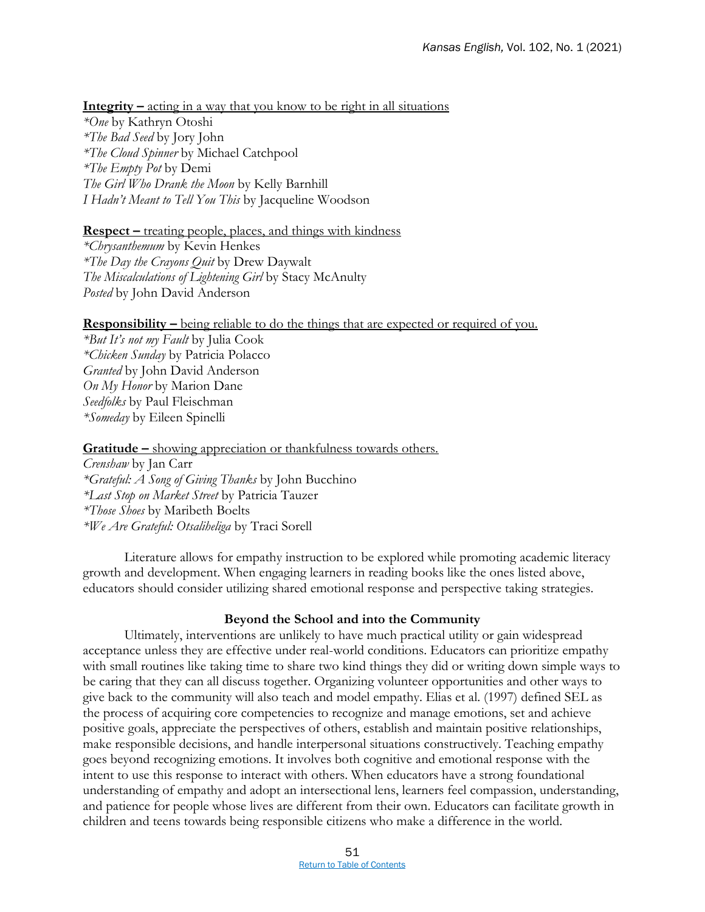**Integrity –** <u>acting in a way that you know to be right in all situations</u>

*\*One* by Kathryn Otoshi
*\*The Bad Seed* by Jory John
*\*The Cloud Spinner* by Michael Catchpool
*\*The Empty Pot* by Demi
*The Girl Who Drank the Moon* by Kelly Barnhill
*I Hadn't Meant to Tell You This* by Jacqueline Woodson

**Respect –** <u>treating people, places, and things with kindness</u>

*\*Chrysanthemum* by Kevin Henkes
*\*The Day the Crayons Quit* by Drew Daywalt
*The Miscalculations of Lightening Girl* by Stacy McAnulty
*Posted* by John David Anderson

**Responsibility –** <u>being reliable to do the things that are expected or required of you.</u>

*\*But It's not my Fault* by Julia Cook
*\*Chicken Sunday* by Patricia Polacco
*Granted* by John David Anderson
*On My Honor* by Marion Dane
*Seedfolks* by Paul Fleischman
*\*Someday* by Eileen Spinelli

**Gratitude –** <u>showing appreciation or thankfulness towards others.</u>

*Crenshaw* by Jan Carr
*\*Grateful: A Song of Giving Thanks* by John Bucchino
*\*Last Stop on Market Street* by Patricia Tauzer
*\*Those Shoes* by Maribeth Boelts
*\*We Are Grateful: Otsaliheliga* by Traci Sorell

Literature allows for empathy instruction to be explored while promoting academic literacy growth and development. When engaging learners in reading books like the ones listed above, educators should consider utilizing shared emotional response and perspective taking strategies.

### Beyond the School and into the Community

Ultimately, interventions are unlikely to have much practical utility or gain widespread acceptance unless they are effective under real-world conditions. Educators can prioritize empathy with small routines like taking time to share two kind things they did or writing down simple ways to be caring that they can all discuss together. Organizing volunteer opportunities and other ways to give back to the community will also teach and model empathy. Elias et al. (1997) defined SEL as the process of acquiring core competencies to recognize and manage emotions, set and achieve positive goals, appreciate the perspectives of others, establish and maintain positive relationships, make responsible decisions, and handle interpersonal situations constructively. Teaching empathy goes beyond recognizing emotions. It involves both cognitive and emotional response with the intent to use this response to interact with others. When educators have a strong foundational understanding of empathy and adopt an intersectional lens, learners feel compassion, understanding, and patience for people whose lives are different from their own. Educators can facilitate growth in children and teens towards being responsible citizens who make a difference in the world.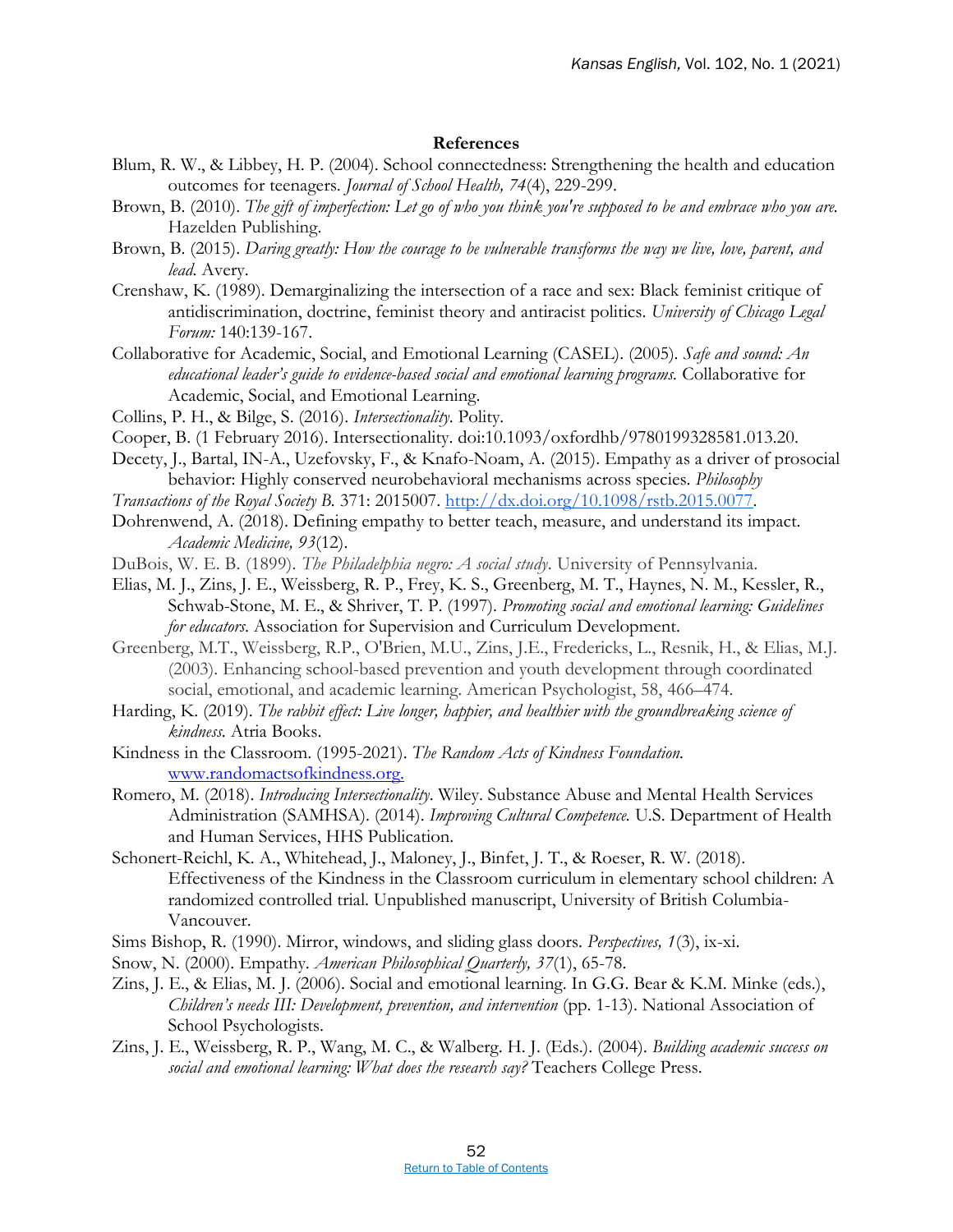**References**

Blum, R. W., & Libbey, H. P. (2004). School connectedness: Strengthening the health and education outcomes for teenagers. *Journal of School Health, 74*(4), 229-299.

Brown, B. (2010). *The gift of imperfection: Let go of who you think you're supposed to be and embrace who you are.* Hazelden Publishing.

Brown, B. (2015). *Daring greatly: How the courage to be vulnerable transforms the way we live, love, parent, and lead.* Avery.

Crenshaw, K. (1989). Demarginalizing the intersection of a race and sex: Black feminist critique of antidiscrimination, doctrine, feminist theory and antiracist politics. *University of Chicago Legal Forum:* 140:139-167.

Collaborative for Academic, Social, and Emotional Learning (CASEL). (2005). *Safe and sound: An educational leader's guide to evidence-based social and emotional learning programs.* Collaborative for Academic, Social, and Emotional Learning.

Collins, P. H., & Bilge, S. (2016). *Intersectionality.* Polity.

Cooper, B. (1 February 2016). Intersectionality. doi:10.1093/oxfordhb/9780199328581.013.20.

Decety, J., Bartal, IN-A., Uzefovsky, F., & Knafo-Noam, A. (2015). Empathy as a driver of prosocial behavior: Highly conserved neurobehavioral mechanisms across species. *Philosophy Transactions of the Royal Society B.* 371: 2015007. http://dx.doi.org/10.1098/rstb.2015.0077.

Dohrenwend, A. (2018). Defining empathy to better teach, measure, and understand its impact. *Academic Medicine, 93*(12).

DuBois, W. E. B. (1899). *The Philadelphia negro: A social study.* University of Pennsylvania.

Elias, M. J., Zins, J. E., Weissberg, R. P., Frey, K. S., Greenberg, M. T., Haynes, N. M., Kessler, R., Schwab-Stone, M. E., & Shriver, T. P. (1997). *Promoting social and emotional learning: Guidelines for educators.* Association for Supervision and Curriculum Development.

Greenberg, M.T., Weissberg, R.P., O'Brien, M.U., Zins, J.E., Fredericks, L., Resnik, H., & Elias, M.J. (2003). Enhancing school-based prevention and youth development through coordinated social, emotional, and academic learning. American Psychologist, 58, 466–474.

Harding, K. (2019). *The rabbit effect: Live longer, happier, and healthier with the groundbreaking science of kindness.* Atria Books.

Kindness in the Classroom. (1995-2021). *The Random Acts of Kindness Foundation.* www.randomactsofkindness.org.

Romero, M. (2018). *Introducing Intersectionality.* Wiley. Substance Abuse and Mental Health Services Administration (SAMHSA). (2014). *Improving Cultural Competence.* U.S. Department of Health and Human Services, HHS Publication.

Schonert-Reichl, K. A., Whitehead, J., Maloney, J., Binfet, J. T., & Roeser, R. W. (2018). Effectiveness of the Kindness in the Classroom curriculum in elementary school children: A randomized controlled trial. Unpublished manuscript, University of British Columbia-Vancouver.

Sims Bishop, R. (1990). Mirror, windows, and sliding glass doors. *Perspectives, 1*(3), ix-xi.

Snow, N. (2000). Empathy. *American Philosophical Quarterly, 37*(1), 65-78.

Zins, J. E., & Elias, M. J. (2006). Social and emotional learning. In G.G. Bear & K.M. Minke (eds.), *Children's needs III: Development, prevention, and intervention* (pp. 1-13). National Association of School Psychologists.

Zins, J. E., Weissberg, R. P., Wang, M. C., & Walberg. H. J. (Eds.). (2004). *Building academic success on social and emotional learning: What does the research say?* Teachers College Press.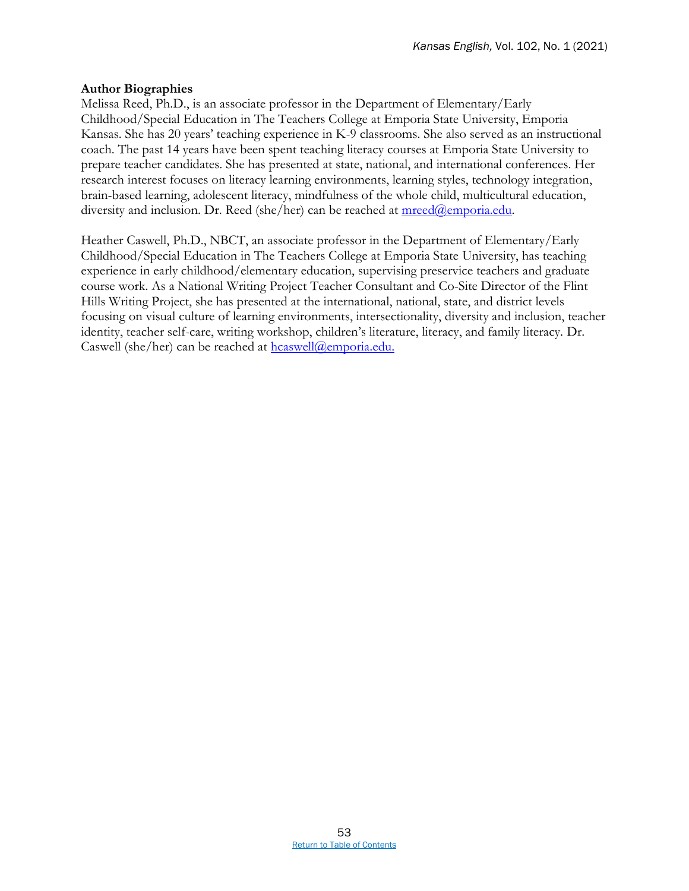**Author Biographies**

Melissa Reed, Ph.D., is an associate professor in the Department of Elementary/Early Childhood/Special Education in The Teachers College at Emporia State University, Emporia Kansas. She has 20 years' teaching experience in K-9 classrooms. She also served as an instructional coach. The past 14 years have been spent teaching literacy courses at Emporia State University to prepare teacher candidates. She has presented at state, national, and international conferences. Her research interest focuses on literacy learning environments, learning styles, technology integration, brain-based learning, adolescent literacy, mindfulness of the whole child, multicultural education, diversity and inclusion. Dr. Reed (she/her) can be reached at mreed@emporia.edu.

Heather Caswell, Ph.D., NBCT, an associate professor in the Department of Elementary/Early Childhood/Special Education in The Teachers College at Emporia State University, has teaching experience in early childhood/elementary education, supervising preservice teachers and graduate course work. As a National Writing Project Teacher Consultant and Co-Site Director of the Flint Hills Writing Project, she has presented at the international, national, state, and district levels focusing on visual culture of learning environments, intersectionality, diversity and inclusion, teacher identity, teacher self-care, writing workshop, children's literature, literacy, and family literacy. Dr. Caswell (she/her) can be reached at hcaswell@emporia.edu.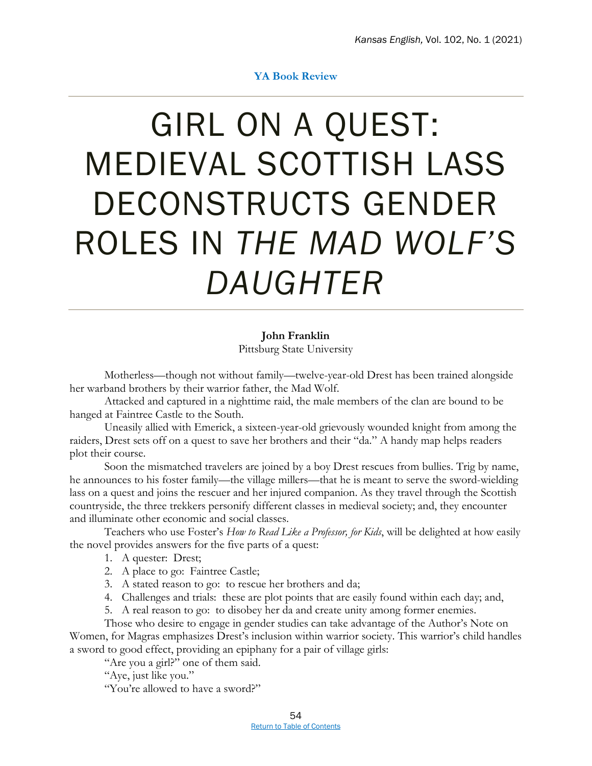**YA Book Review**

# GIRL ON A QUEST: MEDIEVAL SCOTTISH LASS DECONSTRUCTS GENDER ROLES IN *THE MAD WOLF'S DAUGHTER*

**John Franklin**
Pittsburg State University

Motherless—though not without family—twelve-year-old Drest has been trained alongside her warband brothers by their warrior father, the Mad Wolf.

Attacked and captured in a nighttime raid, the male members of the clan are bound to be hanged at Faintree Castle to the South.

Uneasily allied with Emerick, a sixteen-year-old grievously wounded knight from among the raiders, Drest sets off on a quest to save her brothers and their "da." A handy map helps readers plot their course.

Soon the mismatched travelers are joined by a boy Drest rescues from bullies. Trig by name, he announces to his foster family—the village millers—that he is meant to serve the sword-wielding lass on a quest and joins the rescuer and her injured companion. As they travel through the Scottish countryside, the three trekkers personify different classes in medieval society; and, they encounter and illuminate other economic and social classes.

Teachers who use Foster's *How to Read Like a Professor, for Kids*, will be delighted at how easily the novel provides answers for the five parts of a quest:

1. A quester: Drest;
2. A place to go: Faintree Castle;
3. A stated reason to go: to rescue her brothers and da;
4. Challenges and trials: these are plot points that are easily found within each day; and,
5. A real reason to go: to disobey her da and create unity among former enemies.

Those who desire to engage in gender studies can take advantage of the Author's Note on Women, for Magras emphasizes Drest's inclusion within warrior society. This warrior's child handles a sword to good effect, providing an epiphany for a pair of village girls:

"Are you a girl?" one of them said.

"Aye, just like you."

"You're allowed to have a sword?"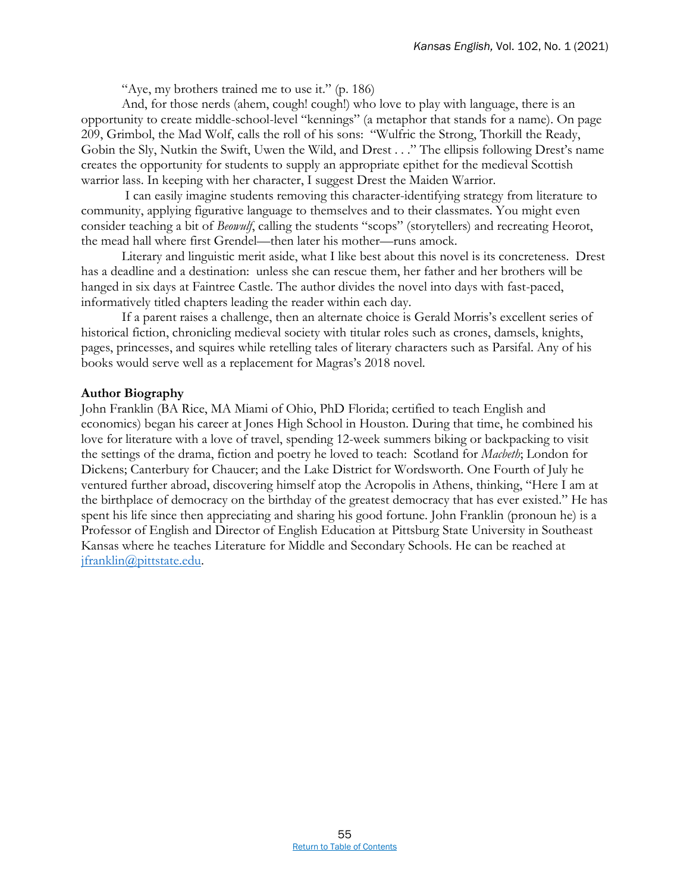"Aye, my brothers trained me to use it." (p. 186)

And, for those nerds (ahem, cough! cough!) who love to play with language, there is an opportunity to create middle-school-level "kennings" (a metaphor that stands for a name). On page 209, Grimbol, the Mad Wolf, calls the roll of his sons: "Wulfric the Strong, Thorkill the Ready, Gobin the Sly, Nutkin the Swift, Uwen the Wild, and Drest . . ." The ellipsis following Drest's name creates the opportunity for students to supply an appropriate epithet for the medieval Scottish warrior lass. In keeping with her character, I suggest Drest the Maiden Warrior.

I can easily imagine students removing this character-identifying strategy from literature to community, applying figurative language to themselves and to their classmates. You might even consider teaching a bit of *Beowulf*, calling the students "scops" (storytellers) and recreating Heorot, the mead hall where first Grendel—then later his mother—runs amock.

Literary and linguistic merit aside, what I like best about this novel is its concreteness. Drest has a deadline and a destination: unless she can rescue them, her father and her brothers will be hanged in six days at Faintree Castle. The author divides the novel into days with fast-paced, informatively titled chapters leading the reader within each day.

If a parent raises a challenge, then an alternate choice is Gerald Morris's excellent series of historical fiction, chronicling medieval society with titular roles such as crones, damsels, knights, pages, princesses, and squires while retelling tales of literary characters such as Parsifal. Any of his books would serve well as a replacement for Magras's 2018 novel.

**Author Biography**

John Franklin (BA Rice, MA Miami of Ohio, PhD Florida; certified to teach English and economics) began his career at Jones High School in Houston. During that time, he combined his love for literature with a love of travel, spending 12-week summers biking or backpacking to visit the settings of the drama, fiction and poetry he loved to teach: Scotland for *Macbeth*; London for Dickens; Canterbury for Chaucer; and the Lake District for Wordsworth. One Fourth of July he ventured further abroad, discovering himself atop the Acropolis in Athens, thinking, "Here I am at the birthplace of democracy on the birthday of the greatest democracy that has ever existed." He has spent his life since then appreciating and sharing his good fortune. John Franklin (pronoun he) is a Professor of English and Director of English Education at Pittsburg State University in Southeast Kansas where he teaches Literature for Middle and Secondary Schools. He can be reached at jfranklin@pittstate.edu.